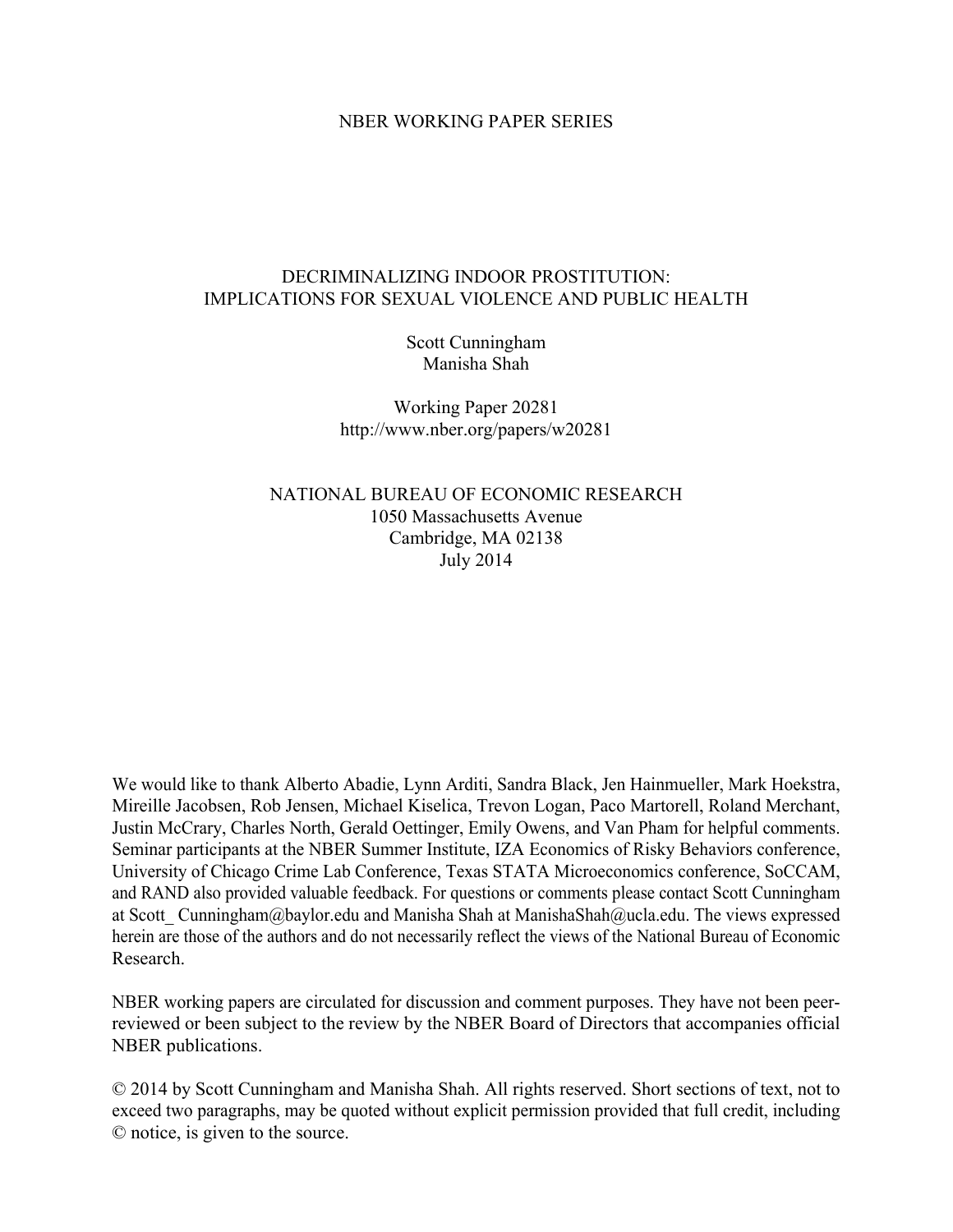NBER WORKING PAPER SERIES

# DECRIMINALIZING INDOOR PROSTITUTION: IMPLICATIONS FOR SEXUAL VIOLENCE AND PUBLIC HEALTH

Scott Cunningham
Manisha Shah

Working Paper 20281
http://www.nber.org/papers/w20281

NATIONAL BUREAU OF ECONOMIC RESEARCH
1050 Massachusetts Avenue
Cambridge, MA 02138
July 2014

We would like to thank Alberto Abadie, Lynn Arditi, Sandra Black, Jen Hainmueller, Mark Hoekstra, Mireille Jacobsen, Rob Jensen, Michael Kiselica, Trevon Logan, Paco Martorell, Roland Merchant, Justin McCrary, Charles North, Gerald Oettinger, Emily Owens, and Van Pham for helpful comments. Seminar participants at the NBER Summer Institute, IZA Economics of Risky Behaviors conference, University of Chicago Crime Lab Conference, Texas STATA Microeconomics conference, SoCCAM, and RAND also provided valuable feedback. For questions or comments please contact Scott Cunningham at Scott_ Cunningham@baylor.edu and Manisha Shah at ManishaShah@ucla.edu. The views expressed herein are those of the authors and do not necessarily reflect the views of the National Bureau of Economic Research.

NBER working papers are circulated for discussion and comment purposes. They have not been peer-reviewed or been subject to the review by the NBER Board of Directors that accompanies official NBER publications.

© 2014 by Scott Cunningham and Manisha Shah. All rights reserved. Short sections of text, not to exceed two paragraphs, may be quoted without explicit permission provided that full credit, including © notice, is given to the source.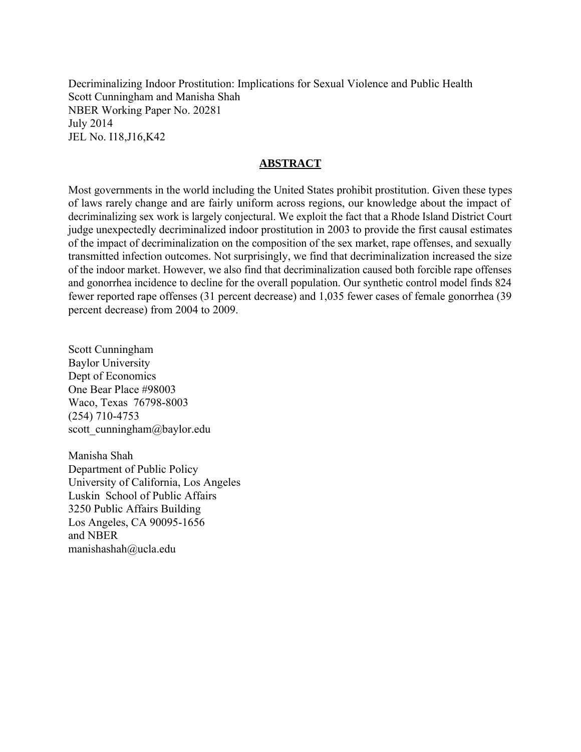Decriminalizing Indoor Prostitution: Implications for Sexual Violence and Public Health
Scott Cunningham and Manisha Shah
NBER Working Paper No. 20281
July 2014
JEL No. I18,J16,K42

## ABSTRACT

Most governments in the world including the United States prohibit prostitution. Given these types of laws rarely change and are fairly uniform across regions, our knowledge about the impact of decriminalizing sex work is largely conjectural. We exploit the fact that a Rhode Island District Court judge unexpectedly decriminalized indoor prostitution in 2003 to provide the first causal estimates of the impact of decriminalization on the composition of the sex market, rape offenses, and sexually transmitted infection outcomes. Not surprisingly, we find that decriminalization increased the size of the indoor market. However, we also find that decriminalization caused both forcible rape offenses and gonorrhea incidence to decline for the overall population. Our synthetic control model finds 824 fewer reported rape offenses (31 percent decrease) and 1,035 fewer cases of female gonorrhea (39 percent decrease) from 2004 to 2009.

Scott Cunningham
Baylor University
Dept of Economics
One Bear Place #98003
Waco, Texas 76798-8003
(254) 710-4753
scott_cunningham@baylor.edu

Manisha Shah
Department of Public Policy
University of California, Los Angeles
Luskin School of Public Affairs
3250 Public Affairs Building
Los Angeles, CA 90095-1656
and NBER
manishashah@ucla.edu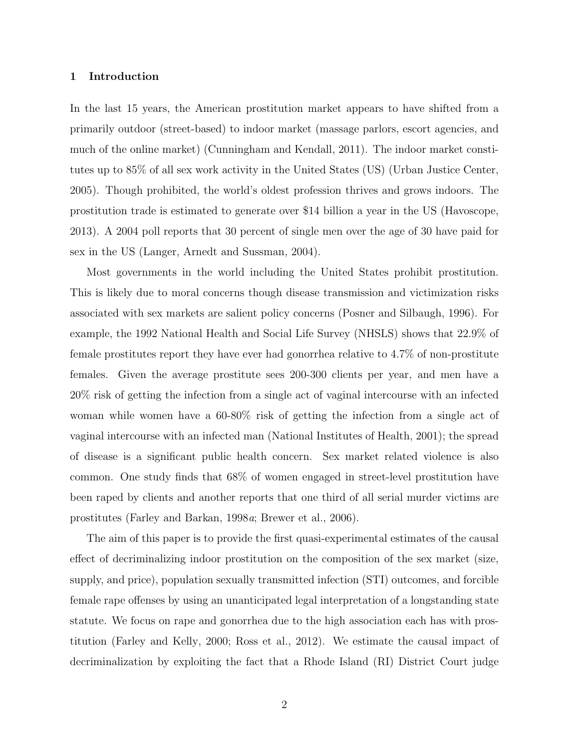## 1 Introduction

In the last 15 years, the American prostitution market appears to have shifted from a primarily outdoor (street-based) to indoor market (massage parlors, escort agencies, and much of the online market) (Cunningham and Kendall, 2011). The indoor market constitutes up to 85% of all sex work activity in the United States (US) (Urban Justice Center, 2005). Though prohibited, the world's oldest profession thrives and grows indoors. The prostitution trade is estimated to generate over $14 billion a year in the US (Havoscope, 2013). A 2004 poll reports that 30 percent of single men over the age of 30 have paid for sex in the US (Langer, Arnedt and Sussman, 2004).

Most governments in the world including the United States prohibit prostitution. This is likely due to moral concerns though disease transmission and victimization risks associated with sex markets are salient policy concerns (Posner and Silbaugh, 1996). For example, the 1992 National Health and Social Life Survey (NHSLS) shows that 22.9% of female prostitutes report they have ever had gonorrhea relative to 4.7% of non-prostitute females. Given the average prostitute sees 200-300 clients per year, and men have a 20% risk of getting the infection from a single act of vaginal intercourse with an infected woman while women have a 60-80% risk of getting the infection from a single act of vaginal intercourse with an infected man (National Institutes of Health, 2001); the spread of disease is a significant public health concern. Sex market related violence is also common. One study finds that 68% of women engaged in street-level prostitution have been raped by clients and another reports that one third of all serial murder victims are prostitutes (Farley and Barkan, 1998*a*; Brewer et al., 2006).

The aim of this paper is to provide the first quasi-experimental estimates of the causal effect of decriminalizing indoor prostitution on the composition of the sex market (size, supply, and price), population sexually transmitted infection (STI) outcomes, and forcible female rape offenses by using an unanticipated legal interpretation of a longstanding state statute. We focus on rape and gonorrhea due to the high association each has with prostitution (Farley and Kelly, 2000; Ross et al., 2012). We estimate the causal impact of decriminalization by exploiting the fact that a Rhode Island (RI) District Court judge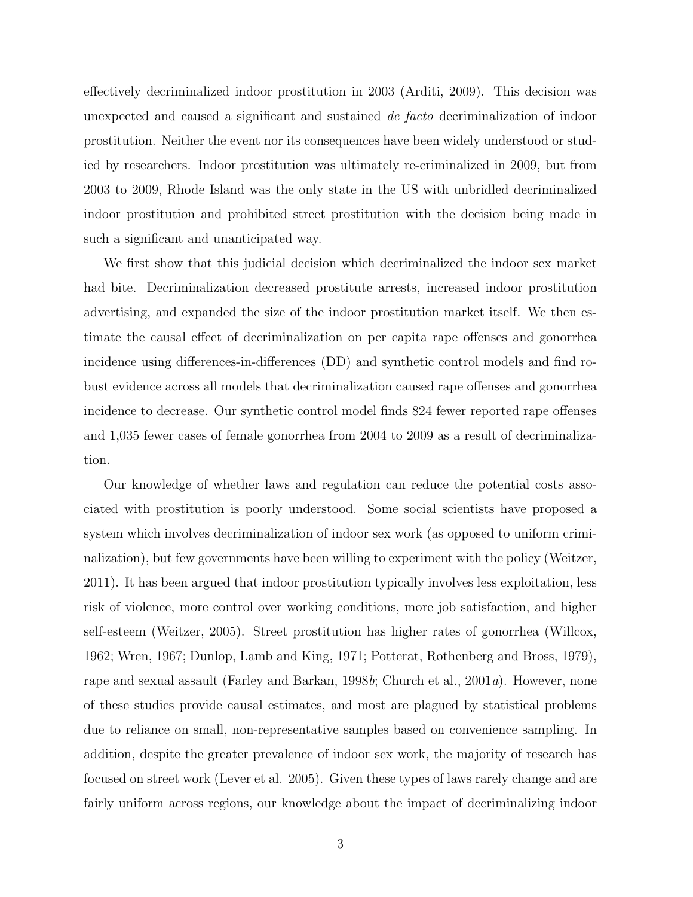effectively decriminalized indoor prostitution in 2003 (Arditi, 2009). This decision was unexpected and caused a significant and sustained *de facto* decriminalization of indoor prostitution. Neither the event nor its consequences have been widely understood or studied by researchers. Indoor prostitution was ultimately re-criminalized in 2009, but from 2003 to 2009, Rhode Island was the only state in the US with unbridled decriminalized indoor prostitution and prohibited street prostitution with the decision being made in such a significant and unanticipated way.

We first show that this judicial decision which decriminalized the indoor sex market had bite. Decriminalization decreased prostitute arrests, increased indoor prostitution advertising, and expanded the size of the indoor prostitution market itself. We then estimate the causal effect of decriminalization on per capita rape offenses and gonorrhea incidence using differences-in-differences (DD) and synthetic control models and find robust evidence across all models that decriminalization caused rape offenses and gonorrhea incidence to decrease. Our synthetic control model finds 824 fewer reported rape offenses and 1,035 fewer cases of female gonorrhea from 2004 to 2009 as a result of decriminalization.

Our knowledge of whether laws and regulation can reduce the potential costs associated with prostitution is poorly understood. Some social scientists have proposed a system which involves decriminalization of indoor sex work (as opposed to uniform criminalization), but few governments have been willing to experiment with the policy (Weitzer, 2011). It has been argued that indoor prostitution typically involves less exploitation, less risk of violence, more control over working conditions, more job satisfaction, and higher self-esteem (Weitzer, 2005). Street prostitution has higher rates of gonorrhea (Willcox, 1962; Wren, 1967; Dunlop, Lamb and King, 1971; Potterat, Rothenberg and Bross, 1979), rape and sexual assault (Farley and Barkan, 1998*b*; Church et al., 2001*a*). However, none of these studies provide causal estimates, and most are plagued by statistical problems due to reliance on small, non-representative samples based on convenience sampling. In addition, despite the greater prevalence of indoor sex work, the majority of research has focused on street work (Lever et al. 2005). Given these types of laws rarely change and are fairly uniform across regions, our knowledge about the impact of decriminalizing indoor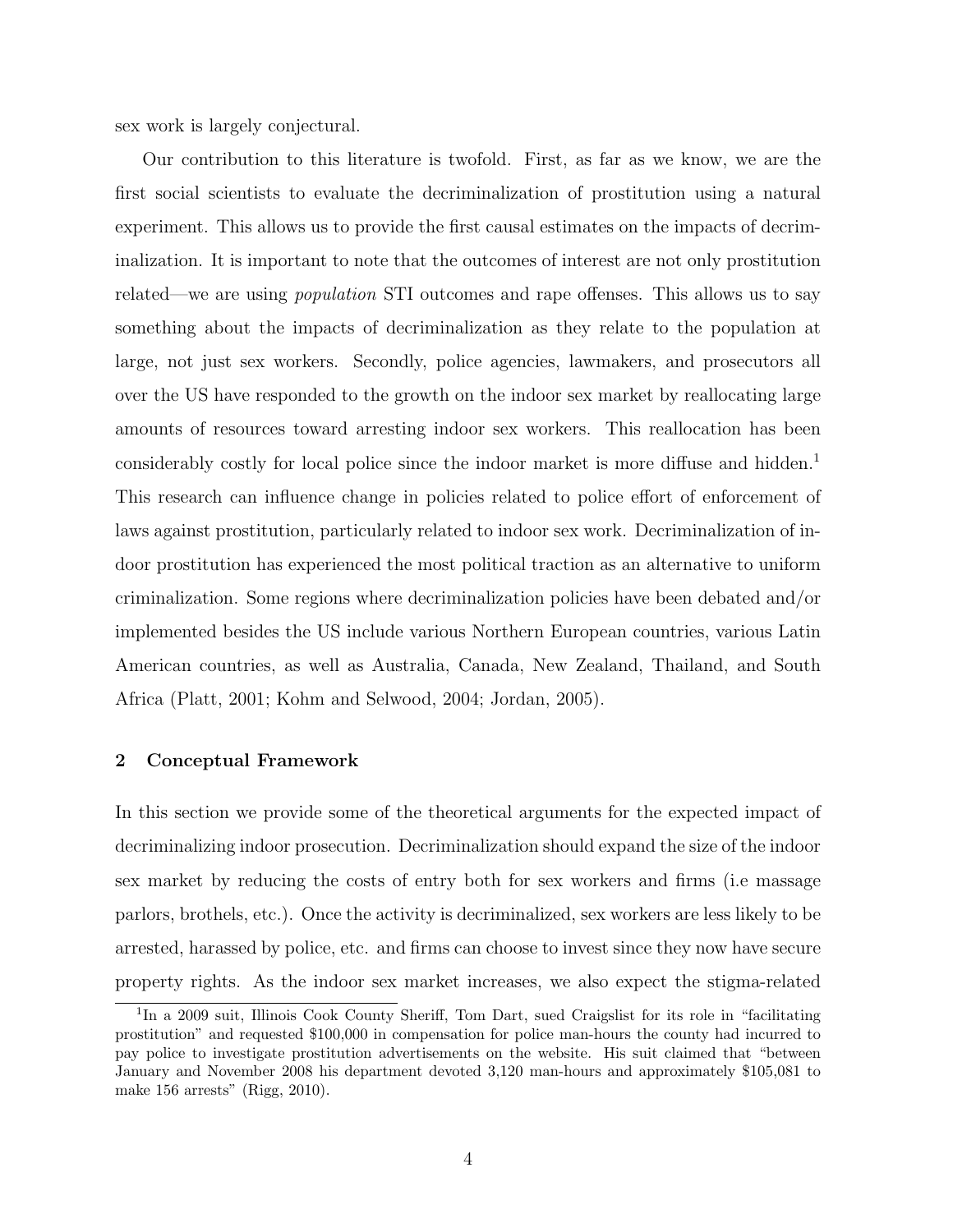sex work is largely conjectural.

Our contribution to this literature is twofold. First, as far as we know, we are the first social scientists to evaluate the decriminalization of prostitution using a natural experiment. This allows us to provide the first causal estimates on the impacts of decriminalization. It is important to note that the outcomes of interest are not only prostitution related—we are using *population* STI outcomes and rape offenses. This allows us to say something about the impacts of decriminalization as they relate to the population at large, not just sex workers. Secondly, police agencies, lawmakers, and prosecutors all over the US have responded to the growth on the indoor sex market by reallocating large amounts of resources toward arresting indoor sex workers. This reallocation has been considerably costly for local police since the indoor market is more diffuse and hidden.[1] This research can influence change in policies related to police effort of enforcement of laws against prostitution, particularly related to indoor sex work. Decriminalization of indoor prostitution has experienced the most political traction as an alternative to uniform criminalization. Some regions where decriminalization policies have been debated and/or implemented besides the US include various Northern European countries, various Latin American countries, as well as Australia, Canada, New Zealand, Thailand, and South Africa (Platt, 2001; Kohm and Selwood, 2004; Jordan, 2005).

## 2 Conceptual Framework

In this section we provide some of the theoretical arguments for the expected impact of decriminalizing indoor prosecution. Decriminalization should expand the size of the indoor sex market by reducing the costs of entry both for sex workers and firms (i.e massage parlors, brothels, etc.). Once the activity is decriminalized, sex workers are less likely to be arrested, harassed by police, etc. and firms can choose to invest since they now have secure property rights. As the indoor sex market increases, we also expect the stigma-related

[1] In a 2009 suit, Illinois Cook County Sheriff, Tom Dart, sued Craigslist for its role in "facilitating prostitution" and requested $100,000 in compensation for police man-hours the county had incurred to pay police to investigate prostitution advertisements on the website. His suit claimed that "between January and November 2008 his department devoted 3,120 man-hours and approximately $105,081 to make 156 arrests" (Rigg, 2010).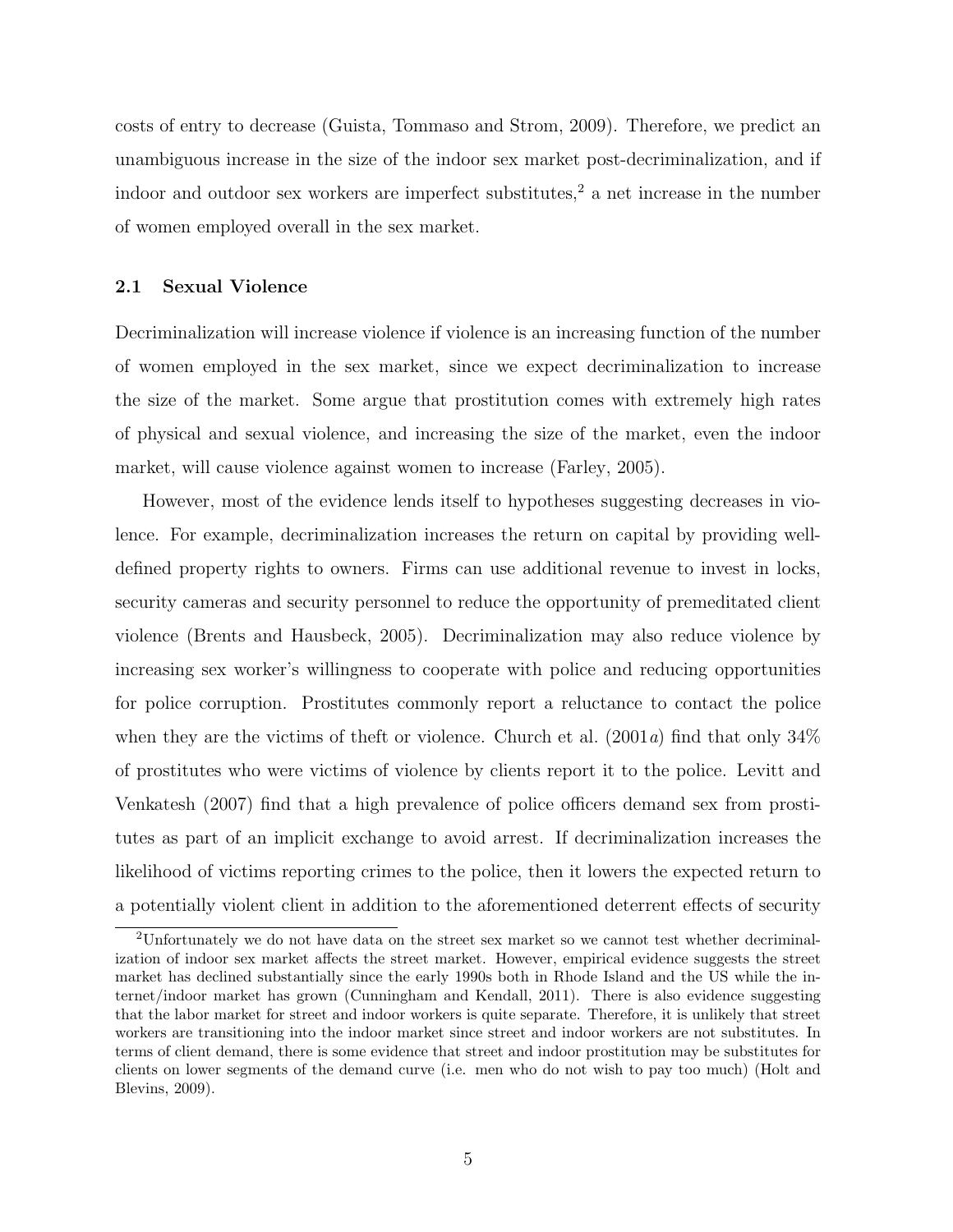costs of entry to decrease (Guista, Tommaso and Strom, 2009). Therefore, we predict an unambiguous increase in the size of the indoor sex market post-decriminalization, and if indoor and outdoor sex workers are imperfect substitutes,[2] a net increase in the number of women employed overall in the sex market.

### 2.1 Sexual Violence

Decriminalization will increase violence if violence is an increasing function of the number of women employed in the sex market, since we expect decriminalization to increase the size of the market. Some argue that prostitution comes with extremely high rates of physical and sexual violence, and increasing the size of the market, even the indoor market, will cause violence against women to increase (Farley, 2005).

However, most of the evidence lends itself to hypotheses suggesting decreases in violence. For example, decriminalization increases the return on capital by providing well-defined property rights to owners. Firms can use additional revenue to invest in locks, security cameras and security personnel to reduce the opportunity of premeditated client violence (Brents and Hausbeck, 2005). Decriminalization may also reduce violence by increasing sex worker's willingness to cooperate with police and reducing opportunities for police corruption. Prostitutes commonly report a reluctance to contact the police when they are the victims of theft or violence. Church et al. (2001*a*) find that only 34% of prostitutes who were victims of violence by clients report it to the police. Levitt and Venkatesh (2007) find that a high prevalence of police officers demand sex from prostitutes as part of an implicit exchange to avoid arrest. If decriminalization increases the likelihood of victims reporting crimes to the police, then it lowers the expected return to a potentially violent client in addition to the aforementioned deterrent effects of security

[2]Unfortunately we do not have data on the street sex market so we cannot test whether decriminalization of indoor sex market affects the street market. However, empirical evidence suggests the street market has declined substantially since the early 1990s both in Rhode Island and the US while the internet/indoor market has grown (Cunningham and Kendall, 2011). There is also evidence suggesting that the labor market for street and indoor workers is quite separate. Therefore, it is unlikely that street workers are transitioning into the indoor market since street and indoor workers are not substitutes. In terms of client demand, there is some evidence that street and indoor prostitution may be substitutes for clients on lower segments of the demand curve (i.e. men who do not wish to pay too much) (Holt and Blevins, 2009).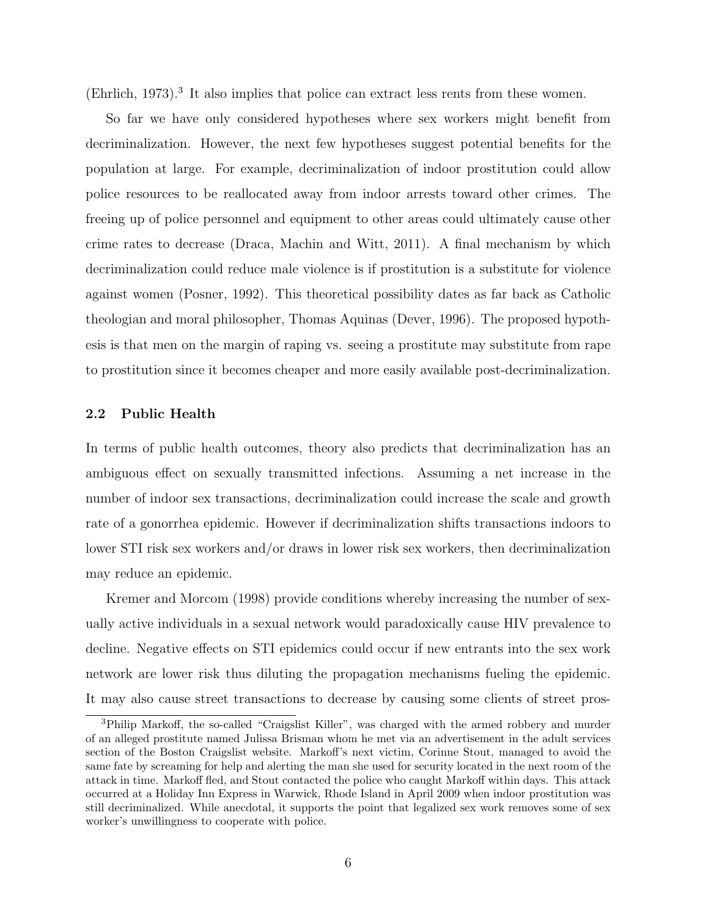(Ehrlich, 1973).[3] It also implies that police can extract less rents from these women.

So far we have only considered hypotheses where sex workers might benefit from decriminalization. However, the next few hypotheses suggest potential benefits for the population at large. For example, decriminalization of indoor prostitution could allow police resources to be reallocated away from indoor arrests toward other crimes. The freeing up of police personnel and equipment to other areas could ultimately cause other crime rates to decrease (Draca, Machin and Witt, 2011). A final mechanism by which decriminalization could reduce male violence is if prostitution is a substitute for violence against women (Posner, 1992). This theoretical possibility dates as far back as Catholic theologian and moral philosopher, Thomas Aquinas (Dever, 1996). The proposed hypothesis is that men on the margin of raping vs. seeing a prostitute may substitute from rape to prostitution since it becomes cheaper and more easily available post-decriminalization.

### 2.2 Public Health

In terms of public health outcomes, theory also predicts that decriminalization has an ambiguous effect on sexually transmitted infections. Assuming a net increase in the number of indoor sex transactions, decriminalization could increase the scale and growth rate of a gonorrhea epidemic. However if decriminalization shifts transactions indoors to lower STI risk sex workers and/or draws in lower risk sex workers, then decriminalization may reduce an epidemic.

Kremer and Morcom (1998) provide conditions whereby increasing the number of sexually active individuals in a sexual network would paradoxically cause HIV prevalence to decline. Negative effects on STI epidemics could occur if new entrants into the sex work network are lower risk thus diluting the propagation mechanisms fueling the epidemic. It may also cause street transactions to decrease by causing some clients of street pros-

[3] Philip Markoff, the so-called "Craigslist Killer", was charged with the armed robbery and murder of an alleged prostitute named Julissa Brisman whom he met via an advertisement in the adult services section of the Boston Craigslist website. Markoff's next victim, Corinne Stout, managed to avoid the same fate by screaming for help and alerting the man she used for security located in the next room of the attack in time. Markoff fled, and Stout contacted the police who caught Markoff within days. This attack occurred at a Holiday Inn Express in Warwick, Rhode Island in April 2009 when indoor prostitution was still decriminalized. While anecdotal, it supports the point that legalized sex work removes some of sex worker's unwillingness to cooperate with police.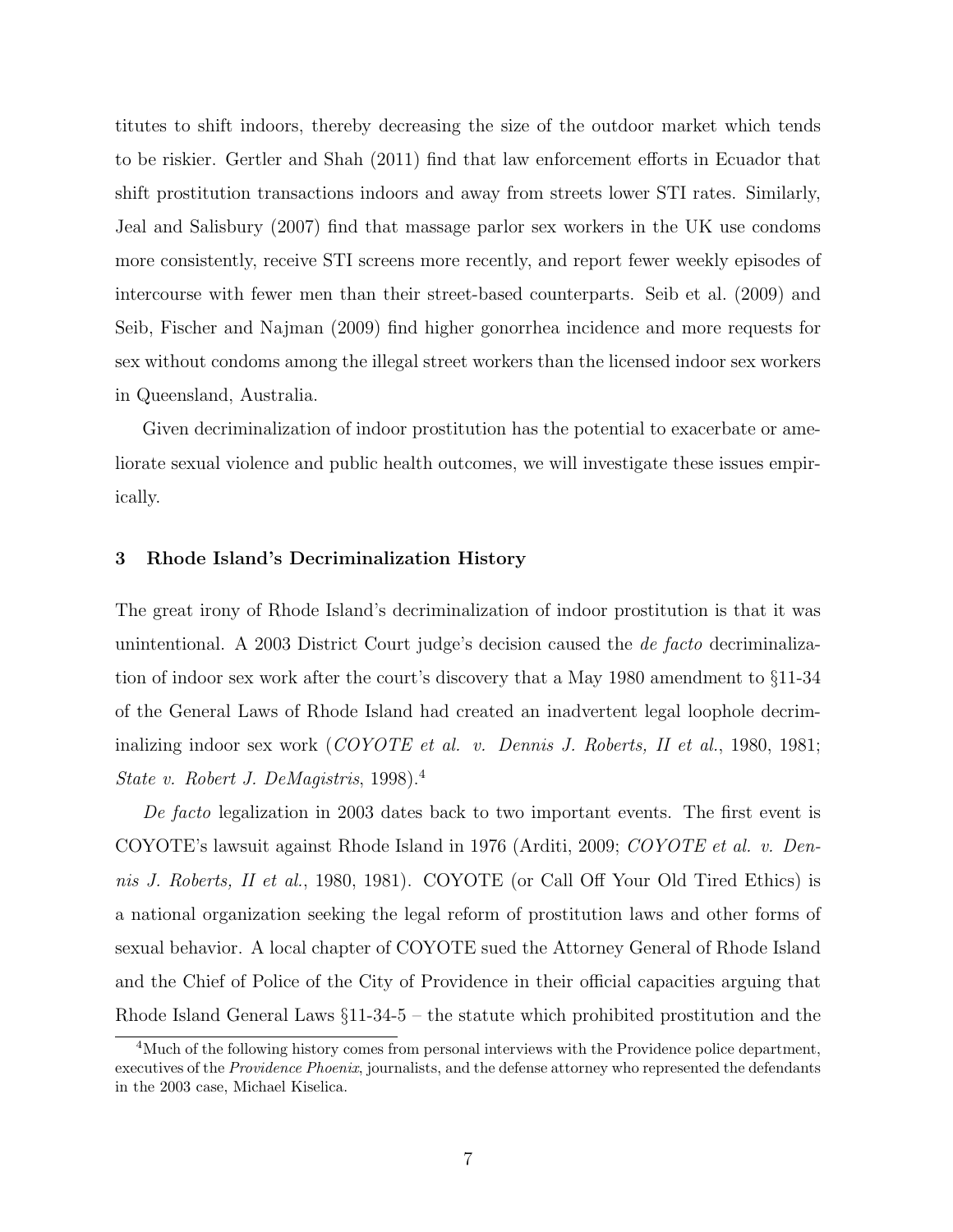titutes to shift indoors, thereby decreasing the size of the outdoor market which tends to be riskier. Gertler and Shah (2011) find that law enforcement efforts in Ecuador that shift prostitution transactions indoors and away from streets lower STI rates. Similarly, Jeal and Salisbury (2007) find that massage parlor sex workers in the UK use condoms more consistently, receive STI screens more recently, and report fewer weekly episodes of intercourse with fewer men than their street-based counterparts. Seib et al. (2009) and Seib, Fischer and Najman (2009) find higher gonorrhea incidence and more requests for sex without condoms among the illegal street workers than the licensed indoor sex workers in Queensland, Australia.

Given decriminalization of indoor prostitution has the potential to exacerbate or ameliorate sexual violence and public health outcomes, we will investigate these issues empirically.

## 3 Rhode Island's Decriminalization History

The great irony of Rhode Island's decriminalization of indoor prostitution is that it was unintentional. A 2003 District Court judge's decision caused the *de facto* decriminalization of indoor sex work after the court's discovery that a May 1980 amendment to §11-34 of the General Laws of Rhode Island had created an inadvertent legal loophole decriminalizing indoor sex work (*COYOTE et al. v. Dennis J. Roberts, II et al.*, 1980, 1981; *State v. Robert J. DeMagistris*, 1998).[4]

*De facto* legalization in 2003 dates back to two important events. The first event is COYOTE's lawsuit against Rhode Island in 1976 (Arditi, 2009; *COYOTE et al. v. Dennis J. Roberts, II et al.*, 1980, 1981). COYOTE (or Call Off Your Old Tired Ethics) is a national organization seeking the legal reform of prostitution laws and other forms of sexual behavior. A local chapter of COYOTE sued the Attorney General of Rhode Island and the Chief of Police of the City of Providence in their official capacities arguing that Rhode Island General Laws §11-34-5 – the statute which prohibited prostitution and the

[4]Much of the following history comes from personal interviews with the Providence police department, executives of the *Providence Phoenix*, journalists, and the defense attorney who represented the defendants in the 2003 case, Michael Kiselica.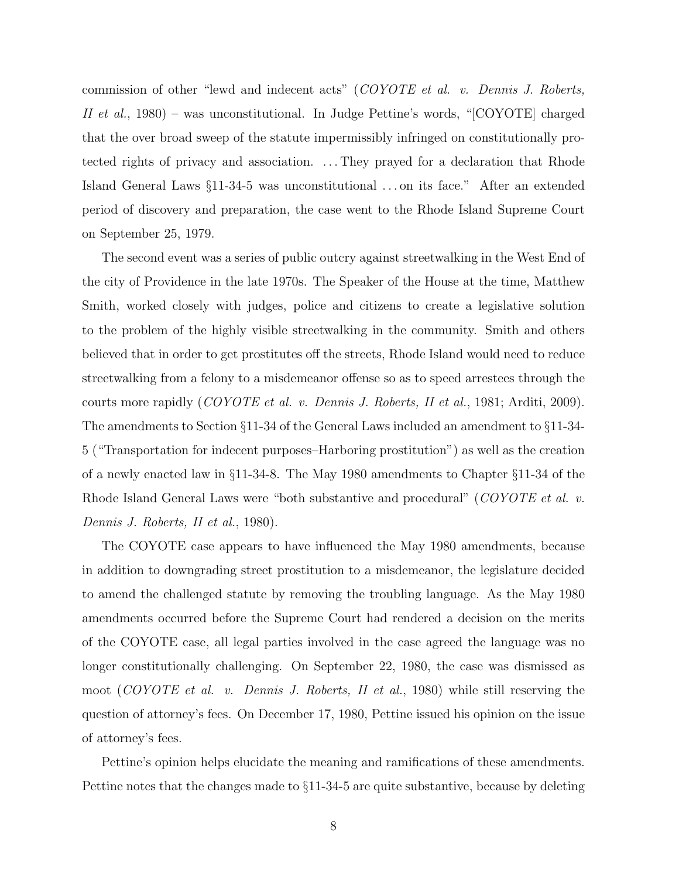commission of other "lewd and indecent acts" (*COYOTE et al. v. Dennis J. Roberts, II et al.*, 1980) – was unconstitutional. In Judge Pettine's words, "[COYOTE] charged that the over broad sweep of the statute impermissibly infringed on constitutionally protected rights of privacy and association. ... They prayed for a declaration that Rhode Island General Laws §11-34-5 was unconstitutional ... on its face." After an extended period of discovery and preparation, the case went to the Rhode Island Supreme Court on September 25, 1979.

The second event was a series of public outcry against streetwalking in the West End of the city of Providence in the late 1970s. The Speaker of the House at the time, Matthew Smith, worked closely with judges, police and citizens to create a legislative solution to the problem of the highly visible streetwalking in the community. Smith and others believed that in order to get prostitutes off the streets, Rhode Island would need to reduce streetwalking from a felony to a misdemeanor offense so as to speed arrestees through the courts more rapidly (*COYOTE et al. v. Dennis J. Roberts, II et al.*, 1981; Arditi, 2009). The amendments to Section §11-34 of the General Laws included an amendment to §11-34-5 ("Transportation for indecent purposes–Harboring prostitution") as well as the creation of a newly enacted law in §11-34-8. The May 1980 amendments to Chapter §11-34 of the Rhode Island General Laws were "both substantive and procedural" (*COYOTE et al. v. Dennis J. Roberts, II et al.*, 1980).

The COYOTE case appears to have influenced the May 1980 amendments, because in addition to downgrading street prostitution to a misdemeanor, the legislature decided to amend the challenged statute by removing the troubling language. As the May 1980 amendments occurred before the Supreme Court had rendered a decision on the merits of the COYOTE case, all legal parties involved in the case agreed the language was no longer constitutionally challenging. On September 22, 1980, the case was dismissed as moot (*COYOTE et al. v. Dennis J. Roberts, II et al.*, 1980) while still reserving the question of attorney's fees. On December 17, 1980, Pettine issued his opinion on the issue of attorney's fees.

Pettine's opinion helps elucidate the meaning and ramifications of these amendments. Pettine notes that the changes made to §11-34-5 are quite substantive, because by deleting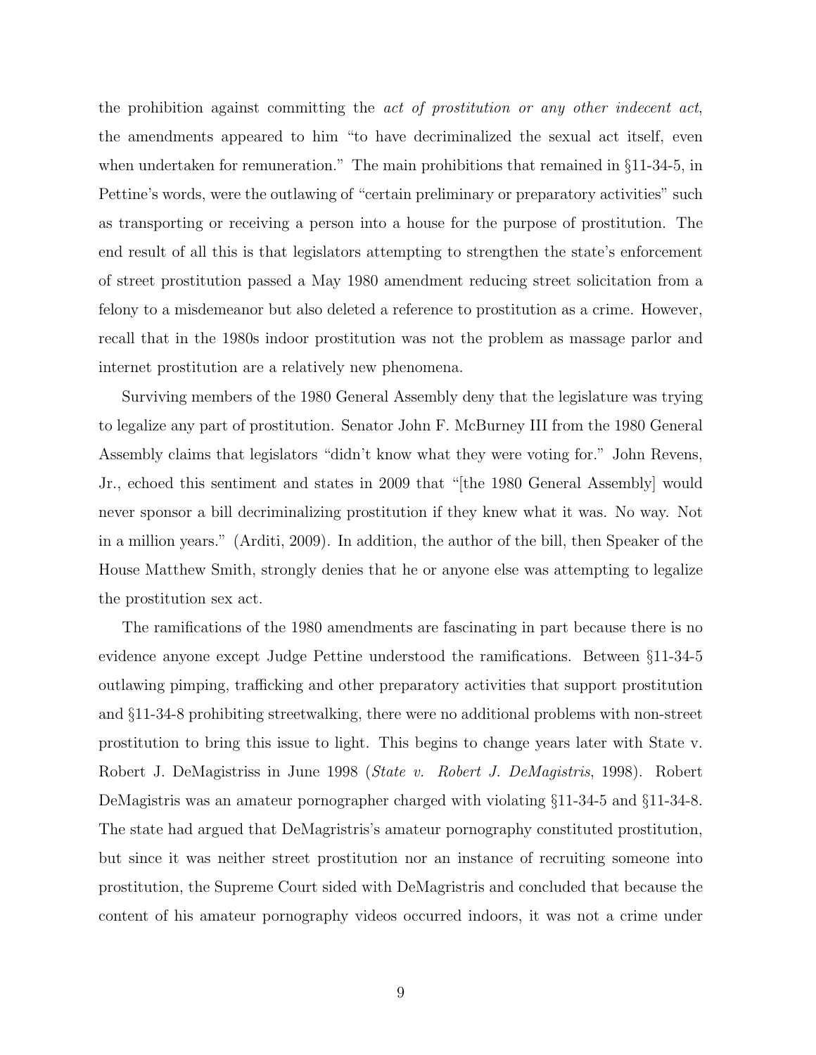the prohibition against committing the *act of prostitution or any other indecent act*, the amendments appeared to him "to have decriminalized the sexual act itself, even when undertaken for remuneration." The main prohibitions that remained in §11-34-5, in Pettine's words, were the outlawing of "certain preliminary or preparatory activities" such as transporting or receiving a person into a house for the purpose of prostitution. The end result of all this is that legislators attempting to strengthen the state's enforcement of street prostitution passed a May 1980 amendment reducing street solicitation from a felony to a misdemeanor but also deleted a reference to prostitution as a crime. However, recall that in the 1980s indoor prostitution was not the problem as massage parlor and internet prostitution are a relatively new phenomena.

Surviving members of the 1980 General Assembly deny that the legislature was trying to legalize any part of prostitution. Senator John F. McBurney III from the 1980 General Assembly claims that legislators "didn't know what they were voting for." John Revens, Jr., echoed this sentiment and states in 2009 that "[the 1980 General Assembly] would never sponsor a bill decriminalizing prostitution if they knew what it was. No way. Not in a million years." (Arditi, 2009). In addition, the author of the bill, then Speaker of the House Matthew Smith, strongly denies that he or anyone else was attempting to legalize the prostitution sex act.

The ramifications of the 1980 amendments are fascinating in part because there is no evidence anyone except Judge Pettine understood the ramifications. Between §11-34-5 outlawing pimping, trafficking and other preparatory activities that support prostitution and §11-34-8 prohibiting streetwalking, there were no additional problems with non-street prostitution to bring this issue to light. This begins to change years later with State v. Robert J. DeMagistriss in June 1998 (*State v. Robert J. DeMagistris*, 1998). Robert DeMagistris was an amateur pornographer charged with violating §11-34-5 and §11-34-8. The state had argued that DeMagristris's amateur pornography constituted prostitution, but since it was neither street prostitution nor an instance of recruiting someone into prostitution, the Supreme Court sided with DeMagristris and concluded that because the content of his amateur pornography videos occurred indoors, it was not a crime under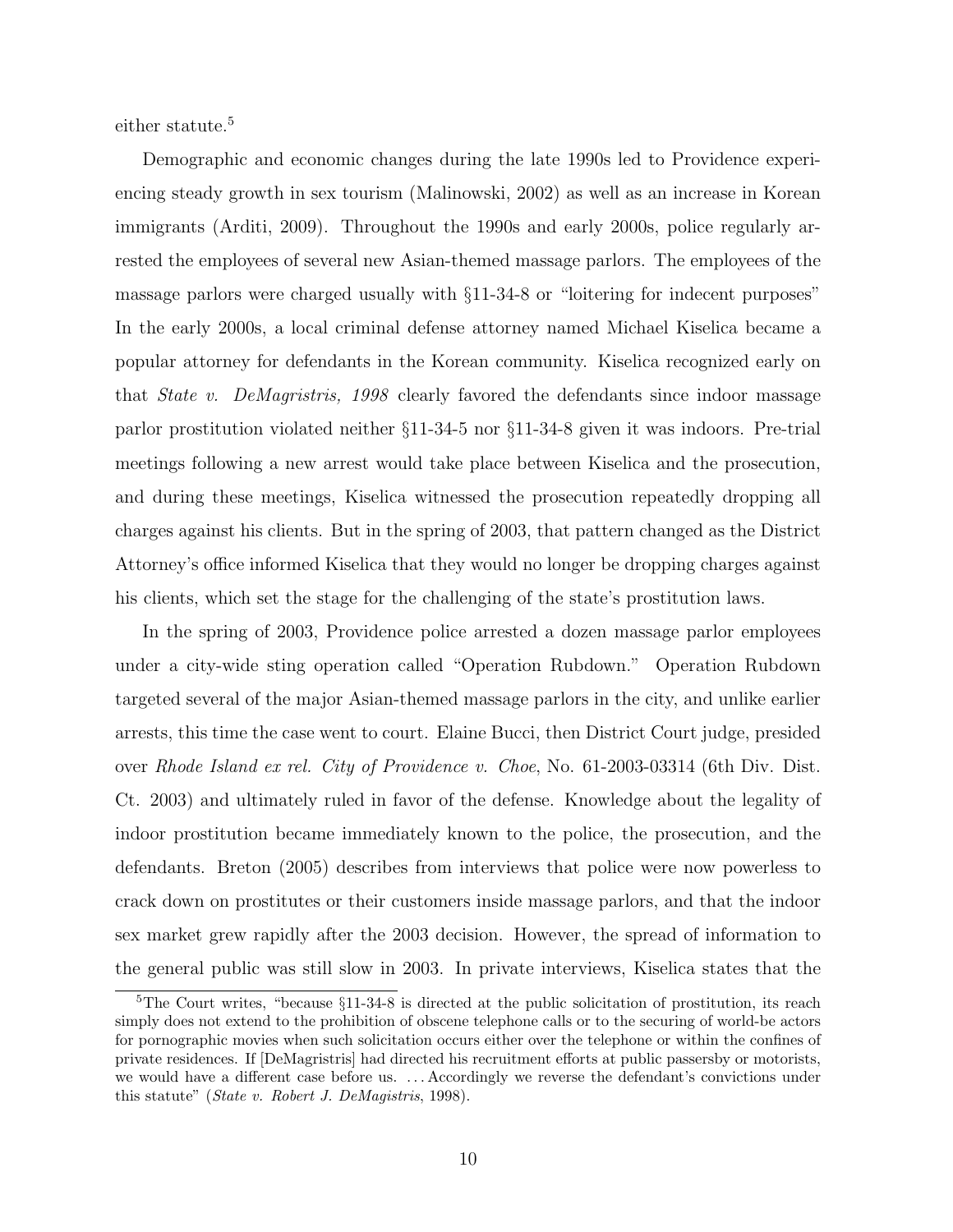either statute.[5]

Demographic and economic changes during the late 1990s led to Providence experiencing steady growth in sex tourism (Malinowski, 2002) as well as an increase in Korean immigrants (Arditi, 2009). Throughout the 1990s and early 2000s, police regularly arrested the employees of several new Asian-themed massage parlors. The employees of the massage parlors were charged usually with §11-34-8 or "loitering for indecent purposes" In the early 2000s, a local criminal defense attorney named Michael Kiselica became a popular attorney for defendants in the Korean community. Kiselica recognized early on that *State v. DeMagristris, 1998* clearly favored the defendants since indoor massage parlor prostitution violated neither §11-34-5 nor §11-34-8 given it was indoors. Pre-trial meetings following a new arrest would take place between Kiselica and the prosecution, and during these meetings, Kiselica witnessed the prosecution repeatedly dropping all charges against his clients. But in the spring of 2003, that pattern changed as the District Attorney's office informed Kiselica that they would no longer be dropping charges against his clients, which set the stage for the challenging of the state's prostitution laws.

In the spring of 2003, Providence police arrested a dozen massage parlor employees under a city-wide sting operation called "Operation Rubdown." Operation Rubdown targeted several of the major Asian-themed massage parlors in the city, and unlike earlier arrests, this time the case went to court. Elaine Bucci, then District Court judge, presided over *Rhode Island ex rel. City of Providence v. Choe*, No. 61-2003-03314 (6th Div. Dist. Ct. 2003) and ultimately ruled in favor of the defense. Knowledge about the legality of indoor prostitution became immediately known to the police, the prosecution, and the defendants. Breton (2005) describes from interviews that police were now powerless to crack down on prostitutes or their customers inside massage parlors, and that the indoor sex market grew rapidly after the 2003 decision. However, the spread of information to the general public was still slow in 2003. In private interviews, Kiselica states that the

[5] The Court writes, "because §11-34-8 is directed at the public solicitation of prostitution, its reach simply does not extend to the prohibition of obscene telephone calls or to the securing of world-be actors for pornographic movies when such solicitation occurs either over the telephone or within the confines of private residences. If [DeMagristris] had directed his recruitment efforts at public passersby or motorists, we would have a different case before us. ... Accordingly we reverse the defendant's convictions under this statute" (*State v. Robert J. DeMagistris*, 1998).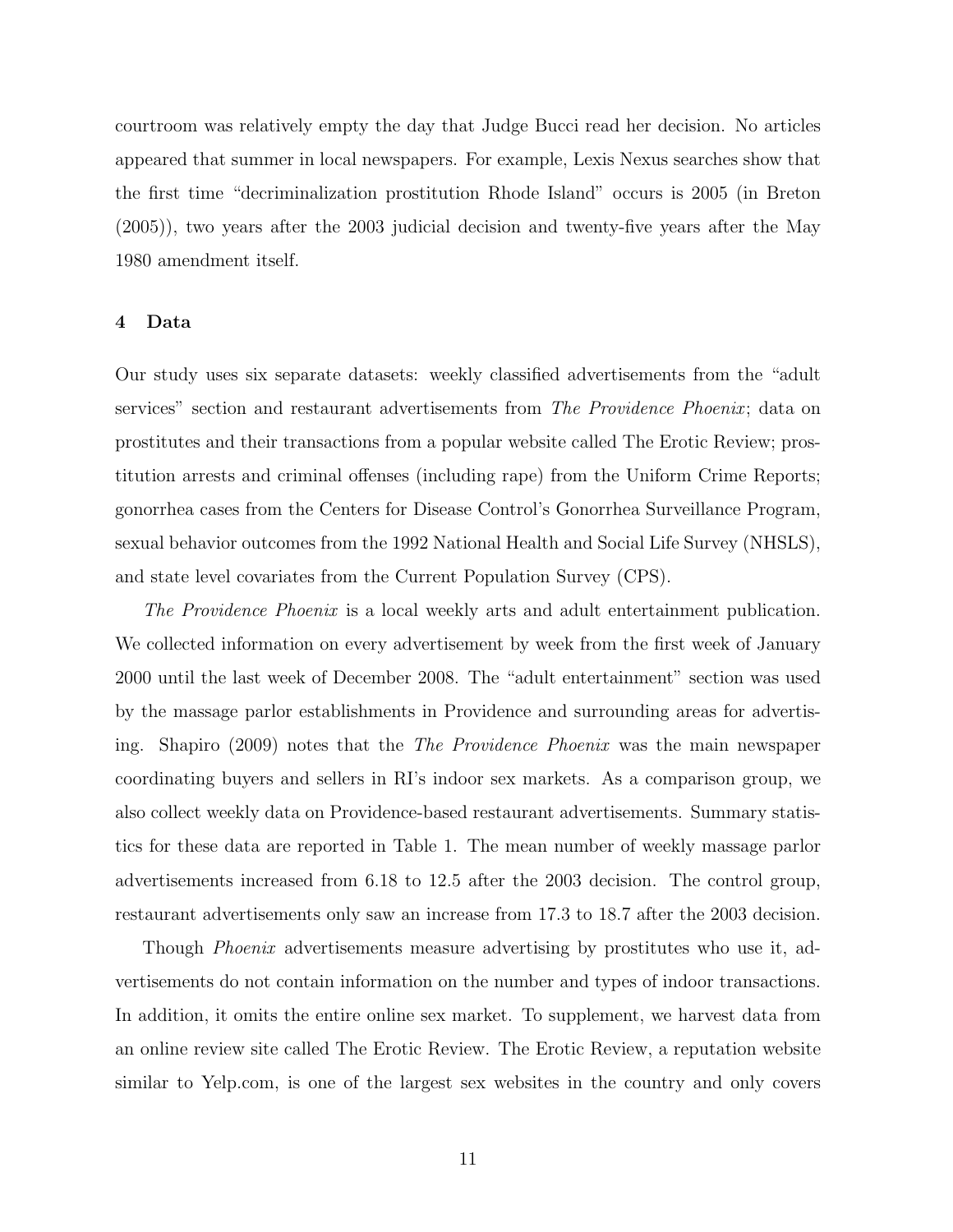courtroom was relatively empty the day that Judge Bucci read her decision. No articles appeared that summer in local newspapers. For example, Lexis Nexus searches show that the first time "decriminalization prostitution Rhode Island" occurs is 2005 (in Breton (2005)), two years after the 2003 judicial decision and twenty-five years after the May 1980 amendment itself.

## 4 Data

Our study uses six separate datasets: weekly classified advertisements from the "adult services" section and restaurant advertisements from *The Providence Phoenix*; data on prostitutes and their transactions from a popular website called The Erotic Review; prostitution arrests and criminal offenses (including rape) from the Uniform Crime Reports; gonorrhea cases from the Centers for Disease Control's Gonorrhea Surveillance Program, sexual behavior outcomes from the 1992 National Health and Social Life Survey (NHSLS), and state level covariates from the Current Population Survey (CPS).

*The Providence Phoenix* is a local weekly arts and adult entertainment publication. We collected information on every advertisement by week from the first week of January 2000 until the last week of December 2008. The "adult entertainment" section was used by the massage parlor establishments in Providence and surrounding areas for advertising. Shapiro (2009) notes that the *The Providence Phoenix* was the main newspaper coordinating buyers and sellers in RI's indoor sex markets. As a comparison group, we also collect weekly data on Providence-based restaurant advertisements. Summary statistics for these data are reported in Table 1. The mean number of weekly massage parlor advertisements increased from 6.18 to 12.5 after the 2003 decision. The control group, restaurant advertisements only saw an increase from 17.3 to 18.7 after the 2003 decision.

Though *Phoenix* advertisements measure advertising by prostitutes who use it, advertisements do not contain information on the number and types of indoor transactions. In addition, it omits the entire online sex market. To supplement, we harvest data from an online review site called The Erotic Review. The Erotic Review, a reputation website similar to Yelp.com, is one of the largest sex websites in the country and only covers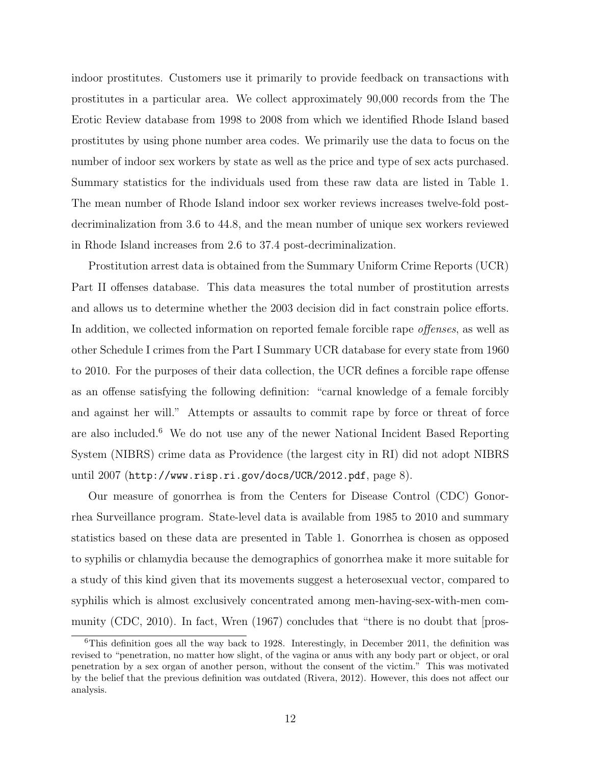indoor prostitutes. Customers use it primarily to provide feedback on transactions with prostitutes in a particular area. We collect approximately 90,000 records from the The Erotic Review database from 1998 to 2008 from which we identified Rhode Island based prostitutes by using phone number area codes. We primarily use the data to focus on the number of indoor sex workers by state as well as the price and type of sex acts purchased. Summary statistics for the individuals used from these raw data are listed in Table 1. The mean number of Rhode Island indoor sex worker reviews increases twelve-fold post-decriminalization from 3.6 to 44.8, and the mean number of unique sex workers reviewed in Rhode Island increases from 2.6 to 37.4 post-decriminalization.

Prostitution arrest data is obtained from the Summary Uniform Crime Reports (UCR) Part II offenses database. This data measures the total number of prostitution arrests and allows us to determine whether the 2003 decision did in fact constrain police efforts. In addition, we collected information on reported female forcible rape *offenses*, as well as other Schedule I crimes from the Part I Summary UCR database for every state from 1960 to 2010. For the purposes of their data collection, the UCR defines a forcible rape offense as an offense satisfying the following definition: "carnal knowledge of a female forcibly and against her will." Attempts or assaults to commit rape by force or threat of force are also included.[6] We do not use any of the newer National Incident Based Reporting System (NIBRS) crime data as Providence (the largest city in RI) did not adopt NIBRS until 2007 (`http://www.risp.ri.gov/docs/UCR/2012.pdf`, page 8).

Our measure of gonorrhea is from the Centers for Disease Control (CDC) Gonorrhea Surveillance program. State-level data is available from 1985 to 2010 and summary statistics based on these data are presented in Table 1. Gonorrhea is chosen as opposed to syphilis or chlamydia because the demographics of gonorrhea make it more suitable for a study of this kind given that its movements suggest a heterosexual vector, compared to syphilis which is almost exclusively concentrated among men-having-sex-with-men community (CDC, 2010). In fact, Wren (1967) concludes that "there is no doubt that [pros-

[6] This definition goes all the way back to 1928. Interestingly, in December 2011, the definition was revised to "penetration, no matter how slight, of the vagina or anus with any body part or object, or oral penetration by a sex organ of another person, without the consent of the victim." This was motivated by the belief that the previous definition was outdated (Rivera, 2012). However, this does not affect our analysis.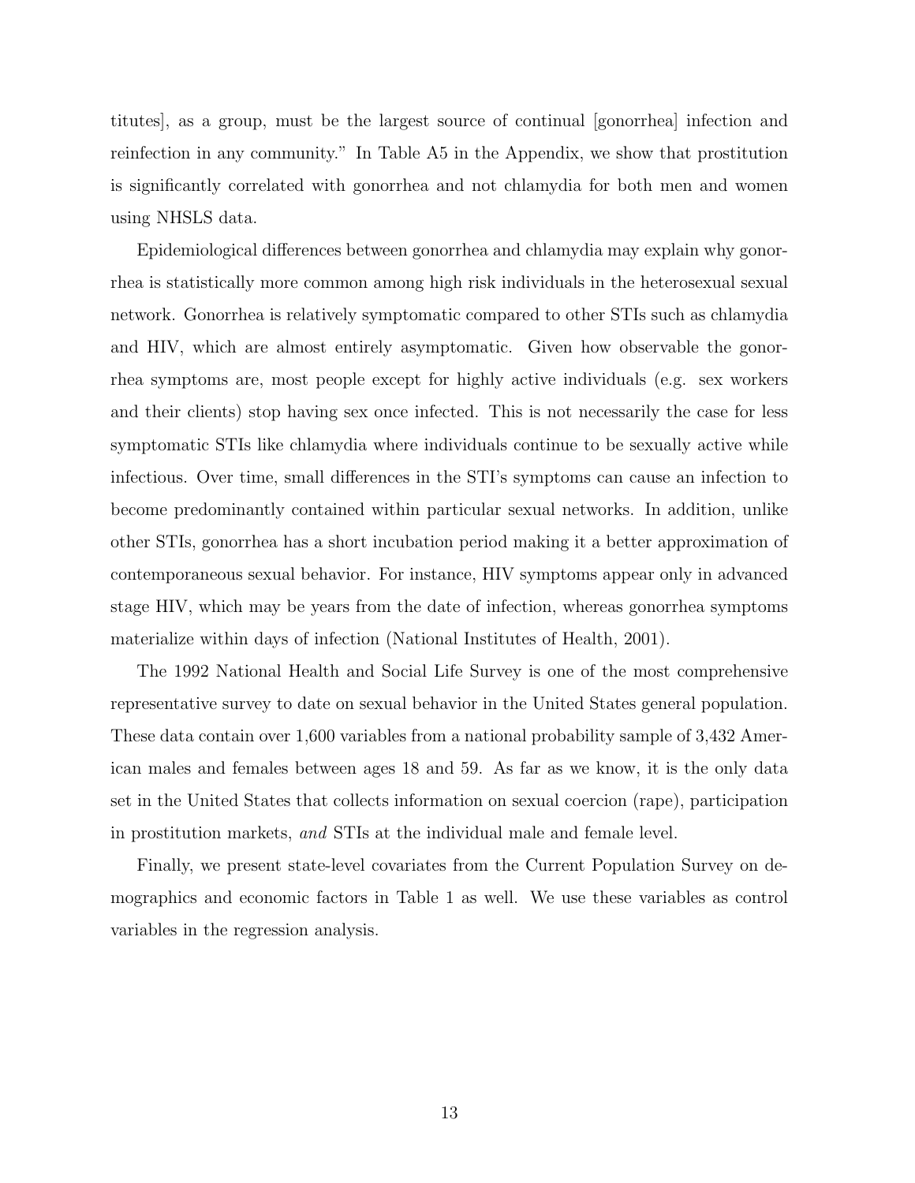titutes], as a group, must be the largest source of continual [gonorrhea] infection and reinfection in any community." In Table A5 in the Appendix, we show that prostitution is significantly correlated with gonorrhea and not chlamydia for both men and women using NHSLS data.

Epidemiological differences between gonorrhea and chlamydia may explain why gonorrhea is statistically more common among high risk individuals in the heterosexual sexual network. Gonorrhea is relatively symptomatic compared to other STIs such as chlamydia and HIV, which are almost entirely asymptomatic. Given how observable the gonorrhea symptoms are, most people except for highly active individuals (e.g. sex workers and their clients) stop having sex once infected. This is not necessarily the case for less symptomatic STIs like chlamydia where individuals continue to be sexually active while infectious. Over time, small differences in the STI's symptoms can cause an infection to become predominantly contained within particular sexual networks. In addition, unlike other STIs, gonorrhea has a short incubation period making it a better approximation of contemporaneous sexual behavior. For instance, HIV symptoms appear only in advanced stage HIV, which may be years from the date of infection, whereas gonorrhea symptoms materialize within days of infection (National Institutes of Health, 2001).

The 1992 National Health and Social Life Survey is one of the most comprehensive representative survey to date on sexual behavior in the United States general population. These data contain over 1,600 variables from a national probability sample of 3,432 American males and females between ages 18 and 59. As far as we know, it is the only data set in the United States that collects information on sexual coercion (rape), participation in prostitution markets, *and* STIs at the individual male and female level.

Finally, we present state-level covariates from the Current Population Survey on demographics and economic factors in Table 1 as well. We use these variables as control variables in the regression analysis.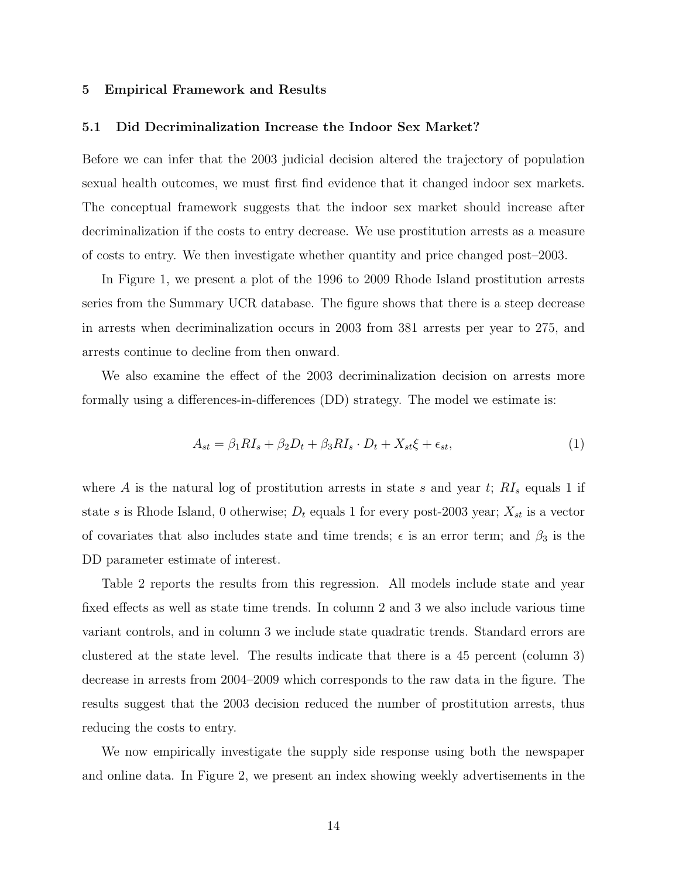## 5 Empirical Framework and Results

### 5.1 Did Decriminalization Increase the Indoor Sex Market?

Before we can infer that the 2003 judicial decision altered the trajectory of population sexual health outcomes, we must first find evidence that it changed indoor sex markets. The conceptual framework suggests that the indoor sex market should increase after decriminalization if the costs to entry decrease. We use prostitution arrests as a measure of costs to entry. We then investigate whether quantity and price changed post–2003.

In Figure 1, we present a plot of the 1996 to 2009 Rhode Island prostitution arrests series from the Summary UCR database. The figure shows that there is a steep decrease in arrests when decriminalization occurs in 2003 from 381 arrests per year to 275, and arrests continue to decline from then onward.

We also examine the effect of the 2003 decriminalization decision on arrests more formally using a differences-in-differences (DD) strategy. The model we estimate is:

$$A_{st} = \beta_1 RI_s + \beta_2 D_t + \beta_3 RI_s \cdot D_t + X_{st}\xi + \epsilon_{st}, \tag{1}$$

where $A$ is the natural log of prostitution arrests in state $s$ and year $t$; $RI_s$ equals 1 if state $s$ is Rhode Island, 0 otherwise; $D_t$ equals 1 for every post-2003 year; $X_{st}$ is a vector of covariates that also includes state and time trends; $\epsilon$ is an error term; and $\beta_3$ is the DD parameter estimate of interest.

Table 2 reports the results from this regression. All models include state and year fixed effects as well as state time trends. In column 2 and 3 we also include various time variant controls, and in column 3 we include state quadratic trends. Standard errors are clustered at the state level. The results indicate that there is a 45 percent (column 3) decrease in arrests from 2004–2009 which corresponds to the raw data in the figure. The results suggest that the 2003 decision reduced the number of prostitution arrests, thus reducing the costs to entry.

We now empirically investigate the supply side response using both the newspaper and online data. In Figure 2, we present an index showing weekly advertisements in the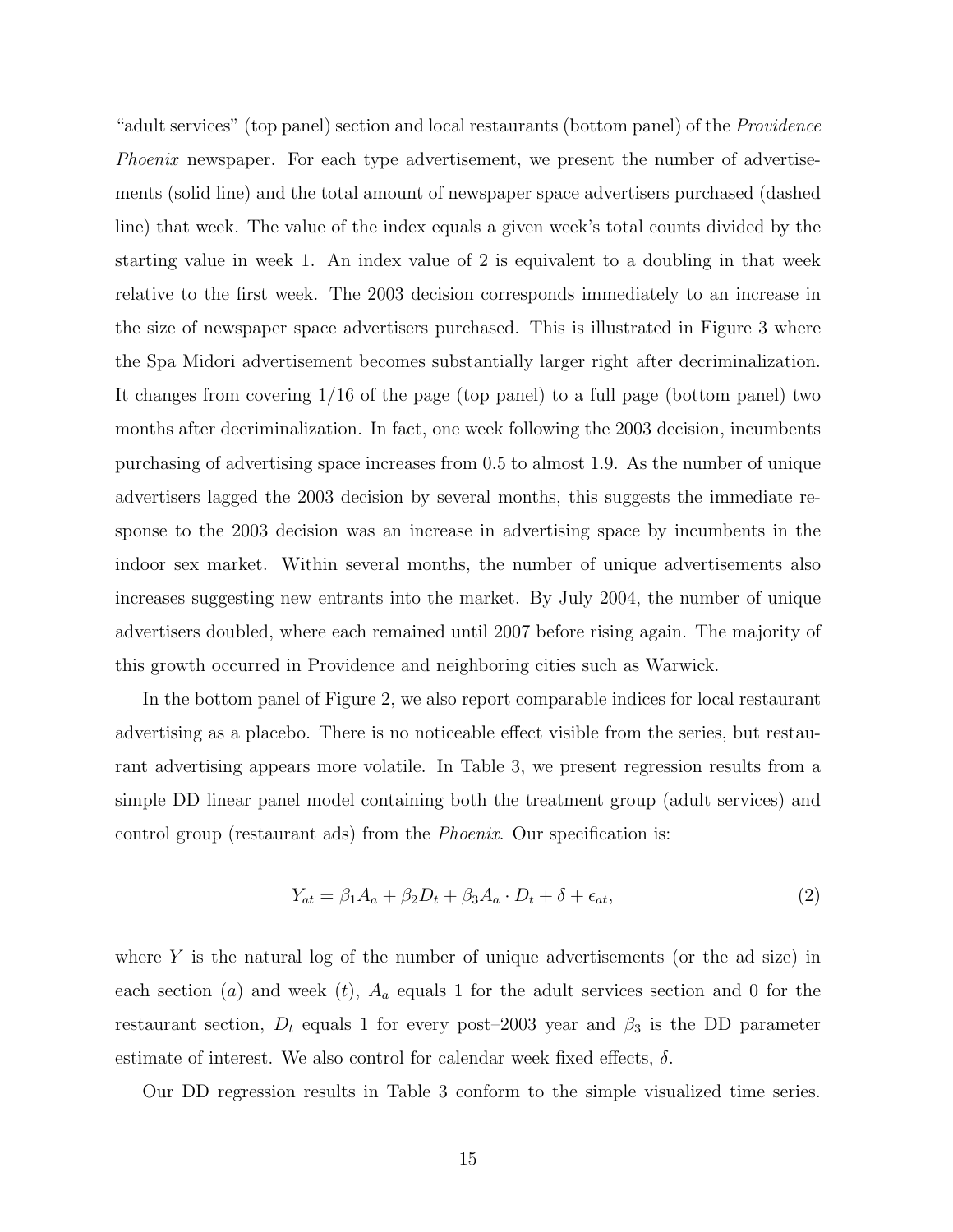"adult services" (top panel) section and local restaurants (bottom panel) of the *Providence Phoenix* newspaper. For each type advertisement, we present the number of advertisements (solid line) and the total amount of newspaper space advertisers purchased (dashed line) that week. The value of the index equals a given week's total counts divided by the starting value in week 1. An index value of 2 is equivalent to a doubling in that week relative to the first week. The 2003 decision corresponds immediately to an increase in the size of newspaper space advertisers purchased. This is illustrated in Figure 3 where the Spa Midori advertisement becomes substantially larger right after decriminalization. It changes from covering 1/16 of the page (top panel) to a full page (bottom panel) two months after decriminalization. In fact, one week following the 2003 decision, incumbents purchasing of advertising space increases from 0.5 to almost 1.9. As the number of unique advertisers lagged the 2003 decision by several months, this suggests the immediate response to the 2003 decision was an increase in advertising space by incumbents in the indoor sex market. Within several months, the number of unique advertisements also increases suggesting new entrants into the market. By July 2004, the number of unique advertisers doubled, where each remained until 2007 before rising again. The majority of this growth occurred in Providence and neighboring cities such as Warwick.

In the bottom panel of Figure 2, we also report comparable indices for local restaurant advertising as a placebo. There is no noticeable effect visible from the series, but restaurant advertising appears more volatile. In Table 3, we present regression results from a simple DD linear panel model containing both the treatment group (adult services) and control group (restaurant ads) from the *Phoenix*. Our specification is:

$$Y_{at} = \beta_1 A_a + \beta_2 D_t + \beta_3 A_a \cdot D_t + \delta + \epsilon_{at}, \tag{2}$$

where $Y$ is the natural log of the number of unique advertisements (or the ad size) in each section ($a$) and week ($t$), $A_a$ equals 1 for the adult services section and 0 for the restaurant section, $D_t$ equals 1 for every post–2003 year and $\beta_3$ is the DD parameter estimate of interest. We also control for calendar week fixed effects, $\delta$.

Our DD regression results in Table 3 conform to the simple visualized time series.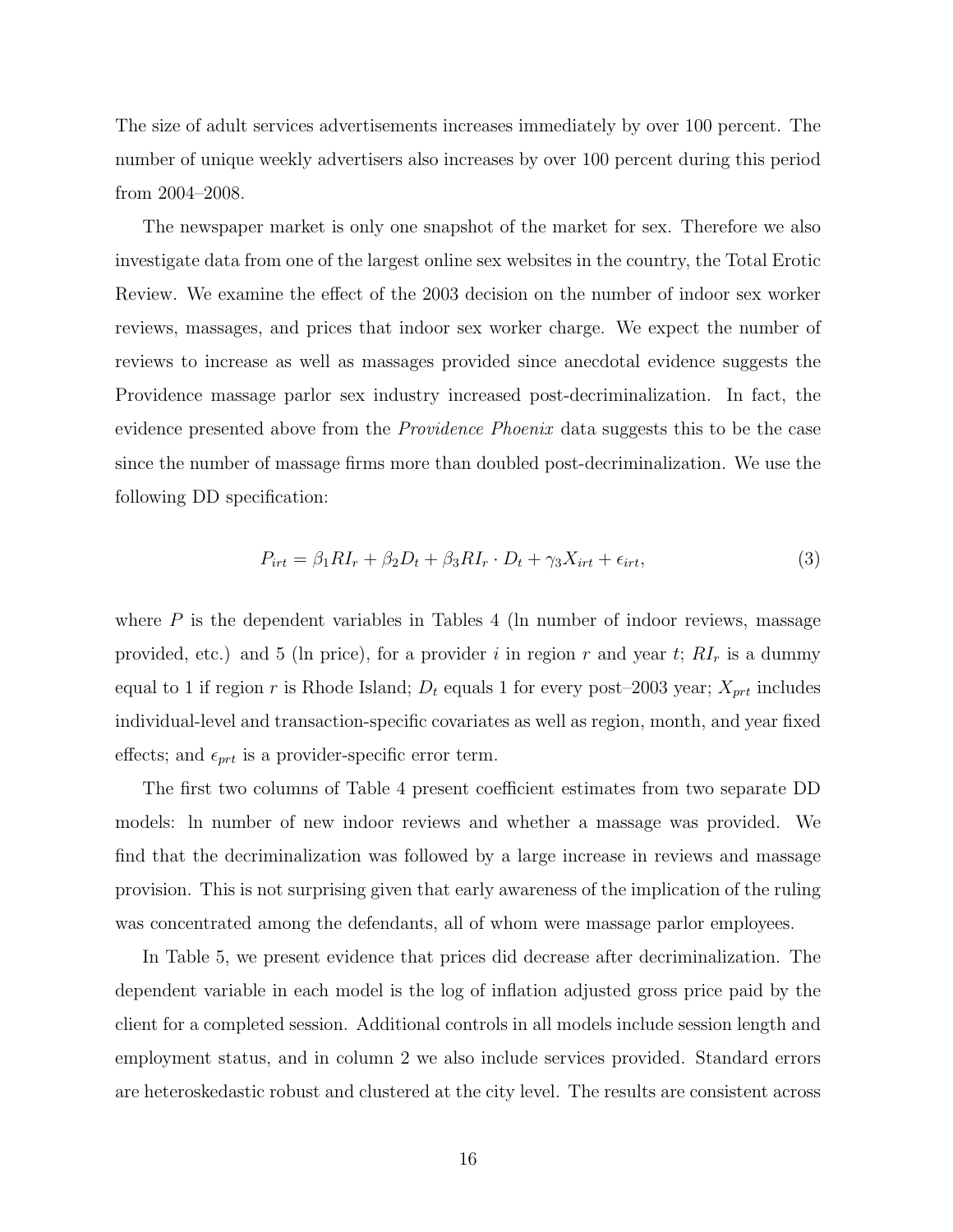The size of adult services advertisements increases immediately by over 100 percent. The number of unique weekly advertisers also increases by over 100 percent during this period from 2004–2008.

The newspaper market is only one snapshot of the market for sex. Therefore we also investigate data from one of the largest online sex websites in the country, the Total Erotic Review. We examine the effect of the 2003 decision on the number of indoor sex worker reviews, massages, and prices that indoor sex worker charge. We expect the number of reviews to increase as well as massages provided since anecdotal evidence suggests the Providence massage parlor sex industry increased post-decriminalization. In fact, the evidence presented above from the *Providence Phoenix* data suggests this to be the case since the number of massage firms more than doubled post-decriminalization. We use the following DD specification:

$$P_{irt} = \beta_1 RI_r + \beta_2 D_t + \beta_3 RI_r \cdot D_t + \gamma_3 X_{irt} + \epsilon_{irt}, \tag{3}$$

where $P$ is the dependent variables in Tables 4 (ln number of indoor reviews, massage provided, etc.) and 5 (ln price), for a provider $i$ in region $r$ and year $t$; $RI_r$ is a dummy equal to 1 if region $r$ is Rhode Island; $D_t$ equals 1 for every post–2003 year; $X_{prt}$ includes individual-level and transaction-specific covariates as well as region, month, and year fixed effects; and $\epsilon_{prt}$ is a provider-specific error term.

The first two columns of Table 4 present coefficient estimates from two separate DD models: ln number of new indoor reviews and whether a massage was provided. We find that the decriminalization was followed by a large increase in reviews and massage provision. This is not surprising given that early awareness of the implication of the ruling was concentrated among the defendants, all of whom were massage parlor employees.

In Table 5, we present evidence that prices did decrease after decriminalization. The dependent variable in each model is the log of inflation adjusted gross price paid by the client for a completed session. Additional controls in all models include session length and employment status, and in column 2 we also include services provided. Standard errors are heteroskedastic robust and clustered at the city level. The results are consistent across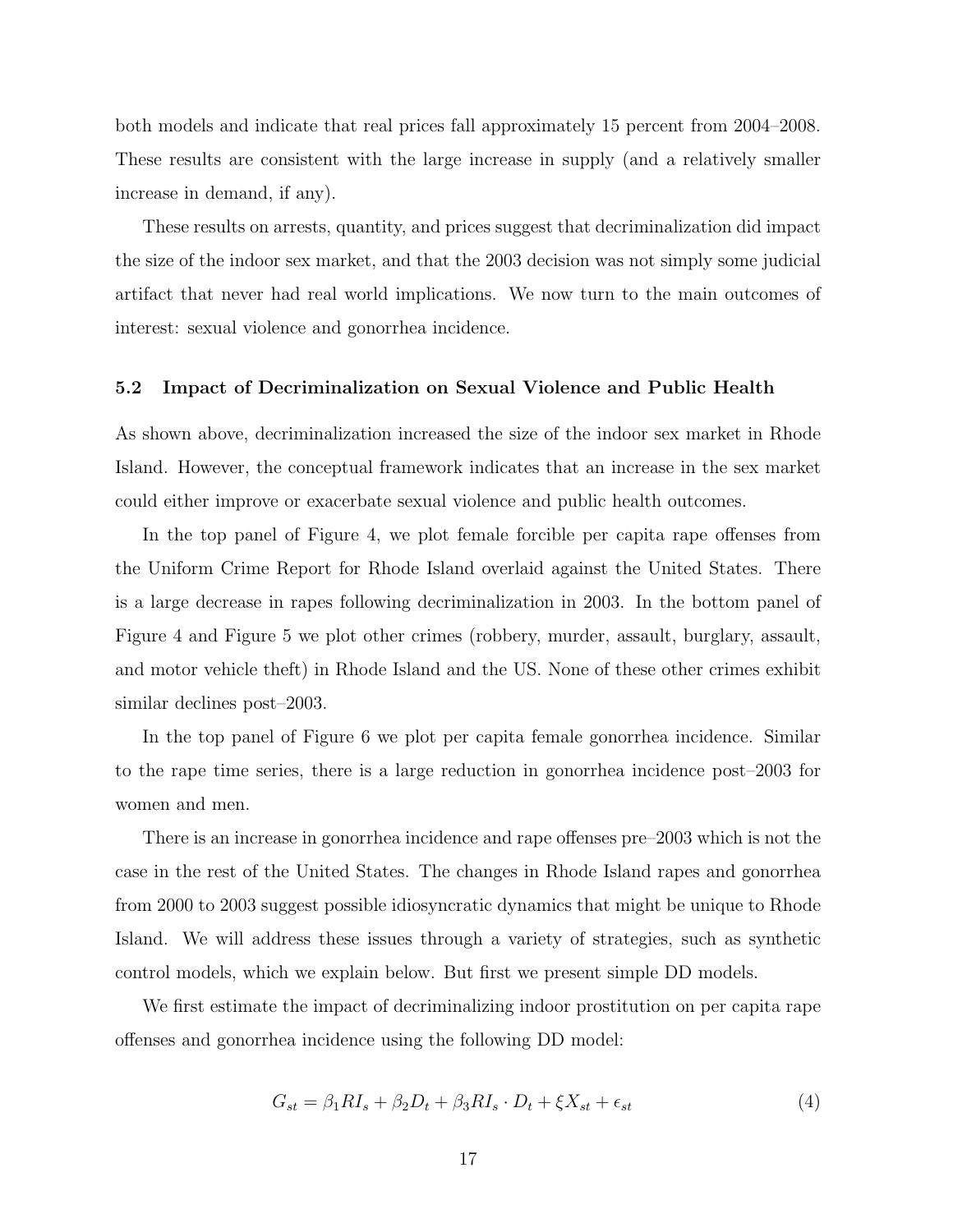both models and indicate that real prices fall approximately 15 percent from 2004–2008. These results are consistent with the large increase in supply (and a relatively smaller increase in demand, if any).

These results on arrests, quantity, and prices suggest that decriminalization did impact the size of the indoor sex market, and that the 2003 decision was not simply some judicial artifact that never had real world implications. We now turn to the main outcomes of interest: sexual violence and gonorrhea incidence.

### 5.2 Impact of Decriminalization on Sexual Violence and Public Health

As shown above, decriminalization increased the size of the indoor sex market in Rhode Island. However, the conceptual framework indicates that an increase in the sex market could either improve or exacerbate sexual violence and public health outcomes.

In the top panel of Figure 4, we plot female forcible per capita rape offenses from the Uniform Crime Report for Rhode Island overlaid against the United States. There is a large decrease in rapes following decriminalization in 2003. In the bottom panel of Figure 4 and Figure 5 we plot other crimes (robbery, murder, assault, burglary, assault, and motor vehicle theft) in Rhode Island and the US. None of these other crimes exhibit similar declines post–2003.

In the top panel of Figure 6 we plot per capita female gonorrhea incidence. Similar to the rape time series, there is a large reduction in gonorrhea incidence post–2003 for women and men.

There is an increase in gonorrhea incidence and rape offenses pre–2003 which is not the case in the rest of the United States. The changes in Rhode Island rapes and gonorrhea from 2000 to 2003 suggest possible idiosyncratic dynamics that might be unique to Rhode Island. We will address these issues through a variety of strategies, such as synthetic control models, which we explain below. But first we present simple DD models.

We first estimate the impact of decriminalizing indoor prostitution on per capita rape offenses and gonorrhea incidence using the following DD model:

$$G_{st} = \beta_1 RI_s + \beta_2 D_t + \beta_3 RI_s \cdot D_t + \xi X_{st} + \epsilon_{st} \tag{4}$$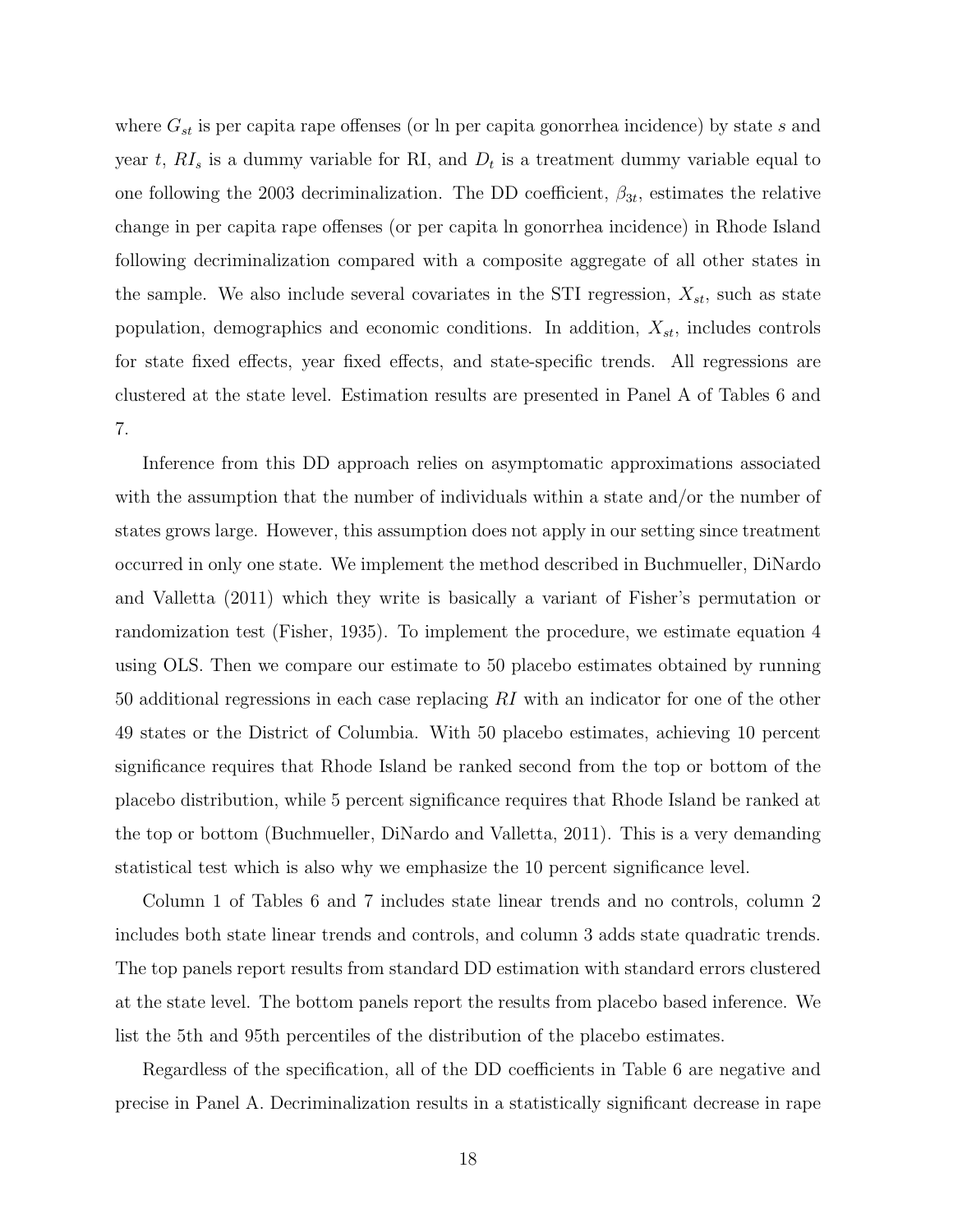where $G_{st}$ is per capita rape offenses (or ln per capita gonorrhea incidence) by state $s$ and year $t$, $RI_s$ is a dummy variable for RI, and $D_t$ is a treatment dummy variable equal to one following the 2003 decriminalization. The DD coefficient, $\beta_{3t}$, estimates the relative change in per capita rape offenses (or per capita ln gonorrhea incidence) in Rhode Island following decriminalization compared with a composite aggregate of all other states in the sample. We also include several covariates in the STI regression, $X_{st}$, such as state population, demographics and economic conditions. In addition, $X_{st}$, includes controls for state fixed effects, year fixed effects, and state-specific trends. All regressions are clustered at the state level. Estimation results are presented in Panel A of Tables 6 and 7.

Inference from this DD approach relies on asymptomatic approximations associated with the assumption that the number of individuals within a state and/or the number of states grows large. However, this assumption does not apply in our setting since treatment occurred in only one state. We implement the method described in Buchmueller, DiNardo and Valletta (2011) which they write is basically a variant of Fisher's permutation or randomization test (Fisher, 1935). To implement the procedure, we estimate equation 4 using OLS. Then we compare our estimate to 50 placebo estimates obtained by running 50 additional regressions in each case replacing $RI$ with an indicator for one of the other 49 states or the District of Columbia. With 50 placebo estimates, achieving 10 percent significance requires that Rhode Island be ranked second from the top or bottom of the placebo distribution, while 5 percent significance requires that Rhode Island be ranked at the top or bottom (Buchmueller, DiNardo and Valletta, 2011). This is a very demanding statistical test which is also why we emphasize the 10 percent significance level.

Column 1 of Tables 6 and 7 includes state linear trends and no controls, column 2 includes both state linear trends and controls, and column 3 adds state quadratic trends. The top panels report results from standard DD estimation with standard errors clustered at the state level. The bottom panels report the results from placebo based inference. We list the 5th and 95th percentiles of the distribution of the placebo estimates.

Regardless of the specification, all of the DD coefficients in Table 6 are negative and precise in Panel A. Decriminalization results in a statistically significant decrease in rape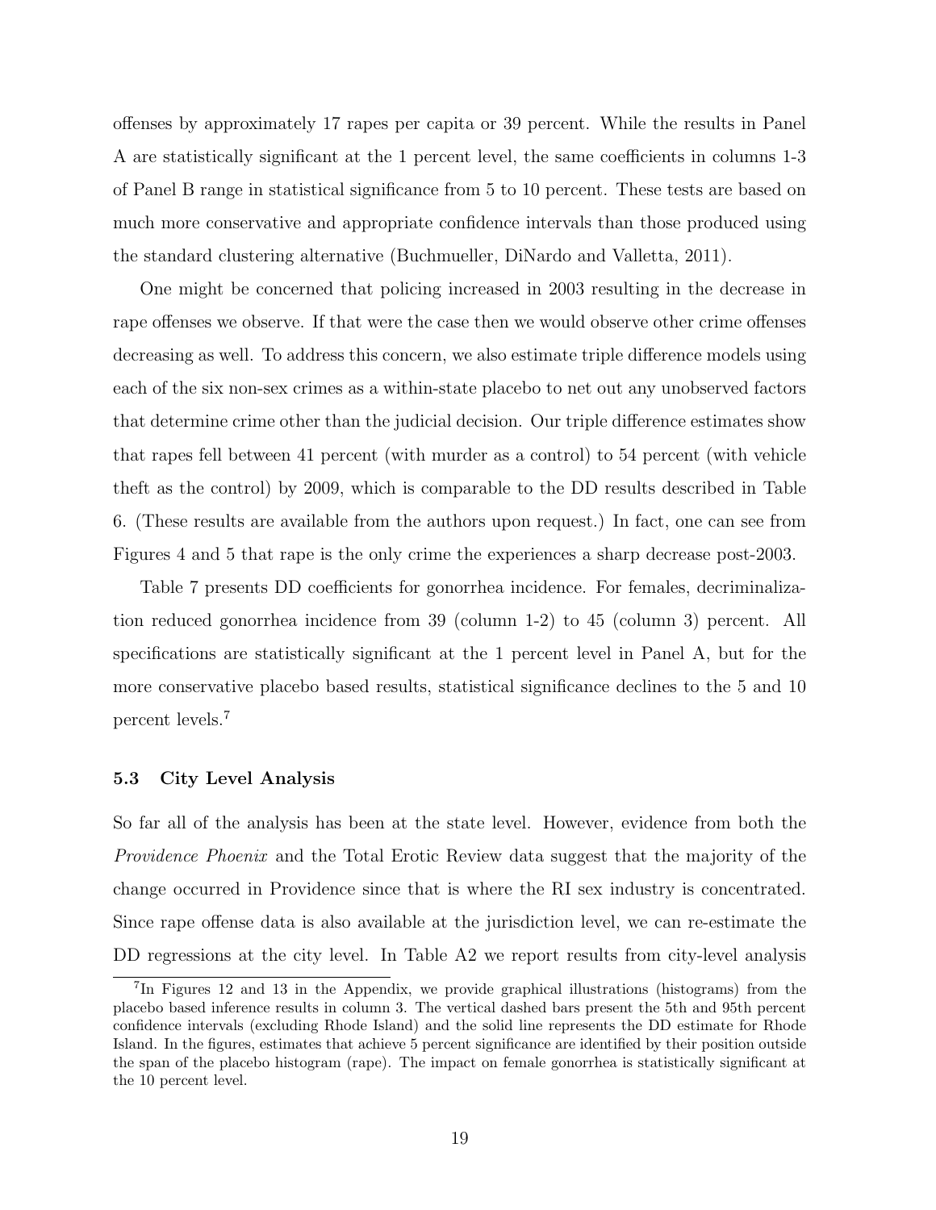offenses by approximately 17 rapes per capita or 39 percent. While the results in Panel A are statistically significant at the 1 percent level, the same coefficients in columns 1-3 of Panel B range in statistical significance from 5 to 10 percent. These tests are based on much more conservative and appropriate confidence intervals than those produced using the standard clustering alternative (Buchmueller, DiNardo and Valletta, 2011).

One might be concerned that policing increased in 2003 resulting in the decrease in rape offenses we observe. If that were the case then we would observe other crime offenses decreasing as well. To address this concern, we also estimate triple difference models using each of the six non-sex crimes as a within-state placebo to net out any unobserved factors that determine crime other than the judicial decision. Our triple difference estimates show that rapes fell between 41 percent (with murder as a control) to 54 percent (with vehicle theft as the control) by 2009, which is comparable to the DD results described in Table 6. (These results are available from the authors upon request.) In fact, one can see from Figures 4 and 5 that rape is the only crime the experiences a sharp decrease post-2003.

Table 7 presents DD coefficients for gonorrhea incidence. For females, decriminalization reduced gonorrhea incidence from 39 (column 1-2) to 45 (column 3) percent. All specifications are statistically significant at the 1 percent level in Panel A, but for the more conservative placebo based results, statistical significance declines to the 5 and 10 percent levels.[7]

### 5.3 City Level Analysis

So far all of the analysis has been at the state level. However, evidence from both the *Providence Phoenix* and the Total Erotic Review data suggest that the majority of the change occurred in Providence since that is where the RI sex industry is concentrated. Since rape offense data is also available at the jurisdiction level, we can re-estimate the DD regressions at the city level. In Table A2 we report results from city-level analysis

[7] In Figures 12 and 13 in the Appendix, we provide graphical illustrations (histograms) from the placebo based inference results in column 3. The vertical dashed bars present the 5th and 95th percent confidence intervals (excluding Rhode Island) and the solid line represents the DD estimate for Rhode Island. In the figures, estimates that achieve 5 percent significance are identified by their position outside the span of the placebo histogram (rape). The impact on female gonorrhea is statistically significant at the 10 percent level.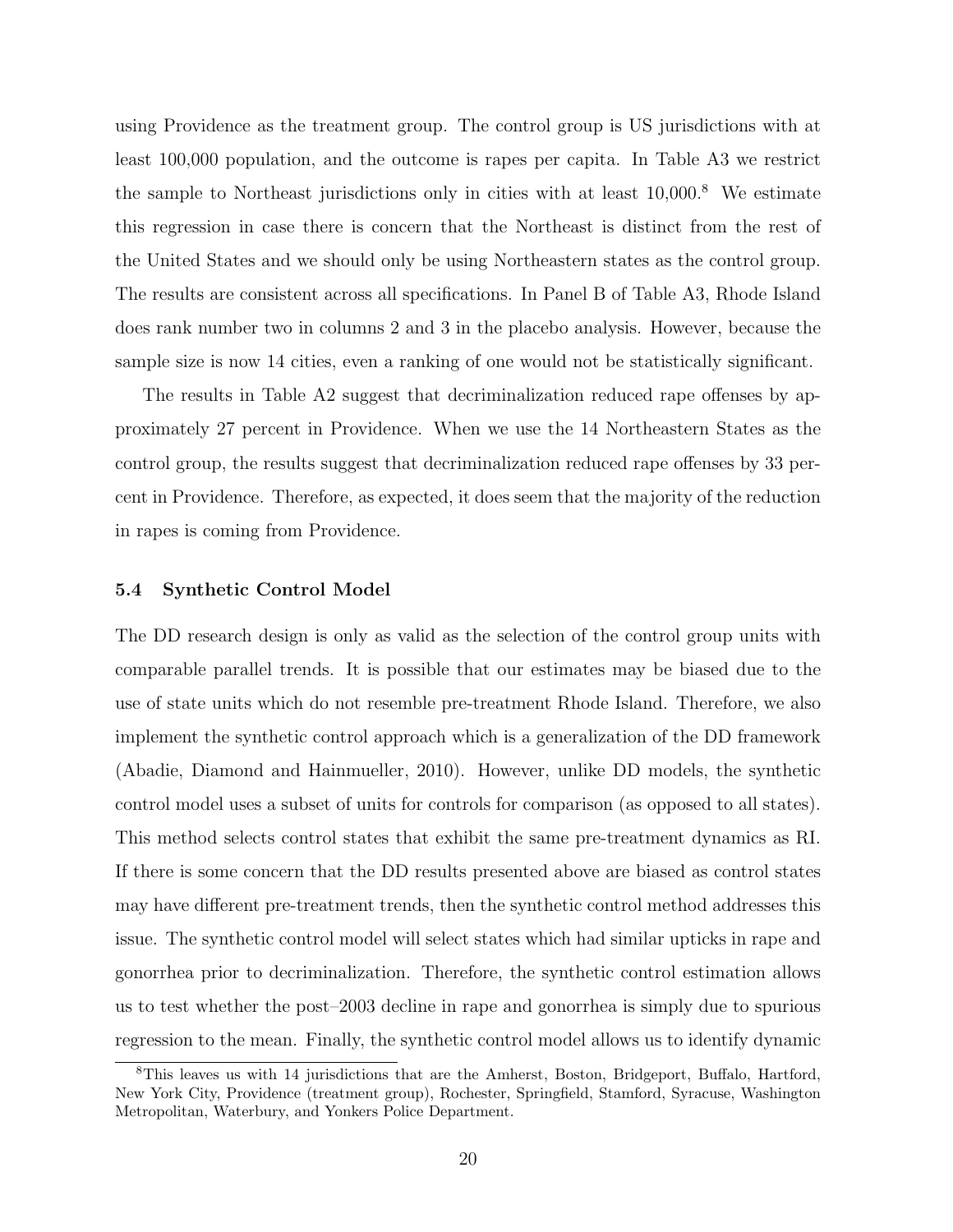using Providence as the treatment group. The control group is US jurisdictions with at least 100,000 population, and the outcome is rapes per capita. In Table A3 we restrict the sample to Northeast jurisdictions only in cities with at least 10,000.[8] We estimate this regression in case there is concern that the Northeast is distinct from the rest of the United States and we should only be using Northeastern states as the control group. The results are consistent across all specifications. In Panel B of Table A3, Rhode Island does rank number two in columns 2 and 3 in the placebo analysis. However, because the sample size is now 14 cities, even a ranking of one would not be statistically significant.

The results in Table A2 suggest that decriminalization reduced rape offenses by approximately 27 percent in Providence. When we use the 14 Northeastern States as the control group, the results suggest that decriminalization reduced rape offenses by 33 percent in Providence. Therefore, as expected, it does seem that the majority of the reduction in rapes is coming from Providence.

### 5.4 Synthetic Control Model

The DD research design is only as valid as the selection of the control group units with comparable parallel trends. It is possible that our estimates may be biased due to the use of state units which do not resemble pre-treatment Rhode Island. Therefore, we also implement the synthetic control approach which is a generalization of the DD framework (Abadie, Diamond and Hainmueller, 2010). However, unlike DD models, the synthetic control model uses a subset of units for controls for comparison (as opposed to all states). This method selects control states that exhibit the same pre-treatment dynamics as RI. If there is some concern that the DD results presented above are biased as control states may have different pre-treatment trends, then the synthetic control method addresses this issue. The synthetic control model will select states which had similar upticks in rape and gonorrhea prior to decriminalization. Therefore, the synthetic control estimation allows us to test whether the post–2003 decline in rape and gonorrhea is simply due to spurious regression to the mean. Finally, the synthetic control model allows us to identify dynamic

[8] This leaves us with 14 jurisdictions that are the Amherst, Boston, Bridgeport, Buffalo, Hartford, New York City, Providence (treatment group), Rochester, Springfield, Stamford, Syracuse, Washington Metropolitan, Waterbury, and Yonkers Police Department.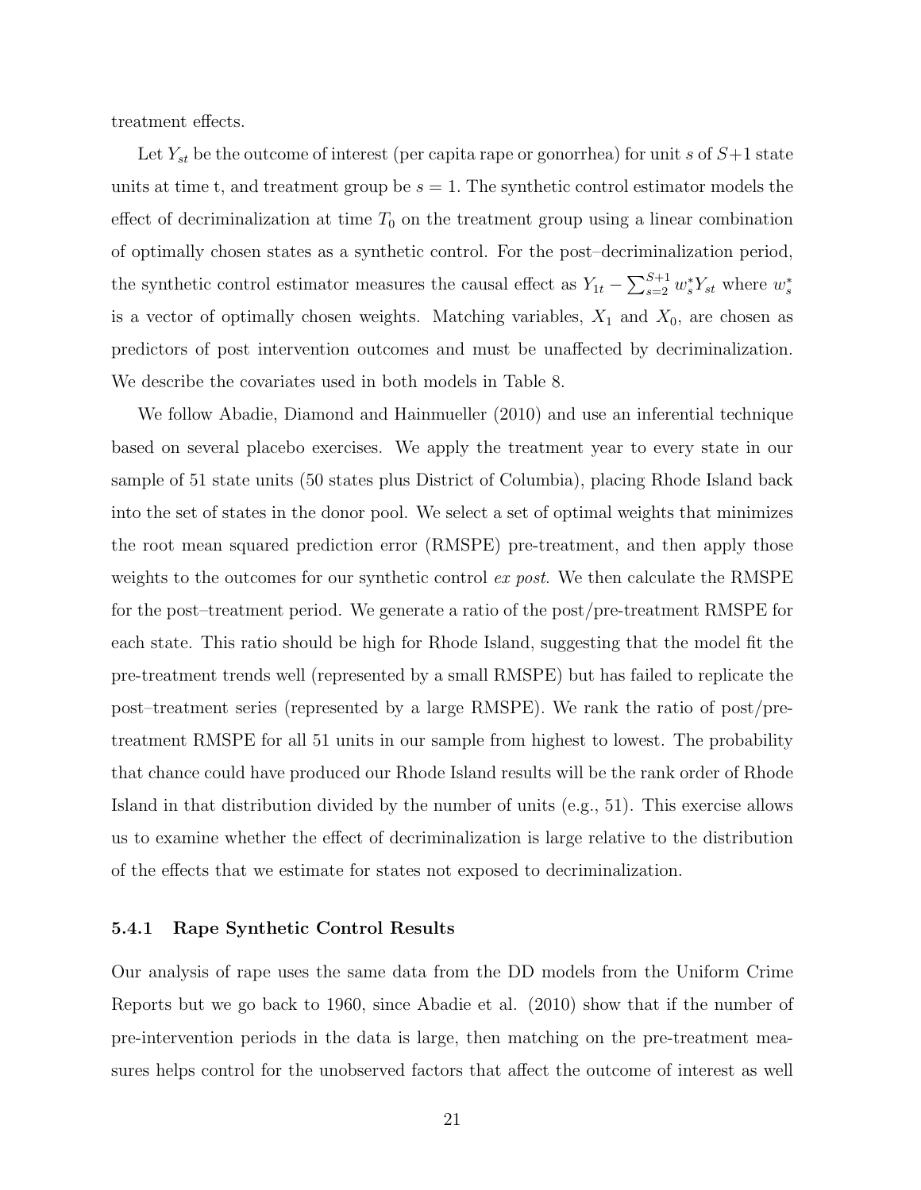treatment effects.

Let $Y_{st}$ be the outcome of interest (per capita rape or gonorrhea) for unit $s$ of $S+1$ state units at time t, and treatment group be $s = 1$. The synthetic control estimator models the effect of decriminalization at time $T_0$ on the treatment group using a linear combination of optimally chosen states as a synthetic control. For the post–decriminalization period, the synthetic control estimator measures the causal effect as $Y_{1t} - \sum_{s=2}^{S+1} w_s^* Y_{st}$ where $w_s^*$ is a vector of optimally chosen weights. Matching variables, $X_1$ and $X_0$, are chosen as predictors of post intervention outcomes and must be unaffected by decriminalization. We describe the covariates used in both models in Table 8.

We follow Abadie, Diamond and Hainmueller (2010) and use an inferential technique based on several placebo exercises. We apply the treatment year to every state in our sample of 51 state units (50 states plus District of Columbia), placing Rhode Island back into the set of states in the donor pool. We select a set of optimal weights that minimizes the root mean squared prediction error (RMSPE) pre-treatment, and then apply those weights to the outcomes for our synthetic control *ex post*. We then calculate the RMSPE for the post–treatment period. We generate a ratio of the post/pre-treatment RMSPE for each state. This ratio should be high for Rhode Island, suggesting that the model fit the pre-treatment trends well (represented by a small RMSPE) but has failed to replicate the post–treatment series (represented by a large RMSPE). We rank the ratio of post/pre-treatment RMSPE for all 51 units in our sample from highest to lowest. The probability that chance could have produced our Rhode Island results will be the rank order of Rhode Island in that distribution divided by the number of units (e.g., 51). This exercise allows us to examine whether the effect of decriminalization is large relative to the distribution of the effects that we estimate for states not exposed to decriminalization.

#### 5.4.1 Rape Synthetic Control Results

Our analysis of rape uses the same data from the DD models from the Uniform Crime Reports but we go back to 1960, since Abadie et al. (2010) show that if the number of pre-intervention periods in the data is large, then matching on the pre-treatment measures helps control for the unobserved factors that affect the outcome of interest as well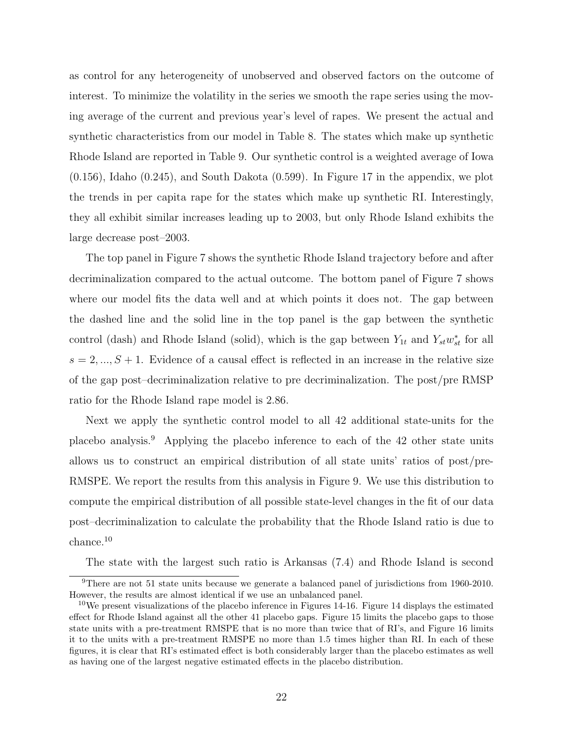as control for any heterogeneity of unobserved and observed factors on the outcome of interest. To minimize the volatility in the series we smooth the rape series using the moving average of the current and previous year's level of rapes. We present the actual and synthetic characteristics from our model in Table 8. The states which make up synthetic Rhode Island are reported in Table 9. Our synthetic control is a weighted average of Iowa (0.156), Idaho (0.245), and South Dakota (0.599). In Figure 17 in the appendix, we plot the trends in per capita rape for the states which make up synthetic RI. Interestingly, they all exhibit similar increases leading up to 2003, but only Rhode Island exhibits the large decrease post–2003.

The top panel in Figure 7 shows the synthetic Rhode Island trajectory before and after decriminalization compared to the actual outcome. The bottom panel of Figure 7 shows where our model fits the data well and at which points it does not. The gap between the dashed line and the solid line in the top panel is the gap between the synthetic control (dash) and Rhode Island (solid), which is the gap between $Y_{1t}$ and $Y_{st}w^*_{st}$ for all $s = 2, ..., S+1$. Evidence of a causal effect is reflected in an increase in the relative size of the gap post–decriminalization relative to pre decriminalization. The post/pre RMSP ratio for the Rhode Island rape model is 2.86.

Next we apply the synthetic control model to all 42 additional state-units for the placebo analysis.[9] Applying the placebo inference to each of the 42 other state units allows us to construct an empirical distribution of all state units' ratios of post/pre-RMSPE. We report the results from this analysis in Figure 9. We use this distribution to compute the empirical distribution of all possible state-level changes in the fit of our data post–decriminalization to calculate the probability that the Rhode Island ratio is due to chance.[10]

The state with the largest such ratio is Arkansas (7.4) and Rhode Island is second

[9] There are not 51 state units because we generate a balanced panel of jurisdictions from 1960-2010. However, the results are almost identical if we use an unbalanced panel.

[10] We present visualizations of the placebo inference in Figures 14-16. Figure 14 displays the estimated effect for Rhode Island against all the other 41 placebo gaps. Figure 15 limits the placebo gaps to those state units with a pre-treatment RMSPE that is no more than twice that of RI's, and Figure 16 limits it to the units with a pre-treatment RMSPE no more than 1.5 times higher than RI. In each of these figures, it is clear that RI's estimated effect is both considerably larger than the placebo estimates as well as having one of the largest negative estimated effects in the placebo distribution.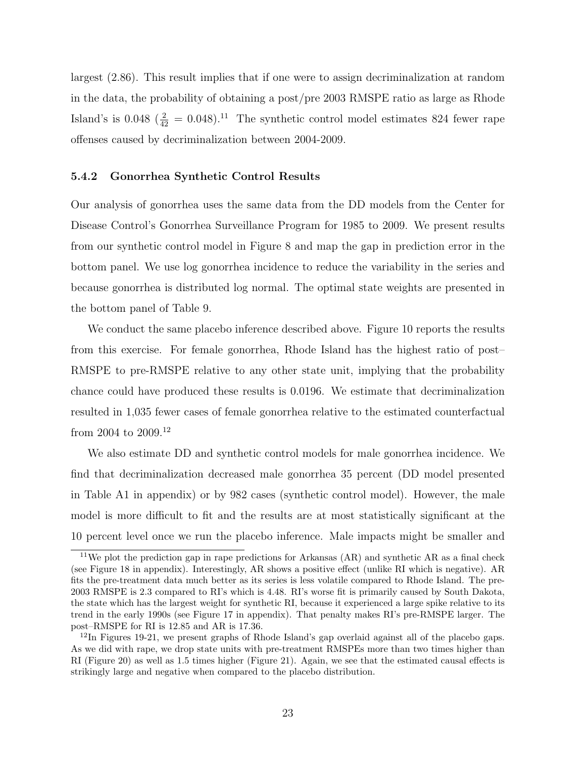largest (2.86). This result implies that if one were to assign decriminalization at random in the data, the probability of obtaining a post/pre 2003 RMSPE ratio as large as Rhode Island's is 0.048 ($\frac{2}{42} = 0.048$).[11] The synthetic control model estimates 824 fewer rape offenses caused by decriminalization between 2004-2009.

### 5.4.2 Gonorrhea Synthetic Control Results

Our analysis of gonorrhea uses the same data from the DD models from the Center for Disease Control's Gonorrhea Surveillance Program for 1985 to 2009. We present results from our synthetic control model in Figure 8 and map the gap in prediction error in the bottom panel. We use log gonorrhea incidence to reduce the variability in the series and because gonorrhea is distributed log normal. The optimal state weights are presented in the bottom panel of Table 9.

We conduct the same placebo inference described above. Figure 10 reports the results from this exercise. For female gonorrhea, Rhode Island has the highest ratio of post–RMSPE to pre-RMSPE relative to any other state unit, implying that the probability chance could have produced these results is 0.0196. We estimate that decriminalization resulted in 1,035 fewer cases of female gonorrhea relative to the estimated counterfactual from 2004 to 2009.[12]

We also estimate DD and synthetic control models for male gonorrhea incidence. We find that decriminalization decreased male gonorrhea 35 percent (DD model presented in Table A1 in appendix) or by 982 cases (synthetic control model). However, the male model is more difficult to fit and the results are at most statistically significant at the 10 percent level once we run the placebo inference. Male impacts might be smaller and

[11] We plot the prediction gap in rape predictions for Arkansas (AR) and synthetic AR as a final check (see Figure 18 in appendix). Interestingly, AR shows a positive effect (unlike RI which is negative). AR fits the pre-treatment data much better as its series is less volatile compared to Rhode Island. The pre-2003 RMSPE is 2.3 compared to RI's which is 4.48. RI's worse fit is primarily caused by South Dakota, the state which has the largest weight for synthetic RI, because it experienced a large spike relative to its trend in the early 1990s (see Figure 17 in appendix). That penalty makes RI's pre-RMSPE larger. The post–RMSPE for RI is 12.85 and AR is 17.36.

[12] In Figures 19-21, we present graphs of Rhode Island's gap overlaid against all of the placebo gaps. As we did with rape, we drop state units with pre-treatment RMSPEs more than two times higher than RI (Figure 20) as well as 1.5 times higher (Figure 21). Again, we see that the estimated causal effects is strikingly large and negative when compared to the placebo distribution.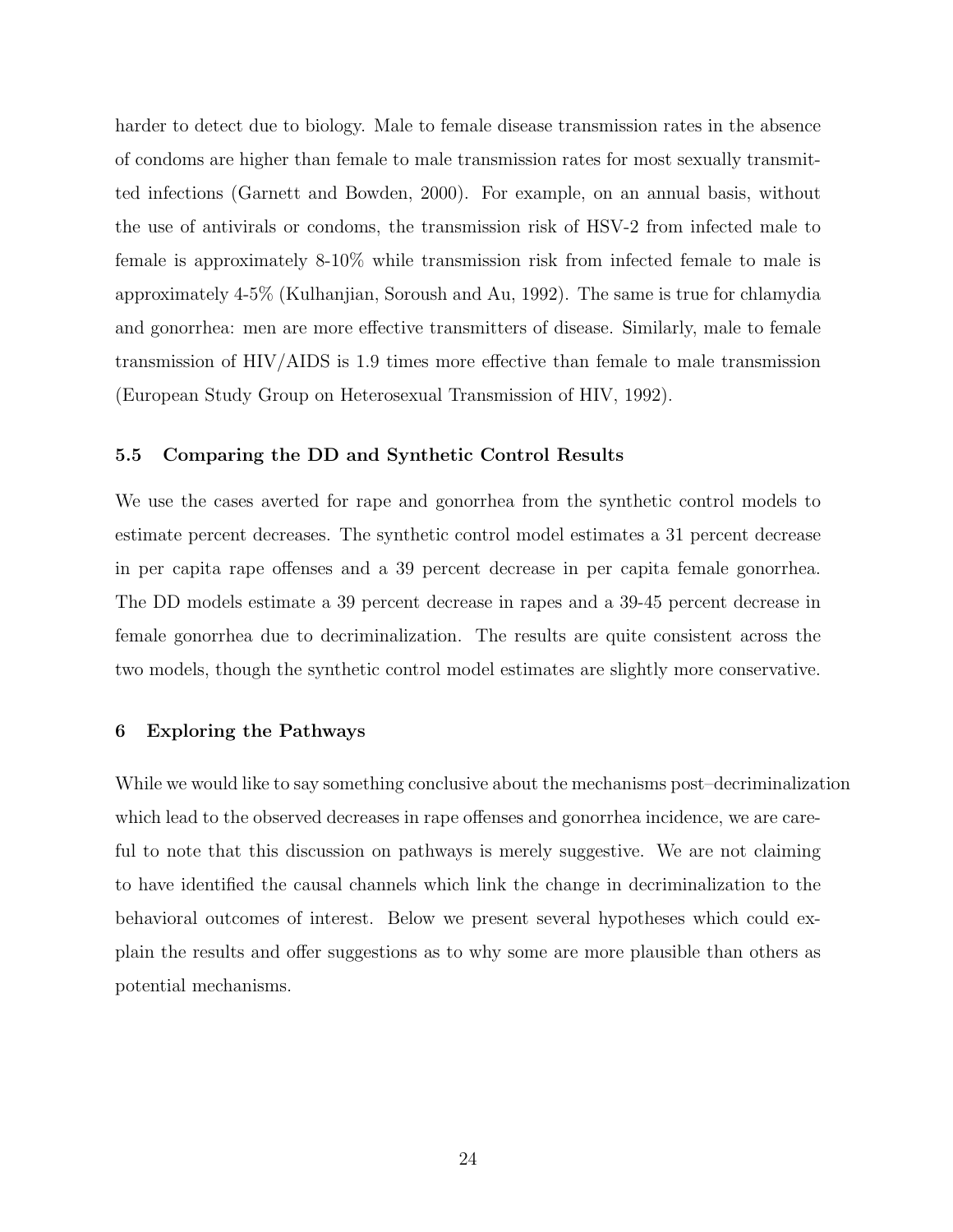harder to detect due to biology. Male to female disease transmission rates in the absence of condoms are higher than female to male transmission rates for most sexually transmitted infections (Garnett and Bowden, 2000). For example, on an annual basis, without the use of antivirals or condoms, the transmission risk of HSV-2 from infected male to female is approximately 8-10% while transmission risk from infected female to male is approximately 4-5% (Kulhanjian, Soroush and Au, 1992). The same is true for chlamydia and gonorrhea: men are more effective transmitters of disease. Similarly, male to female transmission of HIV/AIDS is 1.9 times more effective than female to male transmission (European Study Group on Heterosexual Transmission of HIV, 1992).

### 5.5 Comparing the DD and Synthetic Control Results

We use the cases averted for rape and gonorrhea from the synthetic control models to estimate percent decreases. The synthetic control model estimates a 31 percent decrease in per capita rape offenses and a 39 percent decrease in per capita female gonorrhea. The DD models estimate a 39 percent decrease in rapes and a 39-45 percent decrease in female gonorrhea due to decriminalization. The results are quite consistent across the two models, though the synthetic control model estimates are slightly more conservative.

## 6 Exploring the Pathways

While we would like to say something conclusive about the mechanisms post–decriminalization which lead to the observed decreases in rape offenses and gonorrhea incidence, we are careful to note that this discussion on pathways is merely suggestive. We are not claiming to have identified the causal channels which link the change in decriminalization to the behavioral outcomes of interest. Below we present several hypotheses which could explain the results and offer suggestions as to why some are more plausible than others as potential mechanisms.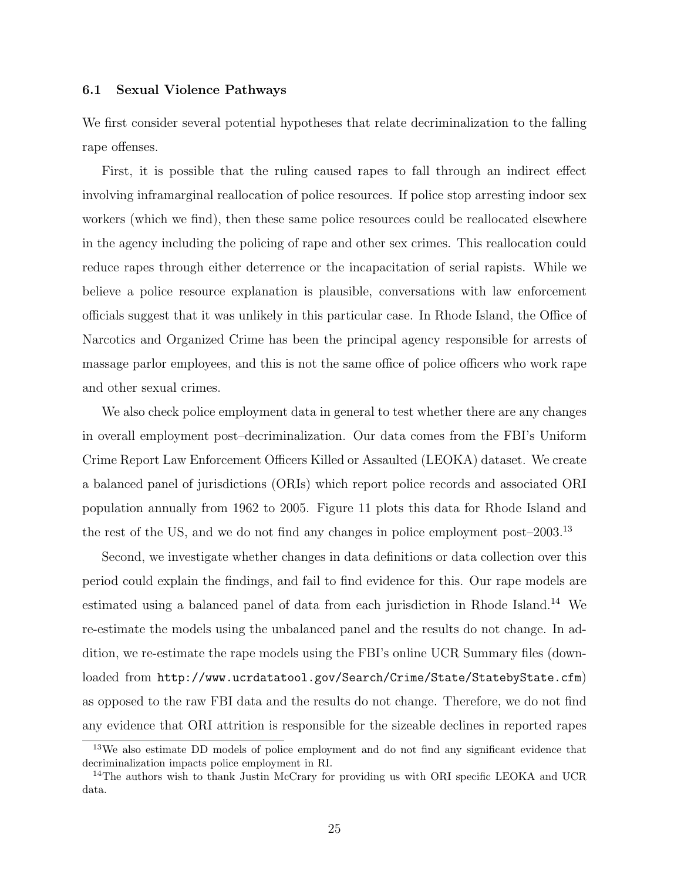### 6.1 Sexual Violence Pathways

We first consider several potential hypotheses that relate decriminalization to the falling rape offenses.

First, it is possible that the ruling caused rapes to fall through an indirect effect involving inframarginal reallocation of police resources. If police stop arresting indoor sex workers (which we find), then these same police resources could be reallocated elsewhere in the agency including the policing of rape and other sex crimes. This reallocation could reduce rapes through either deterrence or the incapacitation of serial rapists. While we believe a police resource explanation is plausible, conversations with law enforcement officials suggest that it was unlikely in this particular case. In Rhode Island, the Office of Narcotics and Organized Crime has been the principal agency responsible for arrests of massage parlor employees, and this is not the same office of police officers who work rape and other sexual crimes.

We also check police employment data in general to test whether there are any changes in overall employment post–decriminalization. Our data comes from the FBI's Uniform Crime Report Law Enforcement Officers Killed or Assaulted (LEOKA) dataset. We create a balanced panel of jurisdictions (ORIs) which report police records and associated ORI population annually from 1962 to 2005. Figure 11 plots this data for Rhode Island and the rest of the US, and we do not find any changes in police employment post–2003.[13]

Second, we investigate whether changes in data definitions or data collection over this period could explain the findings, and fail to find evidence for this. Our rape models are estimated using a balanced panel of data from each jurisdiction in Rhode Island.[14] We re-estimate the models using the unbalanced panel and the results do not change. In addition, we re-estimate the rape models using the FBI's online UCR Summary files (downloaded from `http://www.ucrdatatool.gov/Search/Crime/State/StatebyState.cfm`) as opposed to the raw FBI data and the results do not change. Therefore, we do not find any evidence that ORI attrition is responsible for the sizeable declines in reported rapes

[13] We also estimate DD models of police employment and do not find any significant evidence that decriminalization impacts police employment in RI.

[14] The authors wish to thank Justin McCrary for providing us with ORI specific LEOKA and UCR data.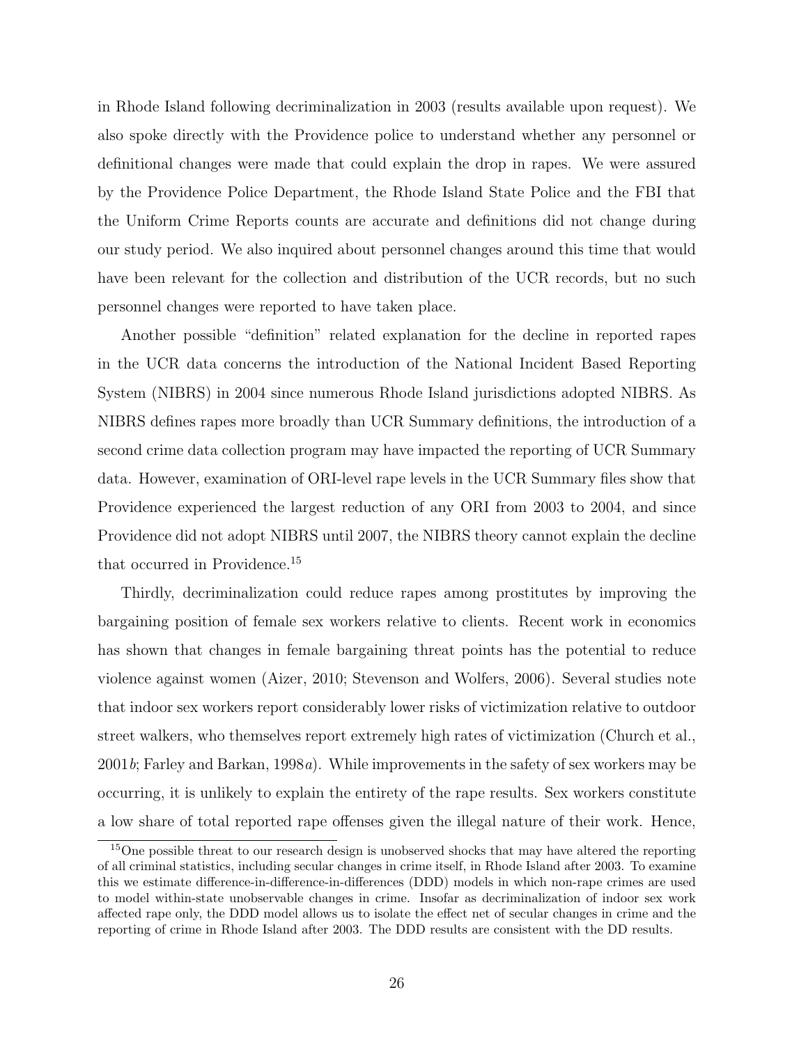in Rhode Island following decriminalization in 2003 (results available upon request). We also spoke directly with the Providence police to understand whether any personnel or definitional changes were made that could explain the drop in rapes. We were assured by the Providence Police Department, the Rhode Island State Police and the FBI that the Uniform Crime Reports counts are accurate and definitions did not change during our study period. We also inquired about personnel changes around this time that would have been relevant for the collection and distribution of the UCR records, but no such personnel changes were reported to have taken place.

Another possible "definition" related explanation for the decline in reported rapes in the UCR data concerns the introduction of the National Incident Based Reporting System (NIBRS) in 2004 since numerous Rhode Island jurisdictions adopted NIBRS. As NIBRS defines rapes more broadly than UCR Summary definitions, the introduction of a second crime data collection program may have impacted the reporting of UCR Summary data. However, examination of ORI-level rape levels in the UCR Summary files show that Providence experienced the largest reduction of any ORI from 2003 to 2004, and since Providence did not adopt NIBRS until 2007, the NIBRS theory cannot explain the decline that occurred in Providence.[15]

Thirdly, decriminalization could reduce rapes among prostitutes by improving the bargaining position of female sex workers relative to clients. Recent work in economics has shown that changes in female bargaining threat points has the potential to reduce violence against women (Aizer, 2010; Stevenson and Wolfers, 2006). Several studies note that indoor sex workers report considerably lower risks of victimization relative to outdoor street walkers, who themselves report extremely high rates of victimization (Church et al., 2001*b*; Farley and Barkan, 1998*a*). While improvements in the safety of sex workers may be occurring, it is unlikely to explain the entirety of the rape results. Sex workers constitute a low share of total reported rape offenses given the illegal nature of their work. Hence,

[15] One possible threat to our research design is unobserved shocks that may have altered the reporting of all criminal statistics, including secular changes in crime itself, in Rhode Island after 2003. To examine this we estimate difference-in-difference-in-differences (DDD) models in which non-rape crimes are used to model within-state unobservable changes in crime. Insofar as decriminalization of indoor sex work affected rape only, the DDD model allows us to isolate the effect net of secular changes in crime and the reporting of crime in Rhode Island after 2003. The DDD results are consistent with the DD results.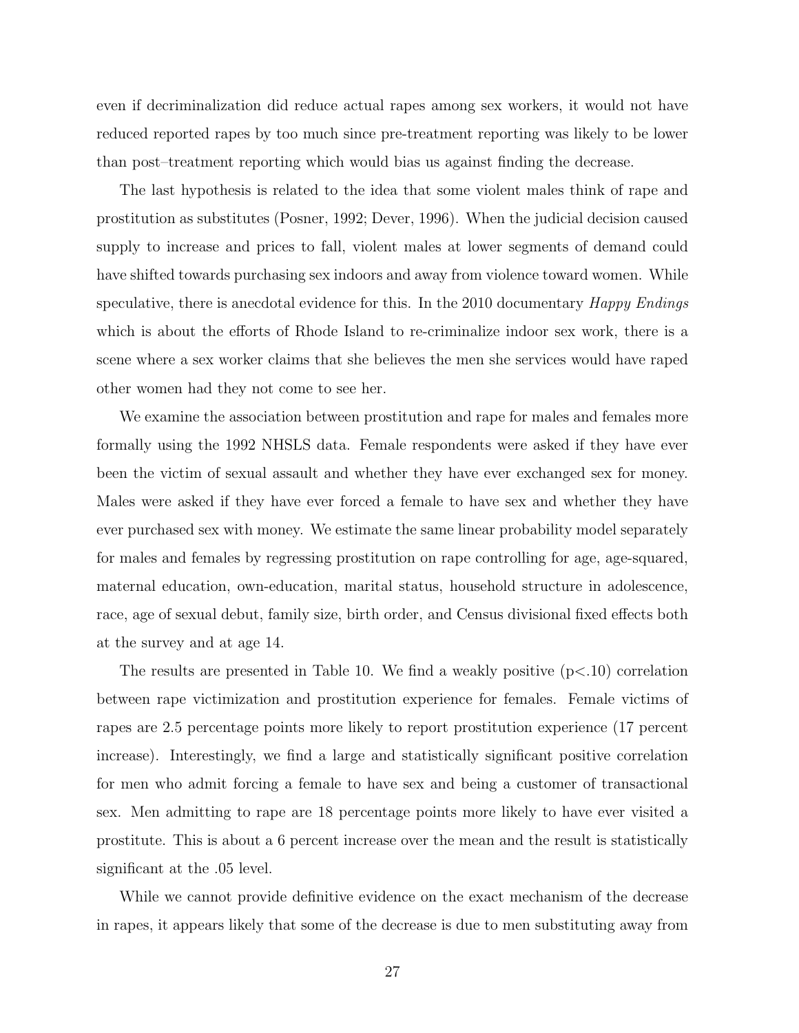even if decriminalization did reduce actual rapes among sex workers, it would not have reduced reported rapes by too much since pre-treatment reporting was likely to be lower than post–treatment reporting which would bias us against finding the decrease.

The last hypothesis is related to the idea that some violent males think of rape and prostitution as substitutes (Posner, 1992; Dever, 1996). When the judicial decision caused supply to increase and prices to fall, violent males at lower segments of demand could have shifted towards purchasing sex indoors and away from violence toward women. While speculative, there is anecdotal evidence for this. In the 2010 documentary *Happy Endings* which is about the efforts of Rhode Island to re-criminalize indoor sex work, there is a scene where a sex worker claims that she believes the men she services would have raped other women had they not come to see her.

We examine the association between prostitution and rape for males and females more formally using the 1992 NHSLS data. Female respondents were asked if they have ever been the victim of sexual assault and whether they have ever exchanged sex for money. Males were asked if they have ever forced a female to have sex and whether they have ever purchased sex with money. We estimate the same linear probability model separately for males and females by regressing prostitution on rape controlling for age, age-squared, maternal education, own-education, marital status, household structure in adolescence, race, age of sexual debut, family size, birth order, and Census divisional fixed effects both at the survey and at age 14.

The results are presented in Table 10. We find a weakly positive ($p<.10$) correlation between rape victimization and prostitution experience for females. Female victims of rapes are 2.5 percentage points more likely to report prostitution experience (17 percent increase). Interestingly, we find a large and statistically significant positive correlation for men who admit forcing a female to have sex and being a customer of transactional sex. Men admitting to rape are 18 percentage points more likely to have ever visited a prostitute. This is about a 6 percent increase over the mean and the result is statistically significant at the .05 level.

While we cannot provide definitive evidence on the exact mechanism of the decrease in rapes, it appears likely that some of the decrease is due to men substituting away from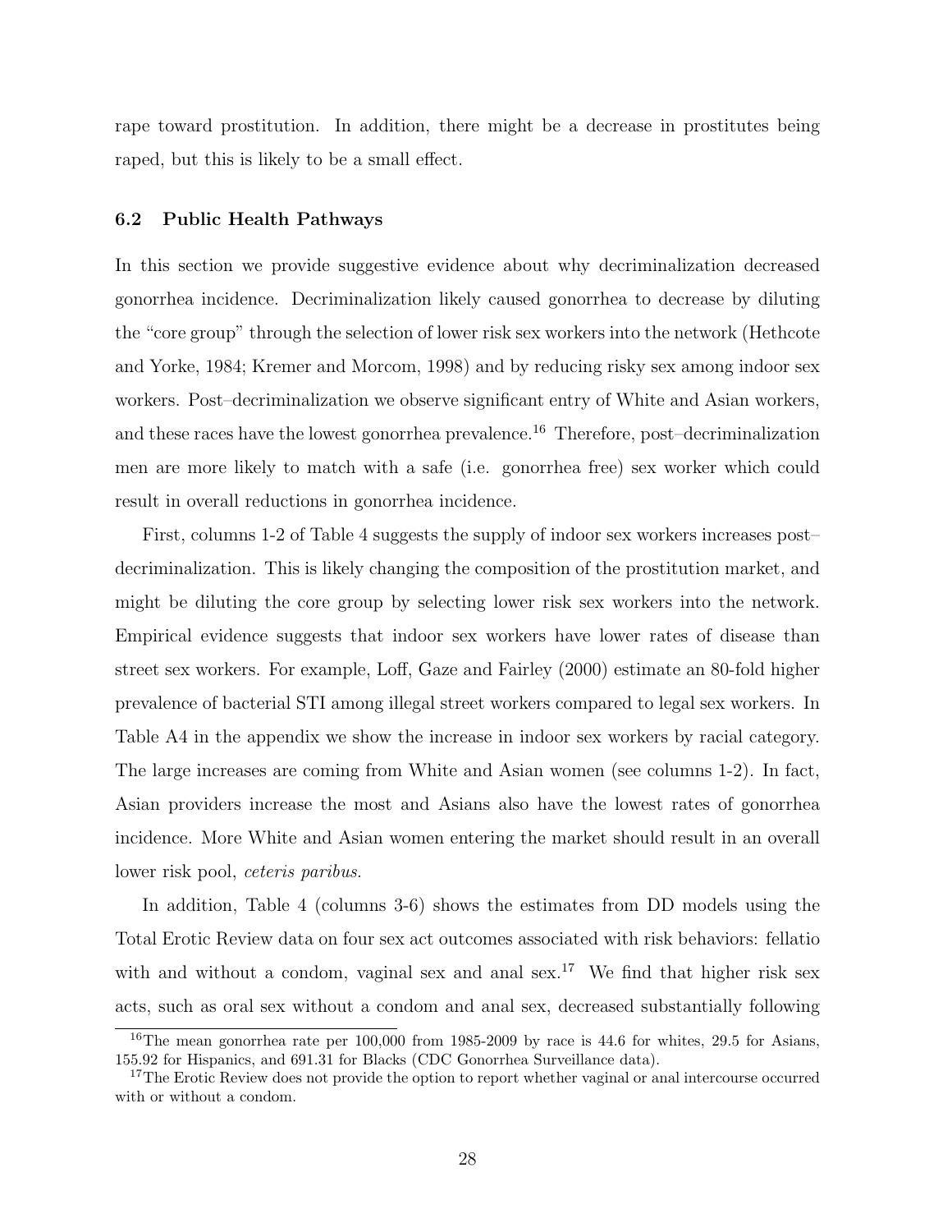rape toward prostitution. In addition, there might be a decrease in prostitutes being raped, but this is likely to be a small effect.

### 6.2 Public Health Pathways

In this section we provide suggestive evidence about why decriminalization decreased gonorrhea incidence. Decriminalization likely caused gonorrhea to decrease by diluting the "core group" through the selection of lower risk sex workers into the network (Hethcote and Yorke, 1984; Kremer and Morcom, 1998) and by reducing risky sex among indoor sex workers. Post–decriminalization we observe significant entry of White and Asian workers, and these races have the lowest gonorrhea prevalence.[16] Therefore, post–decriminalization men are more likely to match with a safe (i.e. gonorrhea free) sex worker which could result in overall reductions in gonorrhea incidence.

First, columns 1-2 of Table 4 suggests the supply of indoor sex workers increases post–decriminalization. This is likely changing the composition of the prostitution market, and might be diluting the core group by selecting lower risk sex workers into the network. Empirical evidence suggests that indoor sex workers have lower rates of disease than street sex workers. For example, Loff, Gaze and Fairley (2000) estimate an 80-fold higher prevalence of bacterial STI among illegal street workers compared to legal sex workers. In Table A4 in the appendix we show the increase in indoor sex workers by racial category. The large increases are coming from White and Asian women (see columns 1-2). In fact, Asian providers increase the most and Asians also have the lowest rates of gonorrhea incidence. More White and Asian women entering the market should result in an overall lower risk pool, *ceteris paribus.*

In addition, Table 4 (columns 3-6) shows the estimates from DD models using the Total Erotic Review data on four sex act outcomes associated with risk behaviors: fellatio with and without a condom, vaginal sex and anal sex.[17] We find that higher risk sex acts, such as oral sex without a condom and anal sex, decreased substantially following

[16] The mean gonorrhea rate per 100,000 from 1985-2009 by race is 44.6 for whites, 29.5 for Asians, 155.92 for Hispanics, and 691.31 for Blacks (CDC Gonorrhea Surveillance data).

[17] The Erotic Review does not provide the option to report whether vaginal or anal intercourse occurred with or without a condom.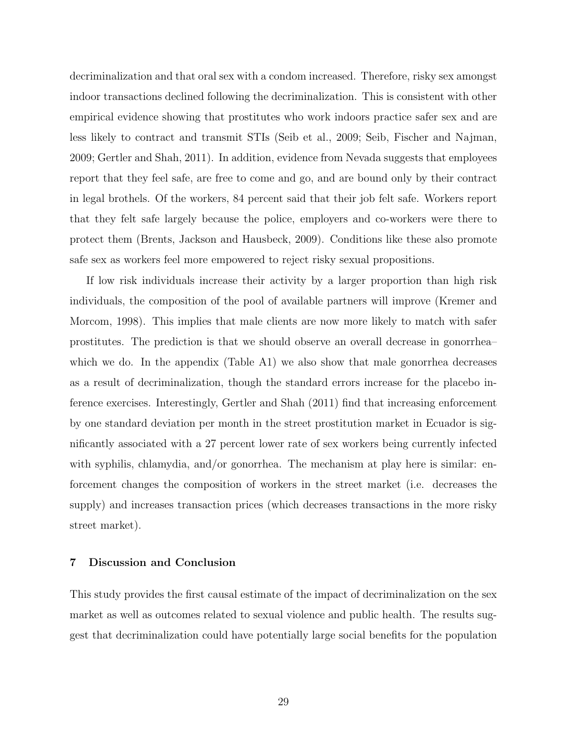decriminalization and that oral sex with a condom increased. Therefore, risky sex amongst indoor transactions declined following the decriminalization. This is consistent with other empirical evidence showing that prostitutes who work indoors practice safer sex and are less likely to contract and transmit STIs (Seib et al., 2009; Seib, Fischer and Najman, 2009; Gertler and Shah, 2011). In addition, evidence from Nevada suggests that employees report that they feel safe, are free to come and go, and are bound only by their contract in legal brothels. Of the workers, 84 percent said that their job felt safe. Workers report that they felt safe largely because the police, employers and co-workers were there to protect them (Brents, Jackson and Hausbeck, 2009). Conditions like these also promote safe sex as workers feel more empowered to reject risky sexual propositions.

If low risk individuals increase their activity by a larger proportion than high risk individuals, the composition of the pool of available partners will improve (Kremer and Morcom, 1998). This implies that male clients are now more likely to match with safer prostitutes. The prediction is that we should observe an overall decrease in gonorrhea– which we do. In the appendix (Table A1) we also show that male gonorrhea decreases as a result of decriminalization, though the standard errors increase for the placebo inference exercises. Interestingly, Gertler and Shah (2011) find that increasing enforcement by one standard deviation per month in the street prostitution market in Ecuador is significantly associated with a 27 percent lower rate of sex workers being currently infected with syphilis, chlamydia, and/or gonorrhea. The mechanism at play here is similar: enforcement changes the composition of workers in the street market (i.e. decreases the supply) and increases transaction prices (which decreases transactions in the more risky street market).

## 7 Discussion and Conclusion

This study provides the first causal estimate of the impact of decriminalization on the sex market as well as outcomes related to sexual violence and public health. The results suggest that decriminalization could have potentially large social benefits for the population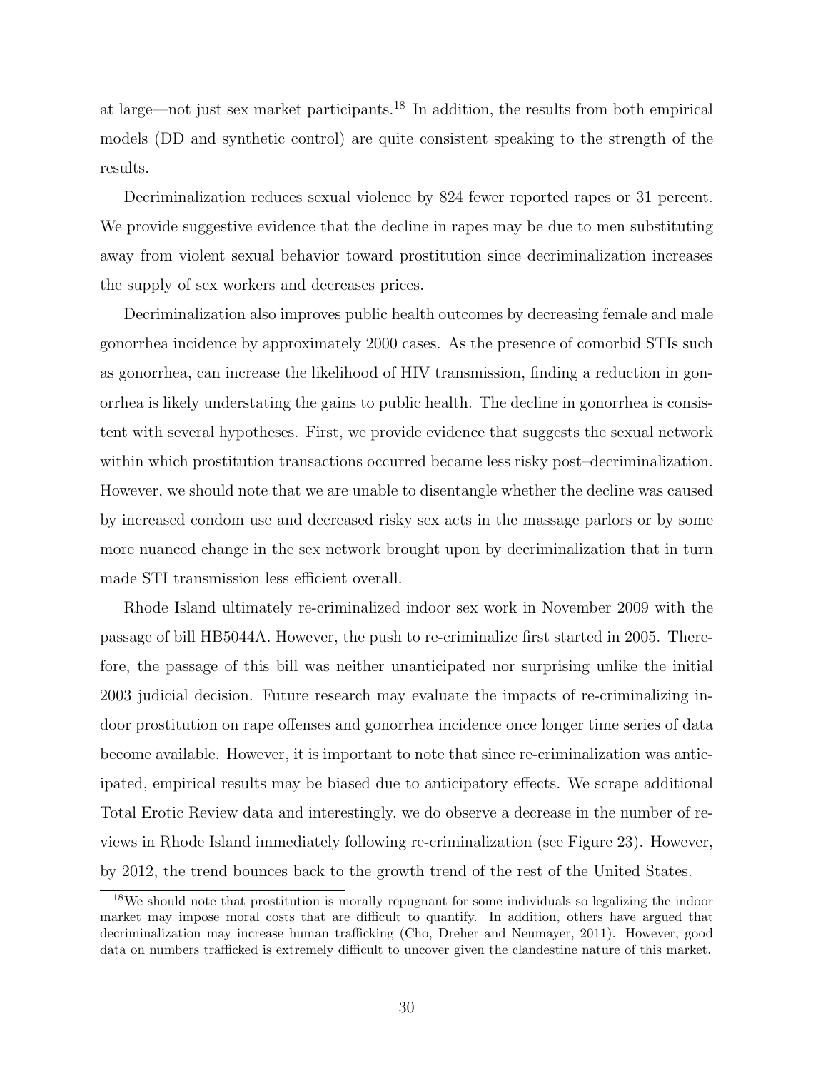at large—not just sex market participants.[18] In addition, the results from both empirical models (DD and synthetic control) are quite consistent speaking to the strength of the results.

Decriminalization reduces sexual violence by 824 fewer reported rapes or 31 percent. We provide suggestive evidence that the decline in rapes may be due to men substituting away from violent sexual behavior toward prostitution since decriminalization increases the supply of sex workers and decreases prices.

Decriminalization also improves public health outcomes by decreasing female and male gonorrhea incidence by approximately 2000 cases. As the presence of comorbid STIs such as gonorrhea, can increase the likelihood of HIV transmission, finding a reduction in gonorrhea is likely understating the gains to public health. The decline in gonorrhea is consistent with several hypotheses. First, we provide evidence that suggests the sexual network within which prostitution transactions occurred became less risky post–decriminalization. However, we should note that we are unable to disentangle whether the decline was caused by increased condom use and decreased risky sex acts in the massage parlors or by some more nuanced change in the sex network brought upon by decriminalization that in turn made STI transmission less efficient overall.

Rhode Island ultimately re-criminalized indoor sex work in November 2009 with the passage of bill HB5044A. However, the push to re-criminalize first started in 2005. Therefore, the passage of this bill was neither unanticipated nor surprising unlike the initial 2003 judicial decision. Future research may evaluate the impacts of re-criminalizing indoor prostitution on rape offenses and gonorrhea incidence once longer time series of data become available. However, it is important to note that since re-criminalization was anticipated, empirical results may be biased due to anticipatory effects. We scrape additional Total Erotic Review data and interestingly, we do observe a decrease in the number of reviews in Rhode Island immediately following re-criminalization (see Figure 23). However, by 2012, the trend bounces back to the growth trend of the rest of the United States.

[18] We should note that prostitution is morally repugnant for some individuals so legalizing the indoor market may impose moral costs that are difficult to quantify. In addition, others have argued that decriminalization may increase human trafficking (Cho, Dreher and Neumayer, 2011). However, good data on numbers trafficked is extremely difficult to uncover given the clandestine nature of this market.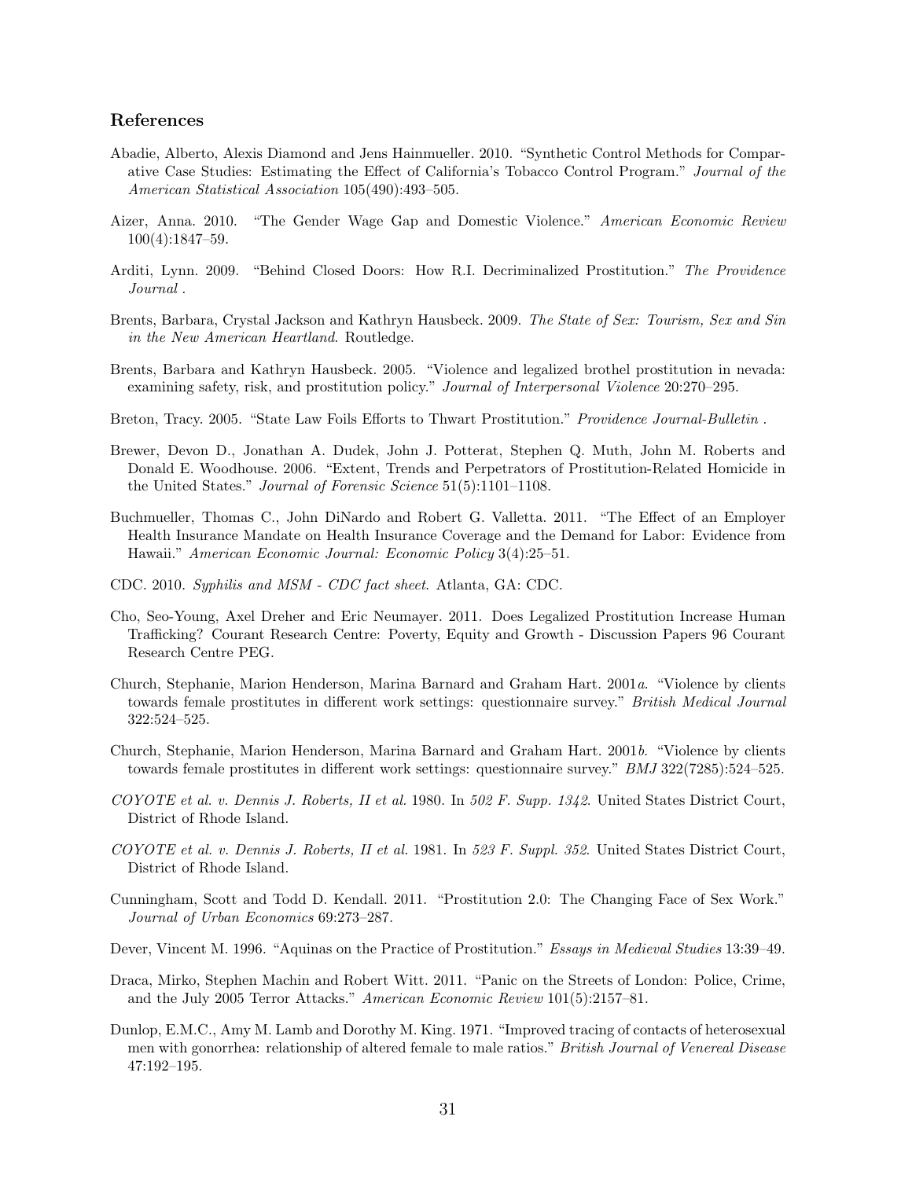### References

Abadie, Alberto, Alexis Diamond and Jens Hainmueller. 2010. "Synthetic Control Methods for Comparative Case Studies: Estimating the Effect of California's Tobacco Control Program." *Journal of the American Statistical Association* 105(490):493–505.

Aizer, Anna. 2010. "The Gender Wage Gap and Domestic Violence." *American Economic Review* 100(4):1847–59.

Arditi, Lynn. 2009. "Behind Closed Doors: How R.I. Decriminalized Prostitution." *The Providence Journal* .

Brents, Barbara, Crystal Jackson and Kathryn Hausbeck. 2009. *The State of Sex: Tourism, Sex and Sin in the New American Heartland*. Routledge.

Brents, Barbara and Kathryn Hausbeck. 2005. "Violence and legalized brothel prostitution in nevada: examining safety, risk, and prostitution policy." *Journal of Interpersonal Violence* 20:270–295.

Breton, Tracy. 2005. "State Law Foils Efforts to Thwart Prostitution." *Providence Journal-Bulletin* .

Brewer, Devon D., Jonathan A. Dudek, John J. Potterat, Stephen Q. Muth, John M. Roberts and Donald E. Woodhouse. 2006. "Extent, Trends and Perpetrators of Prostitution-Related Homicide in the United States." *Journal of Forensic Science* 51(5):1101–1108.

Buchmueller, Thomas C., John DiNardo and Robert G. Valletta. 2011. "The Effect of an Employer Health Insurance Mandate on Health Insurance Coverage and the Demand for Labor: Evidence from Hawaii." *American Economic Journal: Economic Policy* 3(4):25–51.

CDC. 2010. *Syphilis and MSM - CDC fact sheet*. Atlanta, GA: CDC.

Cho, Seo-Young, Axel Dreher and Eric Neumayer. 2011. Does Legalized Prostitution Increase Human Trafficking? Courant Research Centre: Poverty, Equity and Growth - Discussion Papers 96 Courant Research Centre PEG.

Church, Stephanie, Marion Henderson, Marina Barnard and Graham Hart. 2001*a*. "Violence by clients towards female prostitutes in different work settings: questionnaire survey." *British Medical Journal* 322:524–525.

Church, Stephanie, Marion Henderson, Marina Barnard and Graham Hart. 2001*b*. "Violence by clients towards female prostitutes in different work settings: questionnaire survey." *BMJ* 322(7285):524–525.

*COYOTE et al. v. Dennis J. Roberts, II et al.* 1980. In *502 F. Supp. 1342*. United States District Court, District of Rhode Island.

*COYOTE et al. v. Dennis J. Roberts, II et al.* 1981. In *523 F. Suppl. 352*. United States District Court, District of Rhode Island.

Cunningham, Scott and Todd D. Kendall. 2011. "Prostitution 2.0: The Changing Face of Sex Work." *Journal of Urban Economics* 69:273–287.

Dever, Vincent M. 1996. "Aquinas on the Practice of Prostitution." *Essays in Medieval Studies* 13:39–49.

Draca, Mirko, Stephen Machin and Robert Witt. 2011. "Panic on the Streets of London: Police, Crime, and the July 2005 Terror Attacks." *American Economic Review* 101(5):2157–81.

Dunlop, E.M.C., Amy M. Lamb and Dorothy M. King. 1971. "Improved tracing of contacts of heterosexual men with gonorrhea: relationship of altered female to male ratios." *British Journal of Venereal Disease* 47:192–195.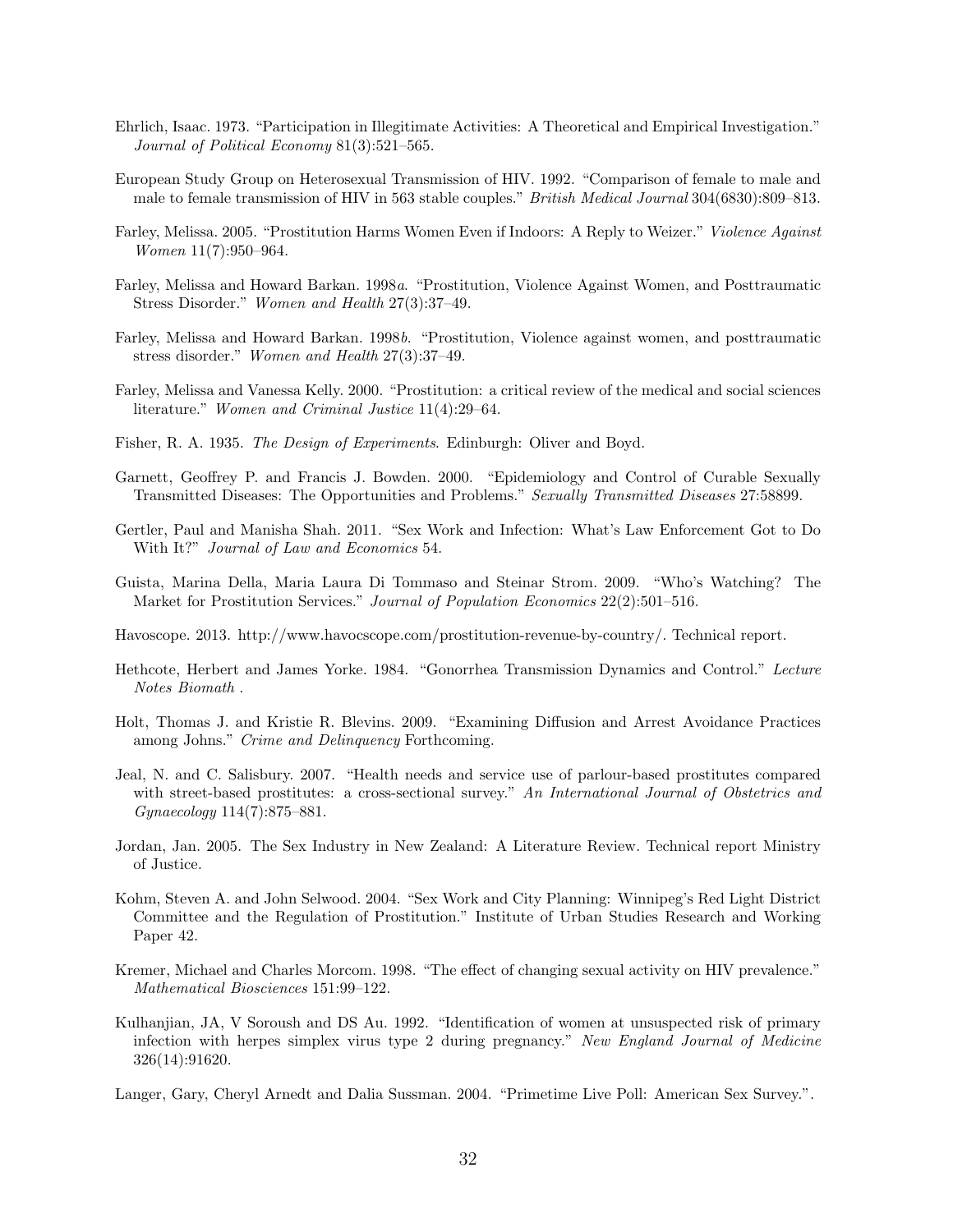Ehrlich, Isaac. 1973. "Participation in Illegitimate Activities: A Theoretical and Empirical Investigation." *Journal of Political Economy* 81(3):521–565.

European Study Group on Heterosexual Transmission of HIV. 1992. "Comparison of female to male and male to female transmission of HIV in 563 stable couples." *British Medical Journal* 304(6830):809–813.

Farley, Melissa. 2005. "Prostitution Harms Women Even if Indoors: A Reply to Weizer." *Violence Against Women* 11(7):950–964.

Farley, Melissa and Howard Barkan. 1998*a*. "Prostitution, Violence Against Women, and Posttraumatic Stress Disorder." *Women and Health* 27(3):37–49.

Farley, Melissa and Howard Barkan. 1998*b*. "Prostitution, Violence against women, and posttraumatic stress disorder." *Women and Health* 27(3):37–49.

Farley, Melissa and Vanessa Kelly. 2000. "Prostitution: a critical review of the medical and social sciences literature." *Women and Criminal Justice* 11(4):29–64.

Fisher, R. A. 1935. *The Design of Experiments*. Edinburgh: Oliver and Boyd.

Garnett, Geoffrey P. and Francis J. Bowden. 2000. "Epidemiology and Control of Curable Sexually Transmitted Diseases: The Opportunities and Problems." *Sexually Transmitted Diseases* 27:58899.

Gertler, Paul and Manisha Shah. 2011. "Sex Work and Infection: What's Law Enforcement Got to Do With It?" *Journal of Law and Economics* 54.

Guista, Marina Della, Maria Laura Di Tommaso and Steinar Strom. 2009. "Who's Watching? The Market for Prostitution Services." *Journal of Population Economics* 22(2):501–516.

Havoscope. 2013. http://www.havocscope.com/prostitution-revenue-by-country/. Technical report.

Hethcote, Herbert and James Yorke. 1984. "Gonorrhea Transmission Dynamics and Control." *Lecture Notes Biomath* .

Holt, Thomas J. and Kristie R. Blevins. 2009. "Examining Diffusion and Arrest Avoidance Practices among Johns." *Crime and Delinquency* Forthcoming.

Jeal, N. and C. Salisbury. 2007. "Health needs and service use of parlour-based prostitutes compared with street-based prostitutes: a cross-sectional survey." *An International Journal of Obstetrics and Gynaecology* 114(7):875–881.

Jordan, Jan. 2005. The Sex Industry in New Zealand: A Literature Review. Technical report Ministry of Justice.

Kohm, Steven A. and John Selwood. 2004. "Sex Work and City Planning: Winnipeg's Red Light District Committee and the Regulation of Prostitution." Institute of Urban Studies Research and Working Paper 42.

Kremer, Michael and Charles Morcom. 1998. "The effect of changing sexual activity on HIV prevalence." *Mathematical Biosciences* 151:99–122.

Kulhanjian, JA, V Soroush and DS Au. 1992. "Identification of women at unsuspected risk of primary infection with herpes simplex virus type 2 during pregnancy." *New England Journal of Medicine* 326(14):91620.

Langer, Gary, Cheryl Arnedt and Dalia Sussman. 2004. "Primetime Live Poll: American Sex Survey.".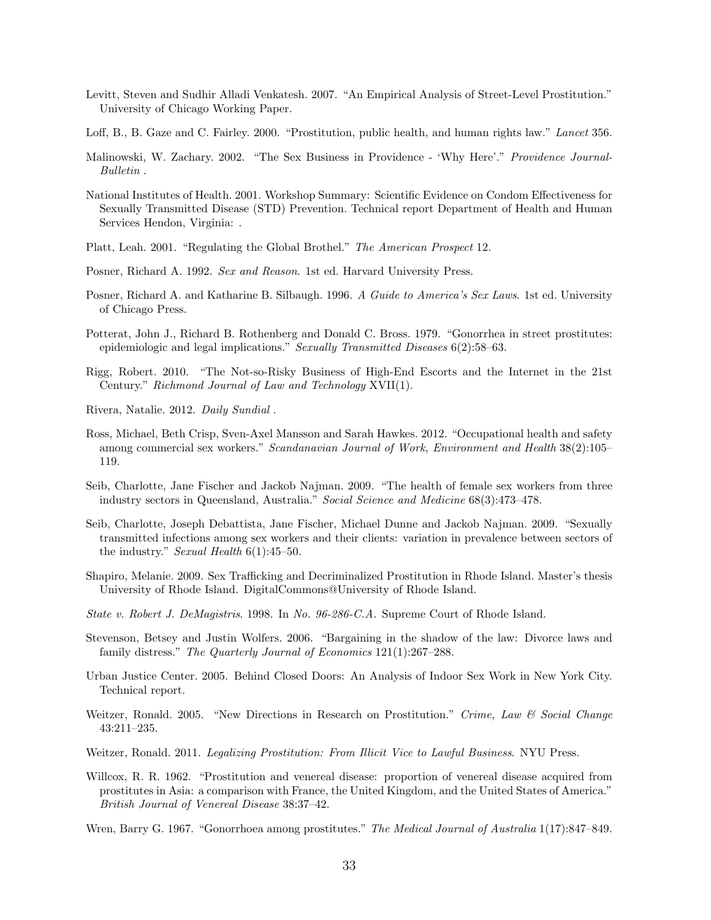Levitt, Steven and Sudhir Alladi Venkatesh. 2007. "An Empirical Analysis of Street-Level Prostitution." University of Chicago Working Paper.

Loff, B., B. Gaze and C. Fairley. 2000. "Prostitution, public health, and human rights law." *Lancet* 356.

Malinowski, W. Zachary. 2002. "The Sex Business in Providence - 'Why Here'." *Providence Journal-Bulletin* .

National Institutes of Health. 2001. Workshop Summary: Scientific Evidence on Condom Effectiveness for Sexually Transmitted Disease (STD) Prevention. Technical report Department of Health and Human Services Hendon, Virginia: .

Platt, Leah. 2001. "Regulating the Global Brothel." *The American Prospect* 12.

Posner, Richard A. 1992. *Sex and Reason*. 1st ed. Harvard University Press.

Posner, Richard A. and Katharine B. Silbaugh. 1996. *A Guide to America's Sex Laws*. 1st ed. University of Chicago Press.

Potterat, John J., Richard B. Rothenberg and Donald C. Bross. 1979. "Gonorrhea in street prostitutes: epidemiologic and legal implications." *Sexually Transmitted Diseases* 6(2):58–63.

Rigg, Robert. 2010. "The Not-so-Risky Business of High-End Escorts and the Internet in the 21st Century." *Richmond Journal of Law and Technology* XVII(1).

Rivera, Natalie. 2012. *Daily Sundial* .

Ross, Michael, Beth Crisp, Sven-Axel Mansson and Sarah Hawkes. 2012. "Occupational health and safety among commercial sex workers." *Scandanavian Journal of Work, Environment and Health* 38(2):105–119.

Seib, Charlotte, Jane Fischer and Jackob Najman. 2009. "The health of female sex workers from three industry sectors in Queensland, Australia." *Social Science and Medicine* 68(3):473–478.

Seib, Charlotte, Joseph Debattista, Jane Fischer, Michael Dunne and Jackob Najman. 2009. "Sexually transmitted infections among sex workers and their clients: variation in prevalence between sectors of the industry." *Sexual Health* 6(1):45–50.

Shapiro, Melanie. 2009. Sex Trafficking and Decriminalized Prostitution in Rhode Island. Master's thesis University of Rhode Island. DigitalCommons@University of Rhode Island.

*State v. Robert J. DeMagistris*. 1998. In *No. 96-286-C.A.* Supreme Court of Rhode Island.

Stevenson, Betsey and Justin Wolfers. 2006. "Bargaining in the shadow of the law: Divorce laws and family distress." *The Quarterly Journal of Economics* 121(1):267–288.

Urban Justice Center. 2005. Behind Closed Doors: An Analysis of Indoor Sex Work in New York City. Technical report.

Weitzer, Ronald. 2005. "New Directions in Research on Prostitution." *Crime, Law & Social Change* 43:211–235.

Weitzer, Ronald. 2011. *Legalizing Prostitution: From Illicit Vice to Lawful Business*. NYU Press.

Willcox, R. R. 1962. "Prostitution and venereal disease: proportion of venereal disease acquired from prostitutes in Asia: a comparison with France, the United Kingdom, and the United States of America." *British Journal of Venereal Disease* 38:37–42.

Wren, Barry G. 1967. "Gonorrhoea among prostitutes." *The Medical Journal of Australia* 1(17):847–849.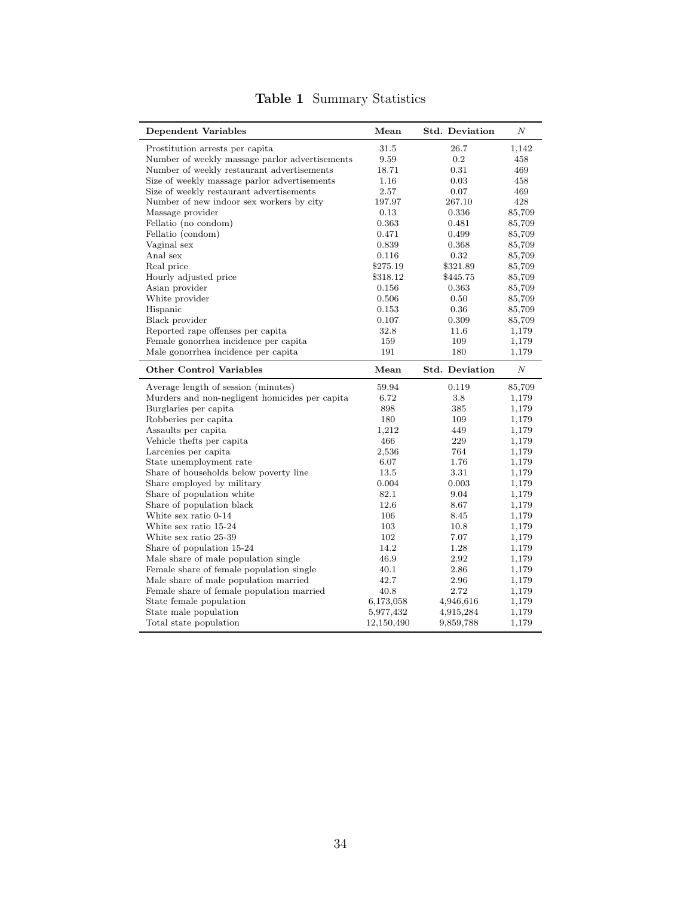**Table 1** Summary Statistics

| **Dependent Variables** | **Mean** | **Std. Deviation** | *N* |
|---|---|---|---|
| Prostitution arrests per capita | 31.5 | 26.7 | 1,142 |
| Number of weekly massage parlor advertisements | 9.59 | 0.2 | 458 |
| Number of weekly restaurant advertisements | 18.71 | 0.31 | 469 |
| Size of weekly massage parlor advertisements | 1.16 | 0.03 | 458 |
| Size of weekly restaurant advertisements | 2.57 | 0.07 | 469 |
| Number of new indoor sex workers by city | 197.97 | 267.10 | 428 |
| Massage provider | 0.13 | 0.336 | 85,709 |
| Fellatio (no condom) | 0.363 | 0.481 | 85,709 |
| Fellatio (condom) | 0.471 | 0.499 | 85,709 |
| Vaginal sex | 0.839 | 0.368 | 85,709 |
| Anal sex | 0.116 | 0.32 | 85,709 |
| Real price | $275.19 | $321.89 | 85,709 |
| Hourly adjusted price | $318.12 | $445.75 | 85,709 |
| Asian provider | 0.156 | 0.363 | 85,709 |
| White provider | 0.506 | 0.50 | 85,709 |
| Hispanic | 0.153 | 0.36 | 85,709 |
| Black provider | 0.107 | 0.309 | 85,709 |
| Reported rape offenses per capita | 32.8 | 11.6 | 1,179 |
| Female gonorrhea incidence per capita | 159 | 109 | 1,179 |
| Male gonorrhea incidence per capita | 191 | 180 | 1,179 |
| **Other Control Variables** | **Mean** | **Std. Deviation** | *N* |
| Average length of session (minutes) | 59.94 | 0.119 | 85,709 |
| Murders and non-negligent homicides per capita | 6.72 | 3.8 | 1,179 |
| Burglaries per capita | 898 | 385 | 1,179 |
| Robberies per capita | 180 | 109 | 1,179 |
| Assaults per capita | 1,212 | 449 | 1,179 |
| Vehicle thefts per capita | 466 | 229 | 1,179 |
| Larcenies per capita | 2,536 | 764 | 1,179 |
| State unemployment rate | 6.07 | 1.76 | 1,179 |
| Share of households below poverty line | 13.5 | 3.31 | 1,179 |
| Share employed by military | 0.004 | 0.003 | 1,179 |
| Share of population white | 82.1 | 9.04 | 1,179 |
| Share of population black | 12.6 | 8.67 | 1,179 |
| White sex ratio 0-14 | 106 | 8.45 | 1,179 |
| White sex ratio 15-24 | 103 | 10.8 | 1,179 |
| White sex ratio 25-39 | 102 | 7.07 | 1,179 |
| Share of population 15-24 | 14.2 | 1.28 | 1,179 |
| Male share of male population single | 46.9 | 2.92 | 1,179 |
| Female share of female population single | 40.1 | 2.86 | 1,179 |
| Male share of male population married | 42.7 | 2.96 | 1,179 |
| Female share of female population married | 40.8 | 2.72 | 1,179 |
| State female population | 6,173,058 | 4,946,616 | 1,179 |
| State male population | 5,977,432 | 4,915,284 | 1,179 |
| Total state population | 12,150,490 | 9,859,788 | 1,179 |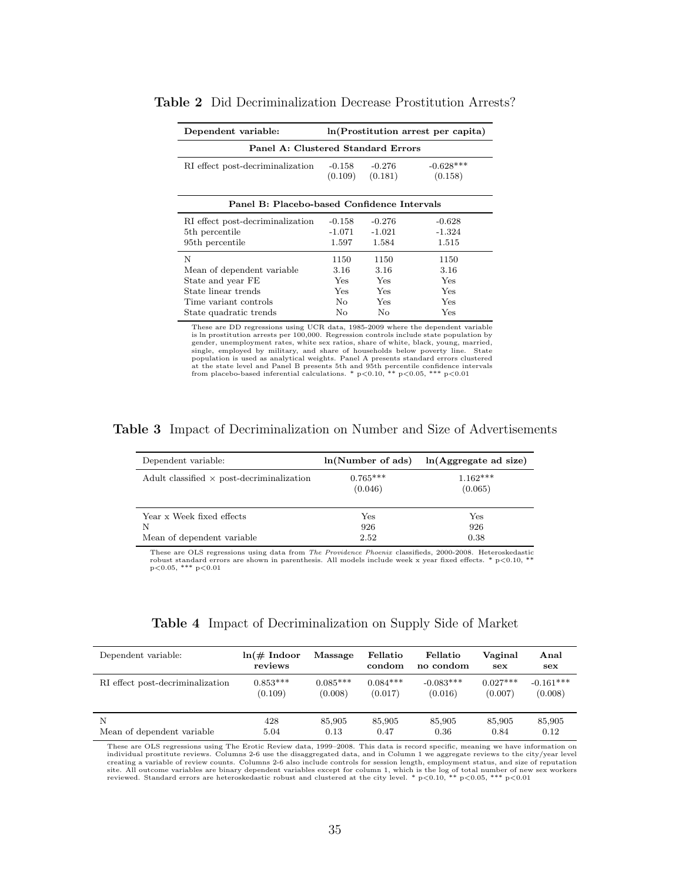**Table 2** Did Decriminalization Decrease Prostitution Arrests?

| **Dependent variable:** | **ln(Prostitution arrest per capita)** | | |
|---|---|---|---|
| **Panel A: Clustered Standard Errors** | | | |
| RI effect post-decriminalization | -0.158 | -0.276 | -0.628*** |
| | (0.109) | (0.181) | (0.158) |
| **Panel B: Placebo-based Confidence Intervals** | | | |
| RI effect post-decriminalization | -0.158 | -0.276 | -0.628 |
| 5th percentile | -1.071 | -1.021 | -1.324 |
| 95th percentile | 1.597 | 1.584 | 1.515 |
| N | 1150 | 1150 | 1150 |
| Mean of dependent variable | 3.16 | 3.16 | 3.16 |
| State and year FE | Yes | Yes | Yes |
| State linear trends | Yes | Yes | Yes |
| Time variant controls | No | Yes | Yes |
| State quadratic trends | No | No | Yes |

These are DD regressions using UCR data, 1985-2009 where the dependent variable is ln prostitution arrests per 100,000. Regression controls include state population by gender, unemployment rates, white sex ratios, share of white, black, young, married, single, employed by military, and share of households below poverty line. State population is used as analytical weights. Panel A presents standard errors clustered at the state level and Panel B presents 5th and 95th percentile confidence intervals from placebo-based inferential calculations. * p<0.10, ** p<0.05, *** p<0.01

**Table 3** Impact of Decriminalization on Number and Size of Advertisements

| Dependent variable: | **ln(Number of ads)** | **ln(Aggregate ad size)** |
|---|---|---|
| Adult classified × post-decriminalization | 0.765*** | 1.162*** |
| | (0.046) | (0.065) |
| Year x Week fixed effects | Yes | Yes |
| N | 926 | 926 |
| Mean of dependent variable | 2.52 | 0.38 |

These are OLS regressions using data from *The Providence Phoenix* classifieds, 2000-2008. Heteroskedastic robust standard errors are shown in parenthesis. All models include week x year fixed effects. * p<0.10, ** p<0.05, *** p<0.01

**Table 4** Impact of Decriminalization on Supply Side of Market

| Dependent variable: | **ln(# Indoor reviews** | **Massage** | **Fellatio condom** | **Fellatio no condom** | **Vaginal sex** | **Anal sex** |
|---|---|---|---|---|---|---|
| RI effect post-decriminalization | 0.853*** | 0.085*** | 0.084*** | -0.083*** | 0.027*** | -0.161*** |
| | (0.109) | (0.008) | (0.017) | (0.016) | (0.007) | (0.008) |
| N | 428 | 85,905 | 85,905 | 85,905 | 85,905 | 85,905 |
| Mean of dependent variable | 5.04 | 0.13 | 0.47 | 0.36 | 0.84 | 0.12 |

These are OLS regressions using The Erotic Review data, 1999–2008. This data is record specific, meaning we have information on individual prostitute reviews. Columns 2-6 use the disaggregated data, and in Column 1 we aggregate reviews to the city/year level creating a variable of review counts. Columns 2-6 also include controls for session length, employment status, and size of reputation site. All outcome variables are binary dependent variables except for column 1, which is the log of total number of new sex workers reviewed. Standard errors are heteroskedastic robust and clustered at the city level. * p<0.10, ** p<0.05, *** p<0.01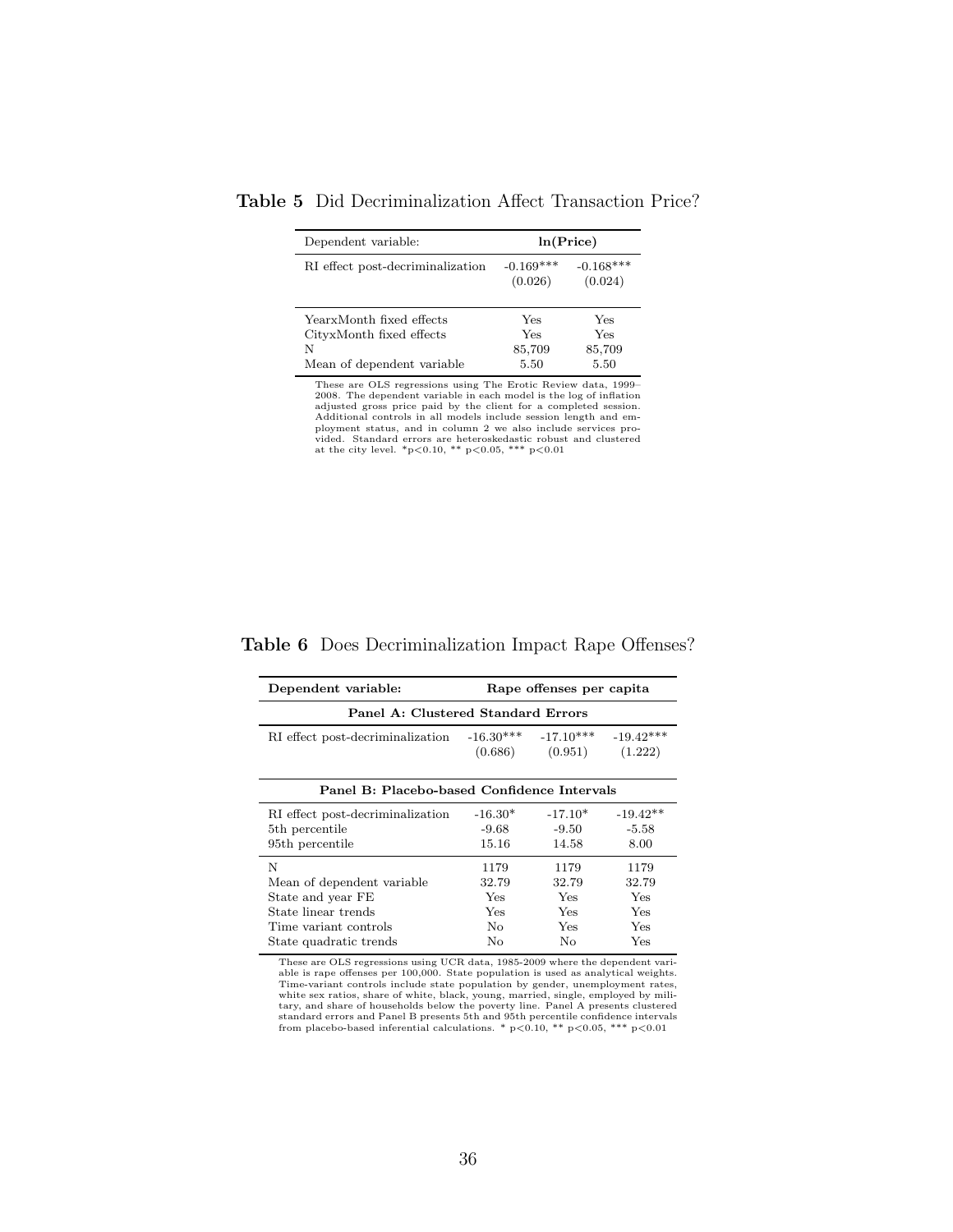**Table 5** Did Decriminalization Affect Transaction Price?

| Dependent variable: | **ln(Price)** | |
|---|---|---|
| RI effect post-decriminalization | -0.169*** | -0.168*** |
| | (0.026) | (0.024) |
| YearxMonth fixed effects | Yes | Yes |
| CityxMonth fixed effects | Yes | Yes |
| N | 85,709 | 85,709 |
| Mean of dependent variable | 5.50 | 5.50 |

These are OLS regressions using The Erotic Review data, 1999–2008. The dependent variable in each model is the log of inflation adjusted gross price paid by the client for a completed session. Additional controls in all models include session length and employment status, and in column 2 we also include services provided. Standard errors are heteroskedastic robust and clustered at the city level. *p<0.10, ** p<0.05, *** p<0.01

**Table 6** Does Decriminalization Impact Rape Offenses?

| **Dependent variable:** | **Rape offenses per capita** | | |
|---|---|---|---|
| **Panel A: Clustered Standard Errors** | | | |
| RI effect post-decriminalization | -16.30*** | -17.10*** | -19.42*** |
| | (0.686) | (0.951) | (1.222) |
| **Panel B: Placebo-based Confidence Intervals** | | | |
| RI effect post-decriminalization | -16.30* | -17.10* | -19.42** |
| 5th percentile | -9.68 | -9.50 | -5.58 |
| 95th percentile | 15.16 | 14.58 | 8.00 |
| N | 1179 | 1179 | 1179 |
| Mean of dependent variable | 32.79 | 32.79 | 32.79 |
| State and year FE | Yes | Yes | Yes |
| State linear trends | Yes | Yes | Yes |
| Time variant controls | No | Yes | Yes |
| State quadratic trends | No | No | Yes |

These are OLS regressions using UCR data, 1985-2009 where the dependent variable is rape offenses per 100,000. State population is used as analytical weights. Time-variant controls include state population by gender, unemployment rates, white sex ratios, share of white, black, young, married, single, employed by military, and share of households below the poverty line. Panel A presents clustered standard errors and Panel B presents 5th and 95th percentile confidence intervals from placebo-based inferential calculations. * p<0.10, ** p<0.05, *** p<0.01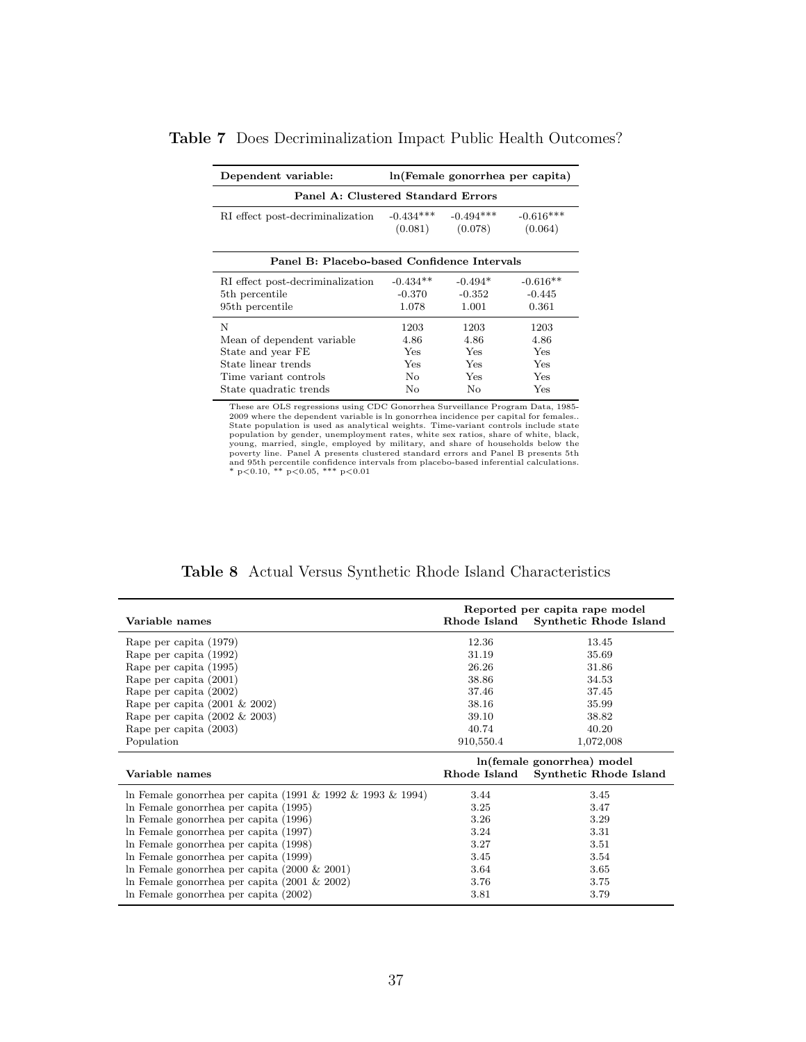**Table 7** Does Decriminalization Impact Public Health Outcomes?

| Dependent variable: | ln(Female gonorrhea per capita) | | |
|---|---|---|---|
| **Panel A: Clustered Standard Errors** | | | |
| RI effect post-decriminalization | -0.434*** | -0.494*** | -0.616*** |
| | (0.081) | (0.078) | (0.064) |
| **Panel B: Placebo-based Confidence Intervals** | | | |
| RI effect post-decriminalization | -0.434** | -0.494* | -0.616** |
| 5th percentile | -0.370 | -0.352 | -0.445 |
| 95th percentile | 1.078 | 1.001 | 0.361 |
| N | 1203 | 1203 | 1203 |
| Mean of dependent variable | 4.86 | 4.86 | 4.86 |
| State and year FE | Yes | Yes | Yes |
| State linear trends | Yes | Yes | Yes |
| Time variant controls | No | Yes | Yes |
| State quadratic trends | No | No | Yes |

These are OLS regressions using CDC Gonorrhea Surveillance Program Data, 1985-2009 where the dependent variable is ln gonorrhea incidence per capital for females.. State population is used as analytical weights. Time-variant controls include state population by gender, unemployment rates, white sex ratios, share of white, black, young, married, single, employed by military, and share of households below the poverty line. Panel A presents clustered standard errors and Panel B presents 5th and 95th percentile confidence intervals from placebo-based inferential calculations. * p<0.10, ** p<0.05, *** p<0.01

**Table 8** Actual Versus Synthetic Rhode Island Characteristics

| Variable names | Reported per capita rape model: Rhode Island | Reported per capita rape model: Synthetic Rhode Island |
|---|---|---|
| Rape per capita (1979) | 12.36 | 13.45 |
| Rape per capita (1992) | 31.19 | 35.69 |
| Rape per capita (1995) | 26.26 | 31.86 |
| Rape per capita (2001) | 38.86 | 34.53 |
| Rape per capita (2002) | 37.46 | 37.45 |
| Rape per capita (2001 & 2002) | 38.16 | 35.99 |
| Rape per capita (2002 & 2003) | 39.10 | 38.82 |
| Rape per capita (2003) | 40.74 | 40.20 |
| Population | 910,550.4 | 1,072,008 |
| **Variable names** | **ln(female gonorrhea) model: Rhode Island** | **ln(female gonorrhea) model: Synthetic Rhode Island** |
| ln Female gonorrhea per capita (1991 & 1992 & 1993 & 1994) | 3.44 | 3.45 |
| ln Female gonorrhea per capita (1995) | 3.25 | 3.47 |
| ln Female gonorrhea per capita (1996) | 3.26 | 3.29 |
| ln Female gonorrhea per capita (1997) | 3.24 | 3.31 |
| ln Female gonorrhea per capita (1998) | 3.27 | 3.51 |
| ln Female gonorrhea per capita (1999) | 3.45 | 3.54 |
| ln Female gonorrhea per capita (2000 & 2001) | 3.64 | 3.65 |
| ln Female gonorrhea per capita (2001 & 2002) | 3.76 | 3.75 |
| ln Female gonorrhea per capita (2002) | 3.81 | 3.79 |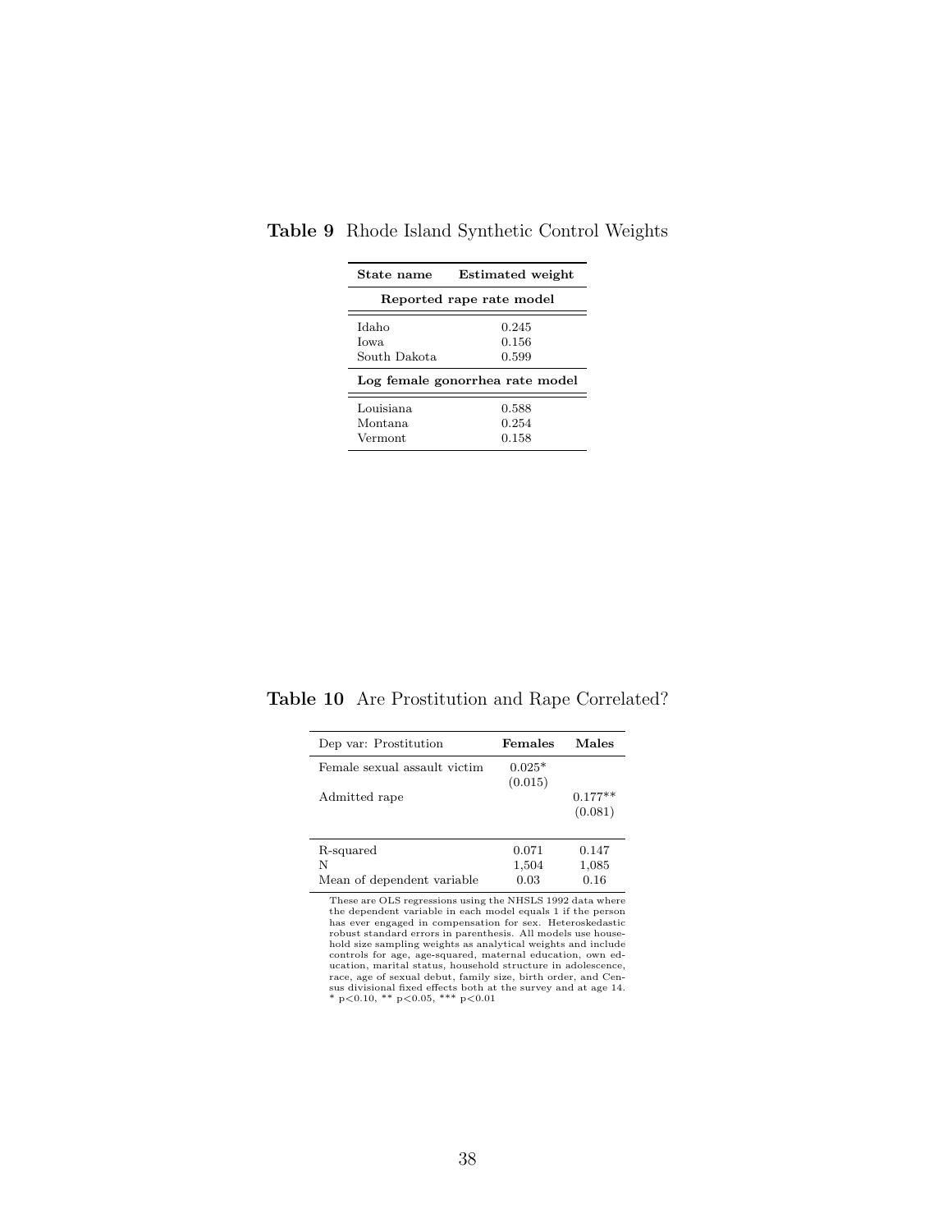**Table 9** Rhode Island Synthetic Control Weights

| State name | Estimated weight |
|---|---|
| **Reported rape rate model** | |
| Idaho | 0.245 |
| Iowa | 0.156 |
| South Dakota | 0.599 |
| **Log female gonorrhea rate model** | |
| Louisiana | 0.588 |
| Montana | 0.254 |
| Vermont | 0.158 |

**Table 10** Are Prostitution and Rape Correlated?

| Dep var: Prostitution | **Females** | **Males** |
|---|---|---|
| Female sexual assault victim | 0.025* | |
| | (0.015) | |
| Admitted rape | | 0.177** |
| | | (0.081) |
| R-squared | 0.071 | 0.147 |
| N | 1,504 | 1,085 |
| Mean of dependent variable | 0.03 | 0.16 |

These are OLS regressions using the NHSLS 1992 data where the dependent variable in each model equals 1 if the person has ever engaged in compensation for sex. Heteroskedastic robust standard errors in parenthesis. All models use household size sampling weights as analytical weights and include controls for age, age-squared, maternal education, own education, marital status, household structure in adolescence, race, age of sexual debut, family size, birth order, and Census divisional fixed effects both at the survey and at age 14. * $p<0.10$, ** $p<0.05$, *** $p<0.01$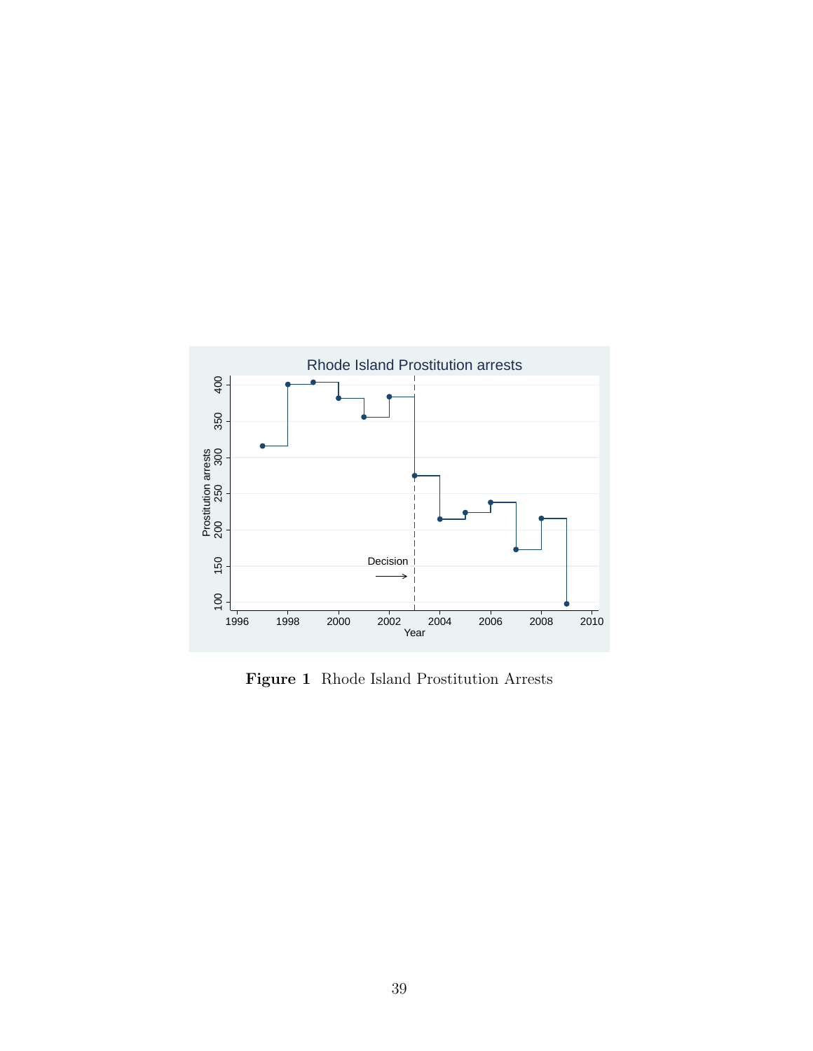Figure 1  Rhode Island Prostitution Arrests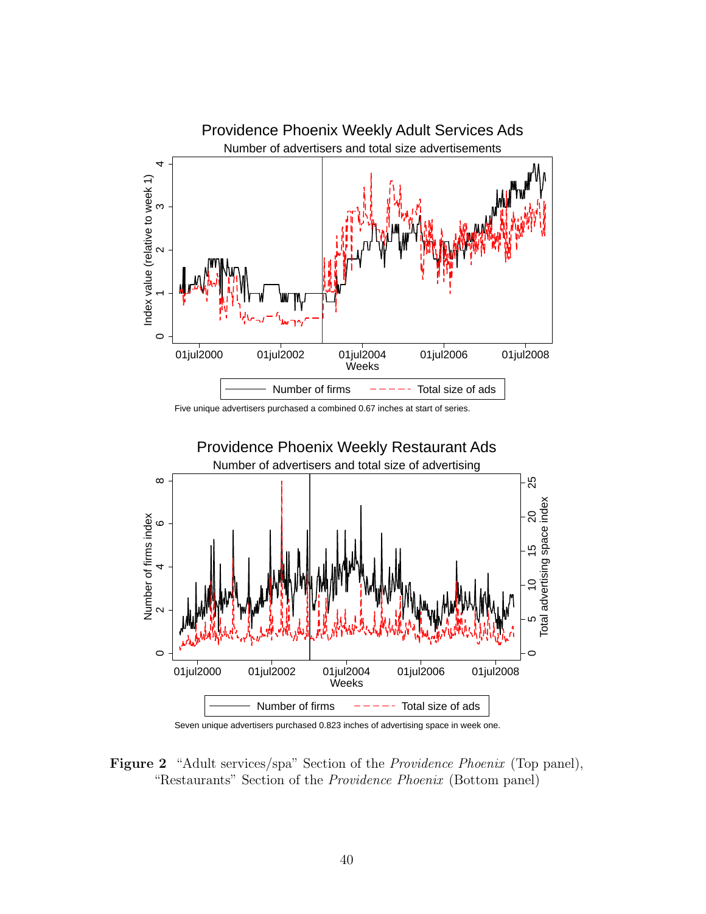**Providence Phoenix Weekly Adult Services Ads**

Number of advertisers and total size advertisements

Five unique advertisers purchased a combined 0.67 inches at start of series.

**Providence Phoenix Weekly Restaurant Ads**

Number of advertisers and total size of advertising

Seven unique advertisers purchased 0.823 inches of advertising space in week one.

**Figure 2** "Adult services/spa" Section of the *Providence Phoenix* (Top panel), "Restaurants" Section of the *Providence Phoenix* (Bottom panel)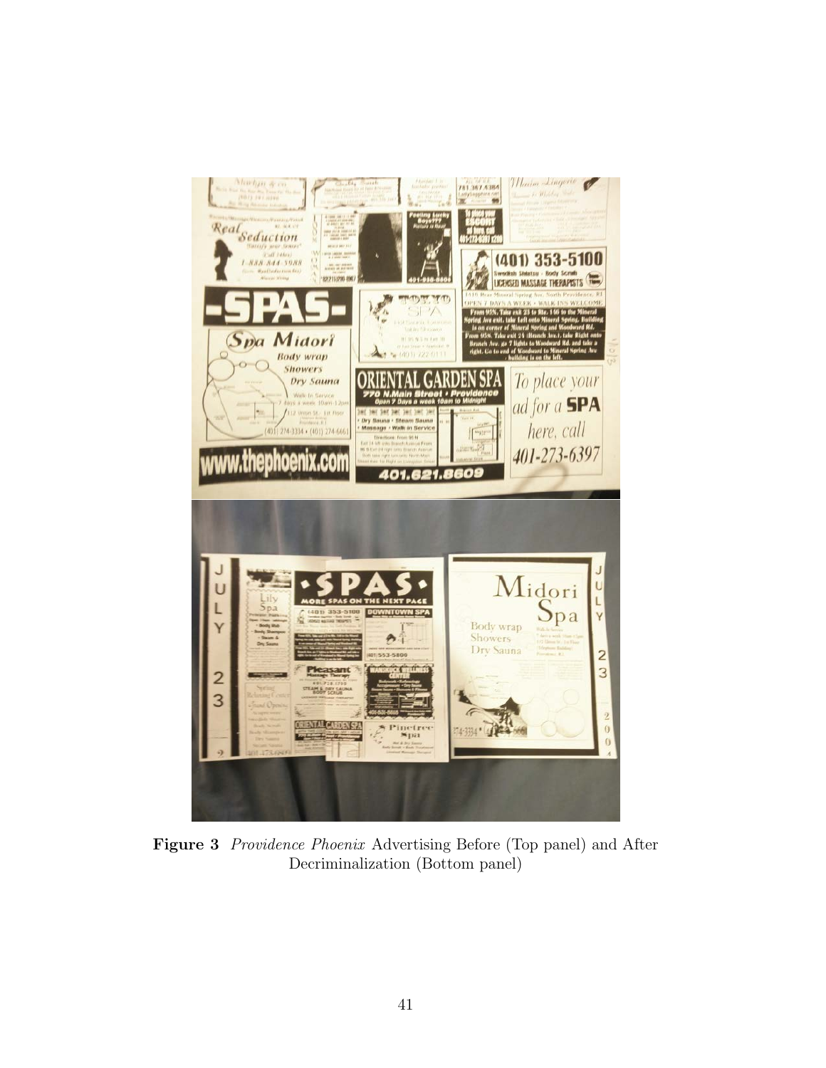**Figure 3** *Providence Phoenix* Advertising Before (Top panel) and After Decriminalization (Bottom panel)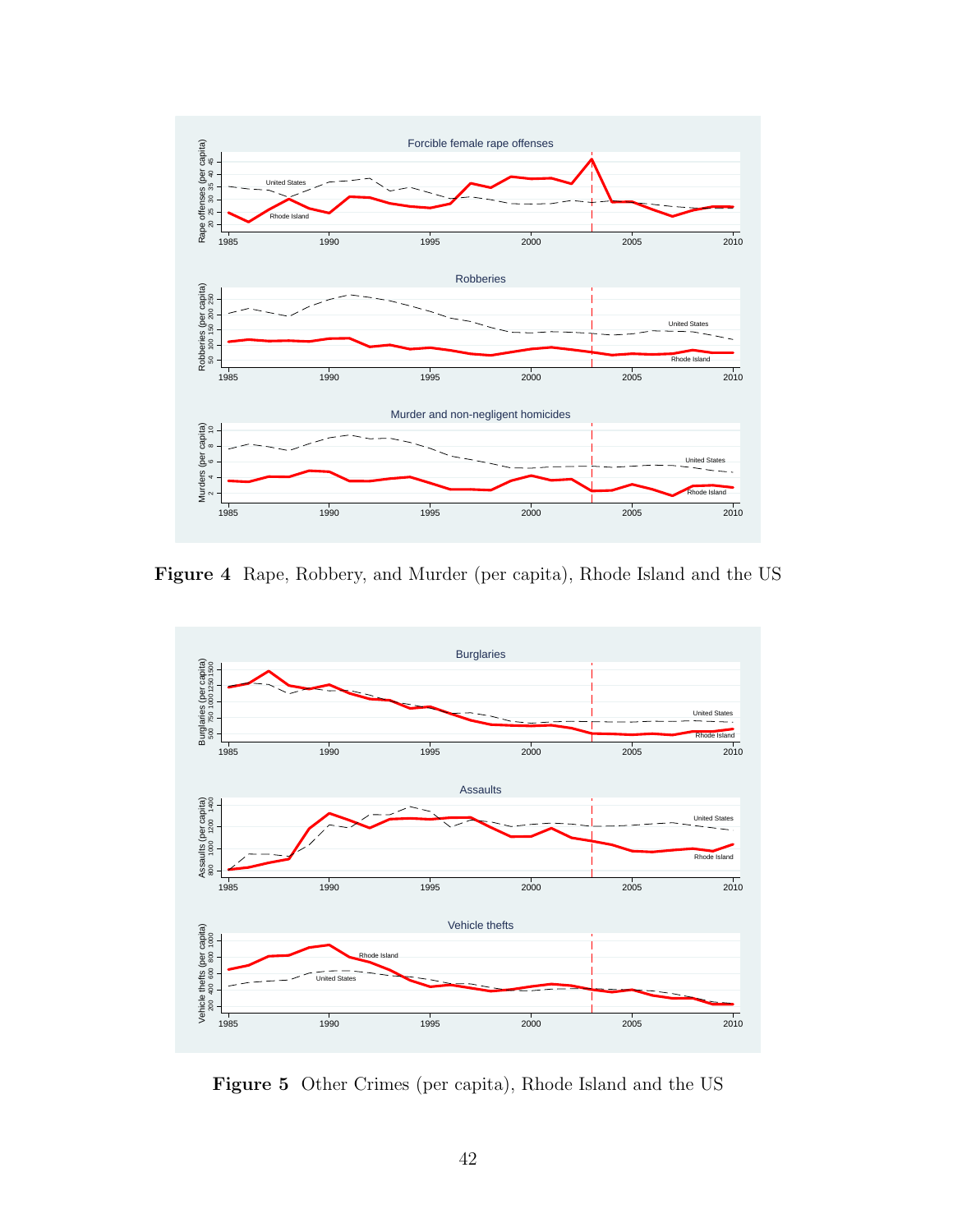**Figure 4** Rape, Robbery, and Murder (per capita), Rhode Island and the US

**Figure 5** Other Crimes (per capita), Rhode Island and the US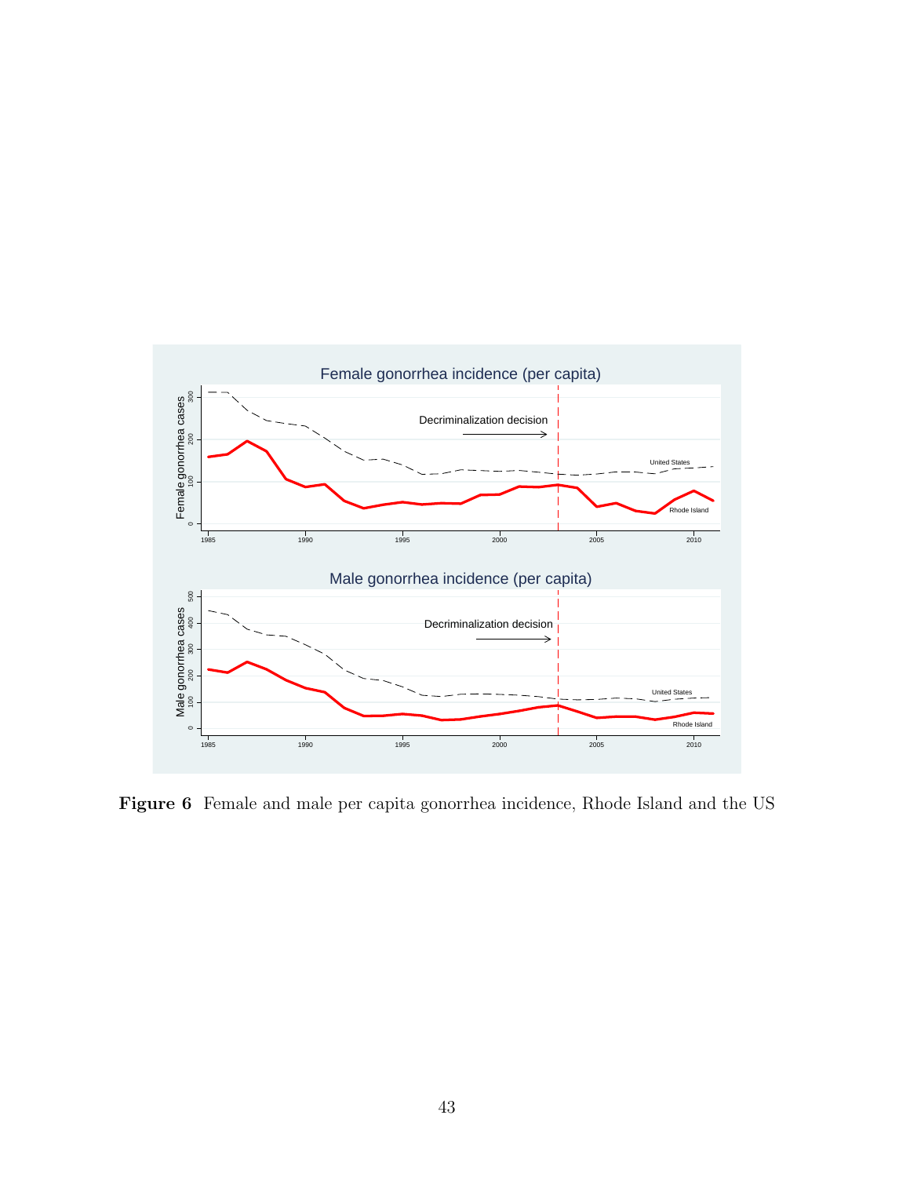**Figure 6** Female and male per capita gonorrhea incidence, Rhode Island and the US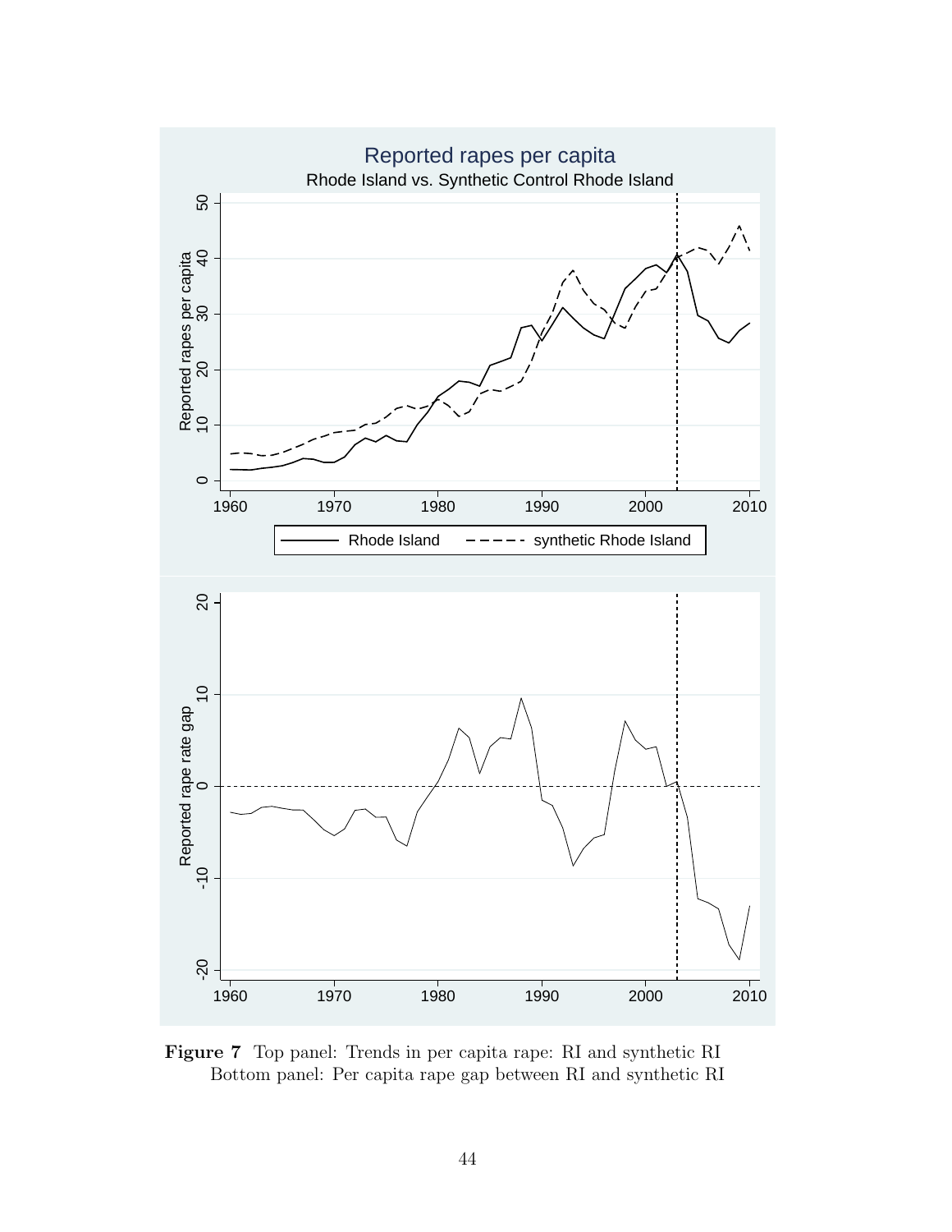**Figure 7** Top panel: Trends in per capita rape: RI and synthetic RI
Bottom panel: Per capita rape gap between RI and synthetic RI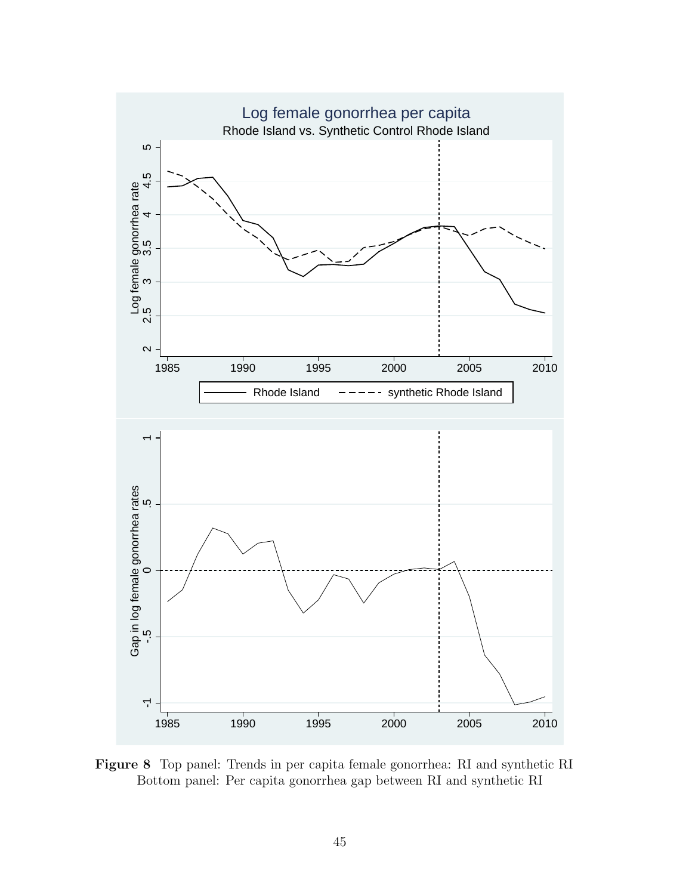**Figure 8** Top panel: Trends in per capita female gonorrhea: RI and synthetic RI
Bottom panel: Per capita gonorrhea gap between RI and synthetic RI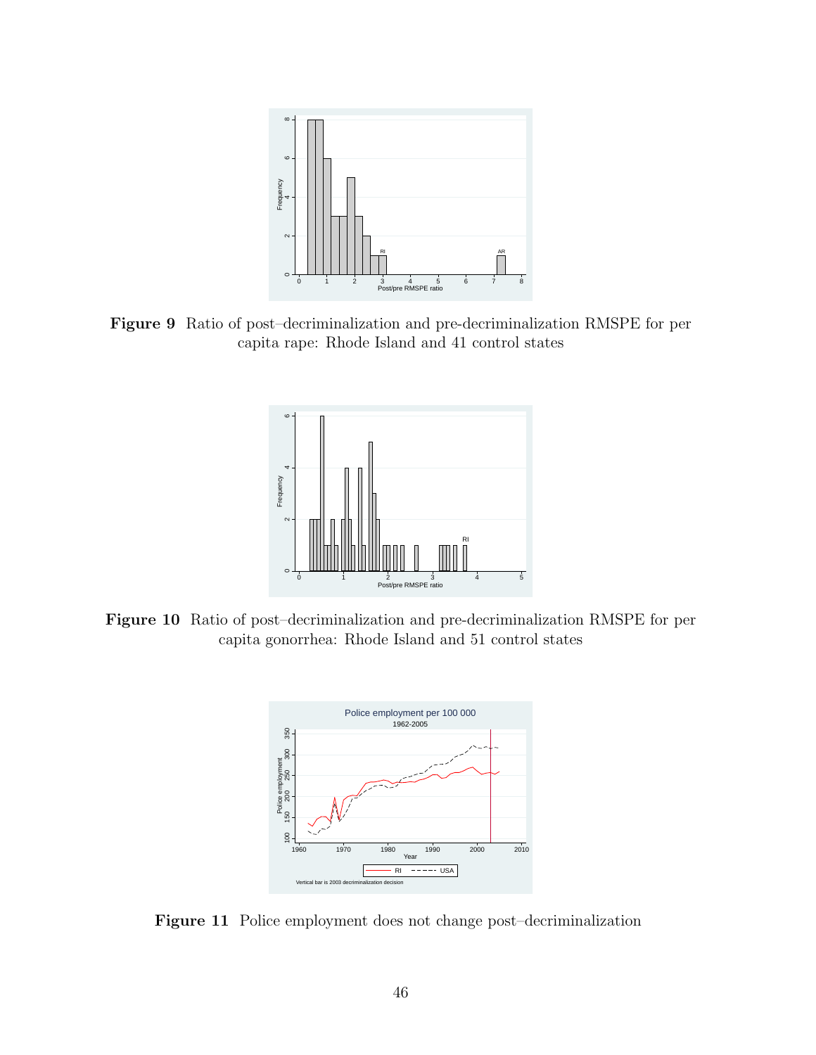**Figure 9** Ratio of post–decriminalization and pre-decriminalization RMSPE for per capita rape: Rhode Island and 41 control states

**Figure 10** Ratio of post–decriminalization and pre-decriminalization RMSPE for per capita gonorrhea: Rhode Island and 51 control states

**Figure 11** Police employment does not change post–decriminalization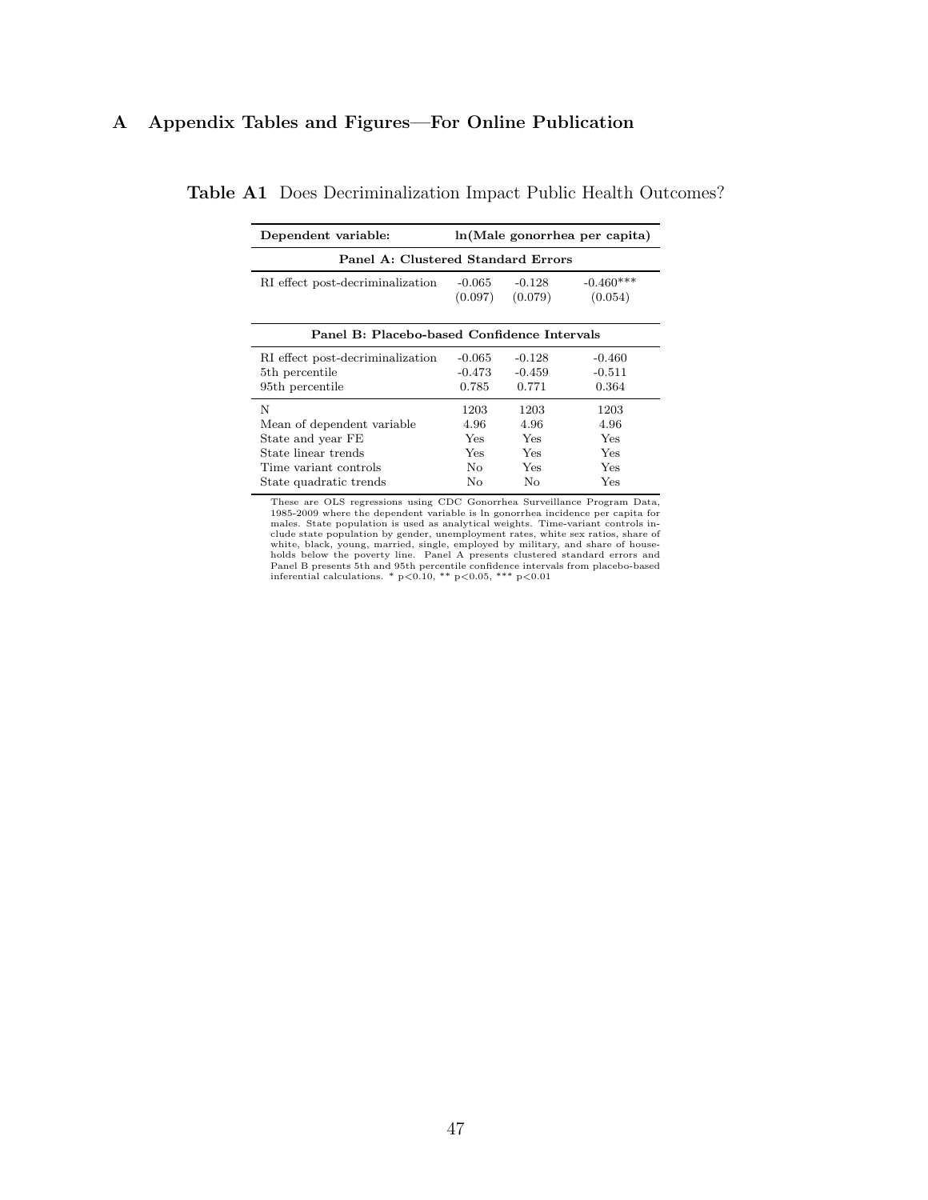# A Appendix Tables and Figures—For Online Publication

**Table A1** Does Decriminalization Impact Public Health Outcomes?

| Dependent variable: | ln(Male gonorrhea per capita) | | |
|---|---|---|---|
| **Panel A: Clustered Standard Errors** | | | |
| RI effect post-decriminalization | -0.065 | -0.128 | -0.460*** |
| | (0.097) | (0.079) | (0.054) |
| **Panel B: Placebo-based Confidence Intervals** | | | |
| RI effect post-decriminalization | -0.065 | -0.128 | -0.460 |
| 5th percentile | -0.473 | -0.459 | -0.511 |
| 95th percentile | 0.785 | 0.771 | 0.364 |
| N | 1203 | 1203 | 1203 |
| Mean of dependent variable | 4.96 | 4.96 | 4.96 |
| State and year FE | Yes | Yes | Yes |
| State linear trends | Yes | Yes | Yes |
| Time variant controls | No | Yes | Yes |
| State quadratic trends | No | No | Yes |

These are OLS regressions using CDC Gonorrhea Surveillance Program Data, 1985-2009 where the dependent variable is ln gonorrhea incidence per capita for males. State population is used as analytical weights. Time-variant controls include state population by gender, unemployment rates, white sex ratios, share of white, black, young, married, single, employed by military, and share of households below the poverty line. Panel A presents clustered standard errors and Panel B presents 5th and 95th percentile confidence intervals from placebo-based inferential calculations. * $p<0.10$, ** $p<0.05$, *** $p<0.01$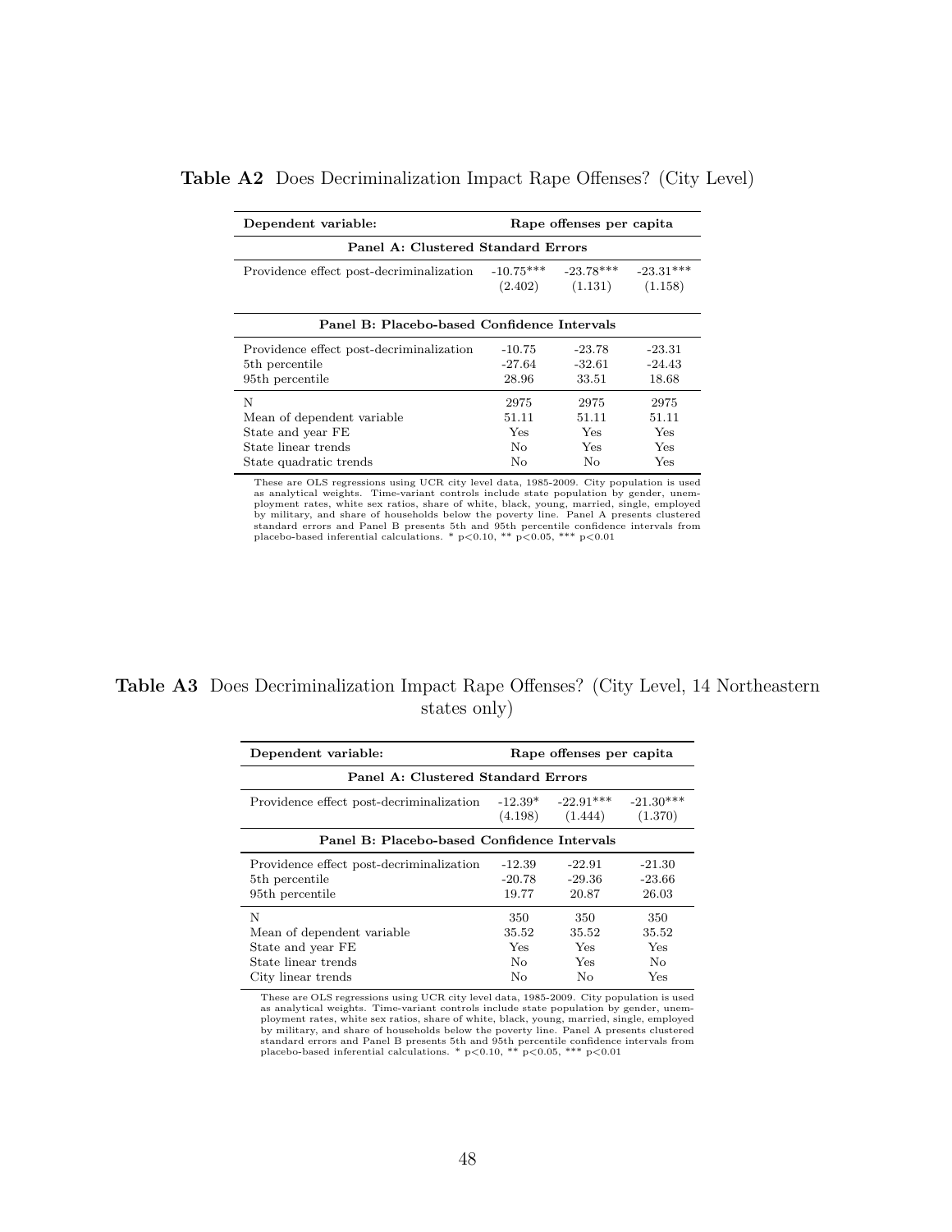**Table A2** Does Decriminalization Impact Rape Offenses? (City Level)

| Dependent variable: | Rape offenses per capita | | |
|---|---|---|---|
| **Panel A: Clustered Standard Errors** | | | |
| Providence effect post-decriminalization | -10.75*** | -23.78*** | -23.31*** |
| | (2.402) | (1.131) | (1.158) |
| **Panel B: Placebo-based Confidence Intervals** | | | |
| Providence effect post-decriminalization | -10.75 | -23.78 | -23.31 |
| 5th percentile | -27.64 | -32.61 | -24.43 |
| 95th percentile | 28.96 | 33.51 | 18.68 |
| N | 2975 | 2975 | 2975 |
| Mean of dependent variable | 51.11 | 51.11 | 51.11 |
| State and year FE | Yes | Yes | Yes |
| State linear trends | No | Yes | Yes |
| State quadratic trends | No | No | Yes |

These are OLS regressions using UCR city level data, 1985-2009. City population is used as analytical weights. Time-variant controls include state population by gender, unemployment rates, white sex ratios, share of white, black, young, married, single, employed by military, and share of households below the poverty line. Panel A presents clustered standard errors and Panel B presents 5th and 95th percentile confidence intervals from placebo-based inferential calculations. * p<0.10, ** p<0.05, *** p<0.01

**Table A3** Does Decriminalization Impact Rape Offenses? (City Level, 14 Northeastern states only)

| Dependent variable: | Rape offenses per capita | | |
|---|---|---|---|
| **Panel A: Clustered Standard Errors** | | | |
| Providence effect post-decriminalization | -12.39* | -22.91*** | -21.30*** |
| | (4.198) | (1.444) | (1.370) |
| **Panel B: Placebo-based Confidence Intervals** | | | |
| Providence effect post-decriminalization | -12.39 | -22.91 | -21.30 |
| 5th percentile | -20.78 | -29.36 | -23.66 |
| 95th percentile | 19.77 | 20.87 | 26.03 |
| N | 350 | 350 | 350 |
| Mean of dependent variable | 35.52 | 35.52 | 35.52 |
| State and year FE | Yes | Yes | Yes |
| State linear trends | No | Yes | No |
| City linear trends | No | No | Yes |

These are OLS regressions using UCR city level data, 1985-2009. City population is used as analytical weights. Time-variant controls include state population by gender, unemployment rates, white sex ratios, share of white, black, young, married, single, employed by military, and share of households below the poverty line. Panel A presents clustered standard errors and Panel B presents 5th and 95th percentile confidence intervals from placebo-based inferential calculations. * p<0.10, ** p<0.05, *** p<0.01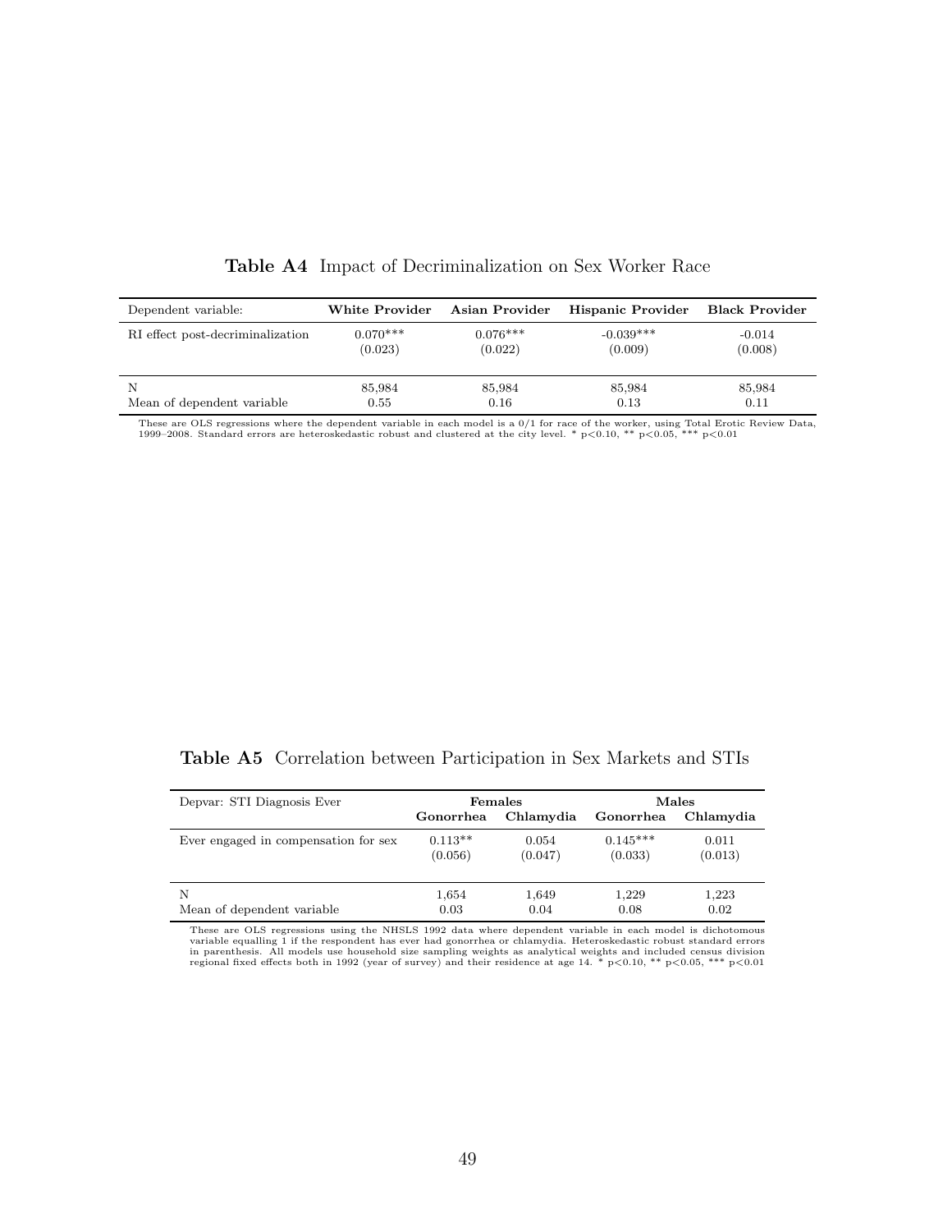**Table A4** Impact of Decriminalization on Sex Worker Race

| Dependent variable: | White Provider | Asian Provider | Hispanic Provider | Black Provider |
|---|---|---|---|---|
| RI effect post-decriminalization | 0.070*** | 0.076*** | -0.039*** | -0.014 |
| | (0.023) | (0.022) | (0.009) | (0.008) |
| N | 85,984 | 85,984 | 85,984 | 85,984 |
| Mean of dependent variable | 0.55 | 0.16 | 0.13 | 0.11 |

These are OLS regressions where the dependent variable in each model is a 0/1 for race of the worker, using Total Erotic Review Data, 1999–2008. Standard errors are heteroskedastic robust and clustered at the city level. * p<0.10, ** p<0.05, *** p<0.01

**Table A5** Correlation between Participation in Sex Markets and STIs

| Depvar: STI Diagnosis Ever | Females | | Males | |
|---|---|---|---|---|
| | Gonorrhea | Chlamydia | Gonorrhea | Chlamydia |
| Ever engaged in compensation for sex | 0.113** | 0.054 | 0.145*** | 0.011 |
| | (0.056) | (0.047) | (0.033) | (0.013) |
| N | 1,654 | 1,649 | 1,229 | 1,223 |
| Mean of dependent variable | 0.03 | 0.04 | 0.08 | 0.02 |

These are OLS regressions using the NHSLS 1992 data where dependent variable in each model is dichotomous variable equalling 1 if the respondent has ever had gonorrhea or chlamydia. Heteroskedastic robust standard errors in parenthesis. All models use household size sampling weights as analytical weights and included census division regional fixed effects both in 1992 (year of survey) and their residence at age 14. * p<0.10, ** p<0.05, *** p<0.01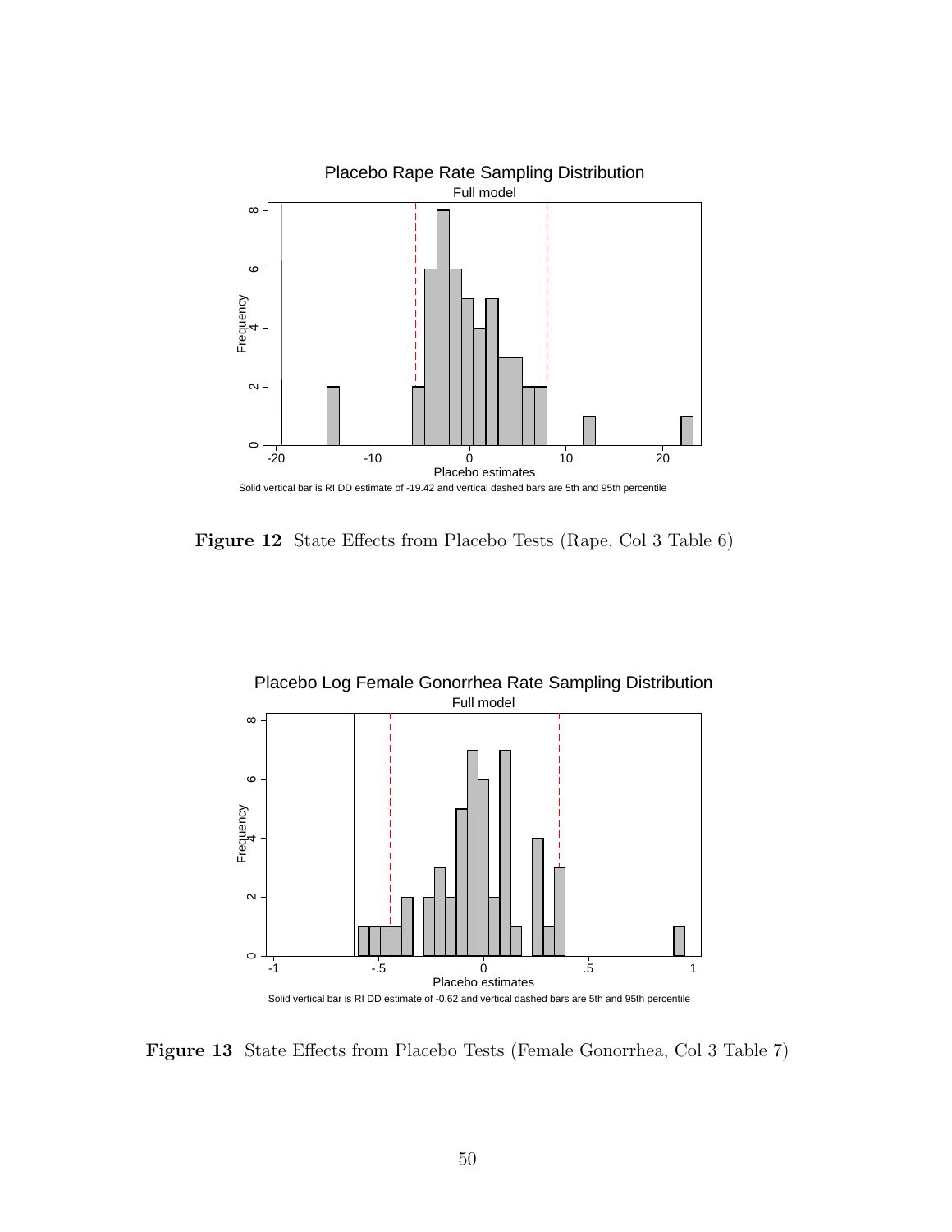Placebo Rape Rate Sampling Distribution

Full model

Solid vertical bar is RI DD estimate of -19.42 and vertical dashed bars are 5th and 95th percentile

**Figure 12** State Effects from Placebo Tests (Rape, Col 3 Table 6)

Placebo Log Female Gonorrhea Rate Sampling Distribution

Full model

Solid vertical bar is RI DD estimate of -0.62 and vertical dashed bars are 5th and 95th percentile

**Figure 13** State Effects from Placebo Tests (Female Gonorrhea, Col 3 Table 7)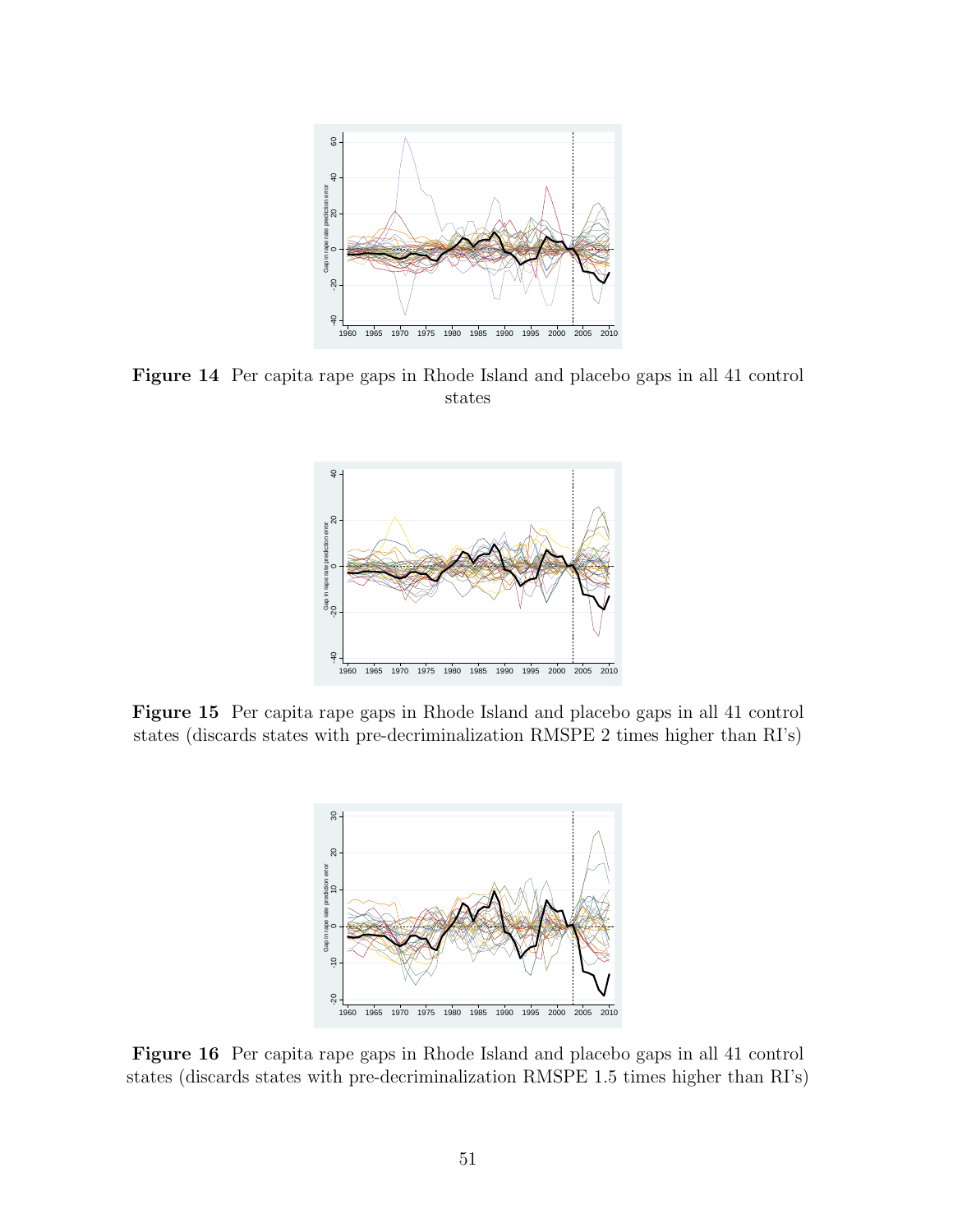**Figure 14** Per capita rape gaps in Rhode Island and placebo gaps in all 41 control states

**Figure 15** Per capita rape gaps in Rhode Island and placebo gaps in all 41 control states (discards states with pre-decriminalization RMSPE 2 times higher than RI's)

**Figure 16** Per capita rape gaps in Rhode Island and placebo gaps in all 41 control states (discards states with pre-decriminalization RMSPE 1.5 times higher than RI's)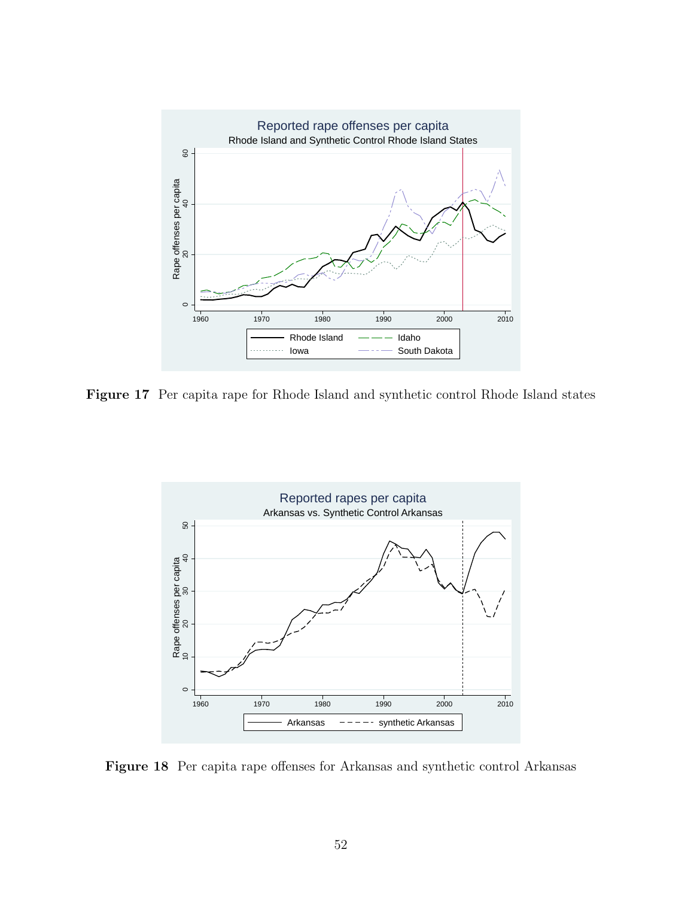Figure 17  Per capita rape for Rhode Island and synthetic control Rhode Island states

Figure 18  Per capita rape offenses for Arkansas and synthetic control Arkansas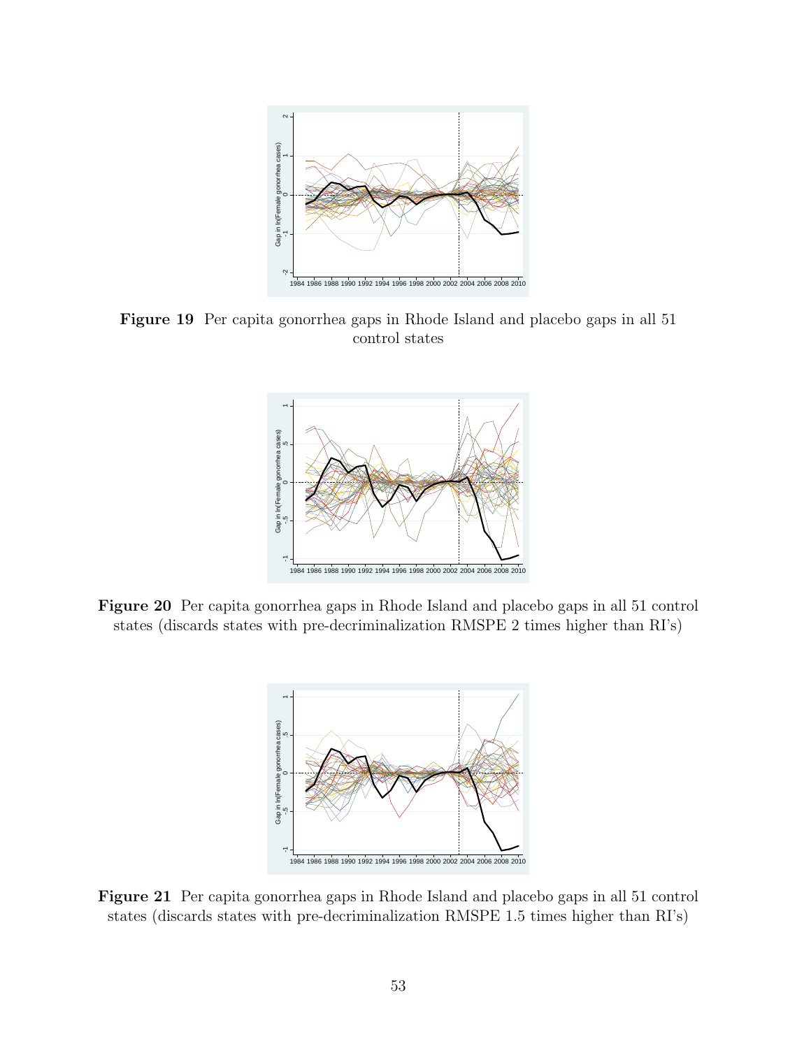**Figure 19** Per capita gonorrhea gaps in Rhode Island and placebo gaps in all 51 control states

**Figure 20** Per capita gonorrhea gaps in Rhode Island and placebo gaps in all 51 control states (discards states with pre-decriminalization RMSPE 2 times higher than RI's)

**Figure 21** Per capita gonorrhea gaps in Rhode Island and placebo gaps in all 51 control states (discards states with pre-decriminalization RMSPE 1.5 times higher than RI's)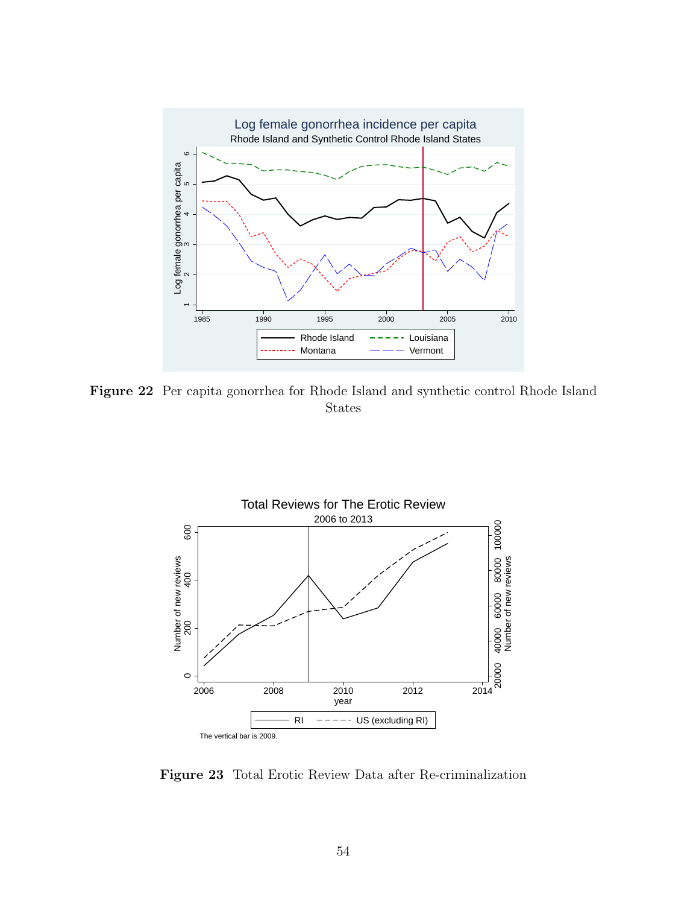Log female gonorrhea incidence per capita

Rhode Island and Synthetic Control Rhode Island States

Log female gonorrhea per capita

1 2 3 4 5 6

1985 1990 1995 2000 2005 2010

Rhode Island
Louisiana
Montana
Vermont

**Figure 22** Per capita gonorrhea for Rhode Island and synthetic control Rhode Island States

Total Reviews for The Erotic Review

2006 to 2013

Number of new reviews

0 200 400 600

20000 40000 60000 80000 100000

Number of new reviews

2006 2008 2010 2012 2014

year

RI
US (excluding RI)

The vertical bar is 2009.

**Figure 23** Total Erotic Review Data after Re-criminalization